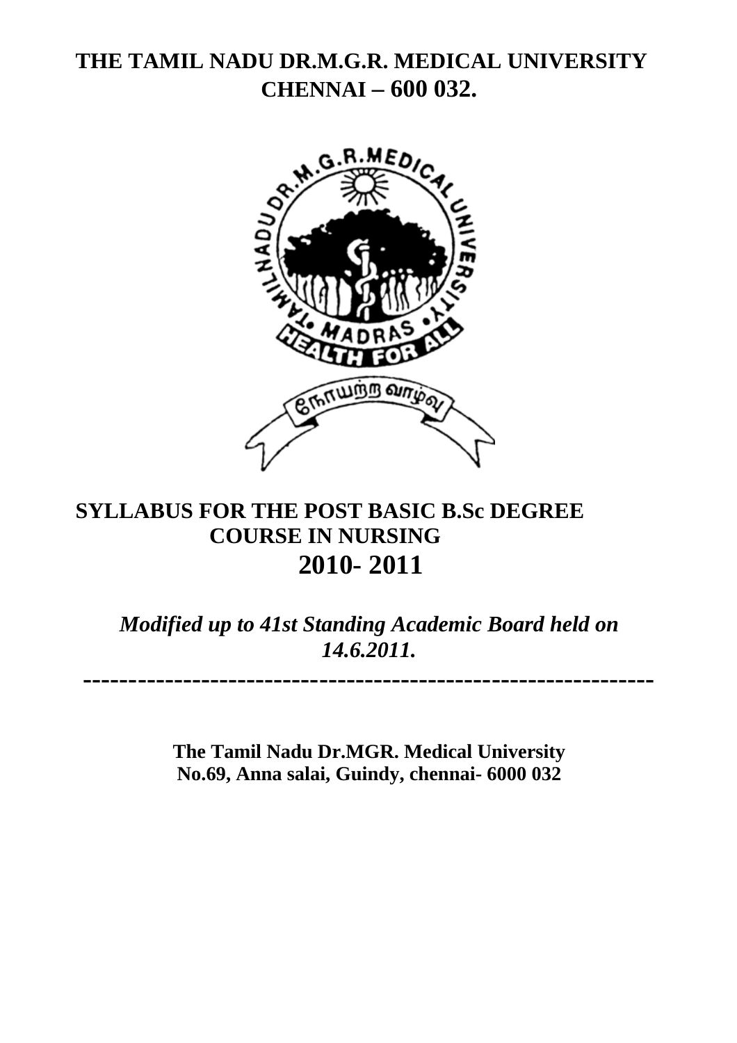# THE TAMIL NADU DR.M.G.R. MEDICAL UNIVERSITY
# CHENNAI – 600 032.

## SYLLABUS FOR THE POST BASIC B.Sc DEGREE COURSE IN NURSING
## 2010- 2011

*Modified up to 41st Standing Academic Board held on 14.6.2011.*

---

**The Tamil Nadu Dr.MGR. Medical University**
**No.69, Anna salai, Guindy, chennai- 6000 032**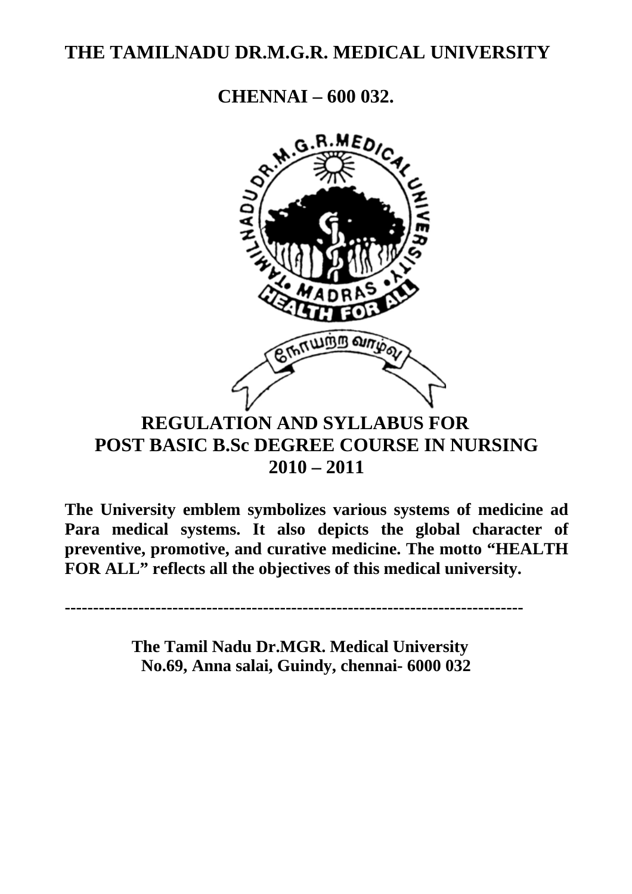# THE TAMILNADU DR.M.G.R. MEDICAL UNIVERSITY

## CHENNAI – 600 032.

## REGULATION AND SYLLABUS FOR POST BASIC B.Sc DEGREE COURSE IN NURSING 2010 – 2011

**The University emblem symbolizes various systems of medicine ad Para medical systems. It also depicts the global character of preventive, promotive, and curative medicine. The motto "HEALTH FOR ALL" reflects all the objectives of this medical university.**

---

**The Tamil Nadu Dr.MGR. Medical University**
**No.69, Anna salai, Guindy, chennai- 6000 032**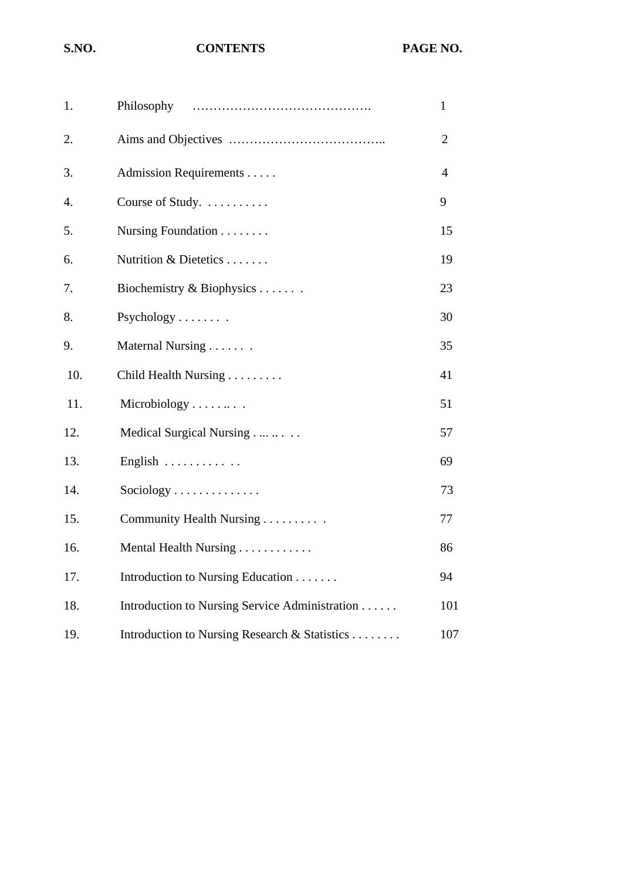| S.NO. | CONTENTS | PAGE NO. |
|---|---|---|
| 1. | Philosophy | 1 |
| 2. | Aims and Objectives | 2 |
| 3. | Admission Requirements | 4 |
| 4. | Course of Study. | 9 |
| 5. | Nursing Foundation | 15 |
| 6. | Nutrition & Dietetics | 19 |
| 7. | Biochemistry & Biophysics | 23 |
| 8. | Psychology | 30 |
| 9. | Maternal Nursing | 35 |
| 10. | Child Health Nursing | 41 |
| 11. | Microbiology | 51 |
| 12. | Medical Surgical Nursing | 57 |
| 13. | English | 69 |
| 14. | Sociology | 73 |
| 15. | Community Health Nursing | 77 |
| 16. | Mental Health Nursing | 86 |
| 17. | Introduction to Nursing Education | 94 |
| 18. | Introduction to Nursing Service Administration | 101 |
| 19. | Introduction to Nursing Research & Statistics | 107 |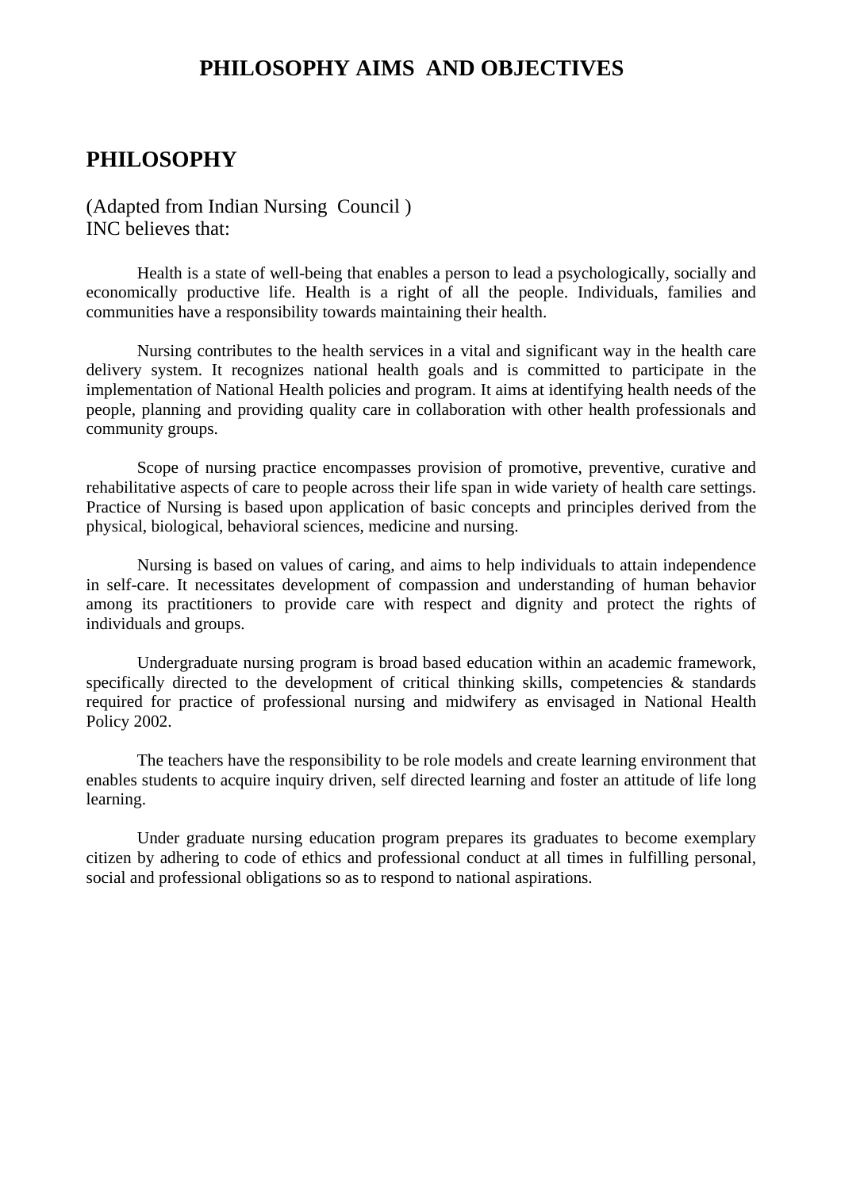# PHILOSOPHY AIMS AND OBJECTIVES

## PHILOSOPHY

(Adapted from Indian Nursing Council )
INC believes that:

Health is a state of well-being that enables a person to lead a psychologically, socially and economically productive life. Health is a right of all the people. Individuals, families and communities have a responsibility towards maintaining their health.

Nursing contributes to the health services in a vital and significant way in the health care delivery system. It recognizes national health goals and is committed to participate in the implementation of National Health policies and program. It aims at identifying health needs of the people, planning and providing quality care in collaboration with other health professionals and community groups.

Scope of nursing practice encompasses provision of promotive, preventive, curative and rehabilitative aspects of care to people across their life span in wide variety of health care settings. Practice of Nursing is based upon application of basic concepts and principles derived from the physical, biological, behavioral sciences, medicine and nursing.

Nursing is based on values of caring, and aims to help individuals to attain independence in self-care. It necessitates development of compassion and understanding of human behavior among its practitioners to provide care with respect and dignity and protect the rights of individuals and groups.

Undergraduate nursing program is broad based education within an academic framework, specifically directed to the development of critical thinking skills, competencies & standards required for practice of professional nursing and midwifery as envisaged in National Health Policy 2002.

The teachers have the responsibility to be role models and create learning environment that enables students to acquire inquiry driven, self directed learning and foster an attitude of life long learning.

Under graduate nursing education program prepares its graduates to become exemplary citizen by adhering to code of ethics and professional conduct at all times in fulfilling personal, social and professional obligations so as to respond to national aspirations.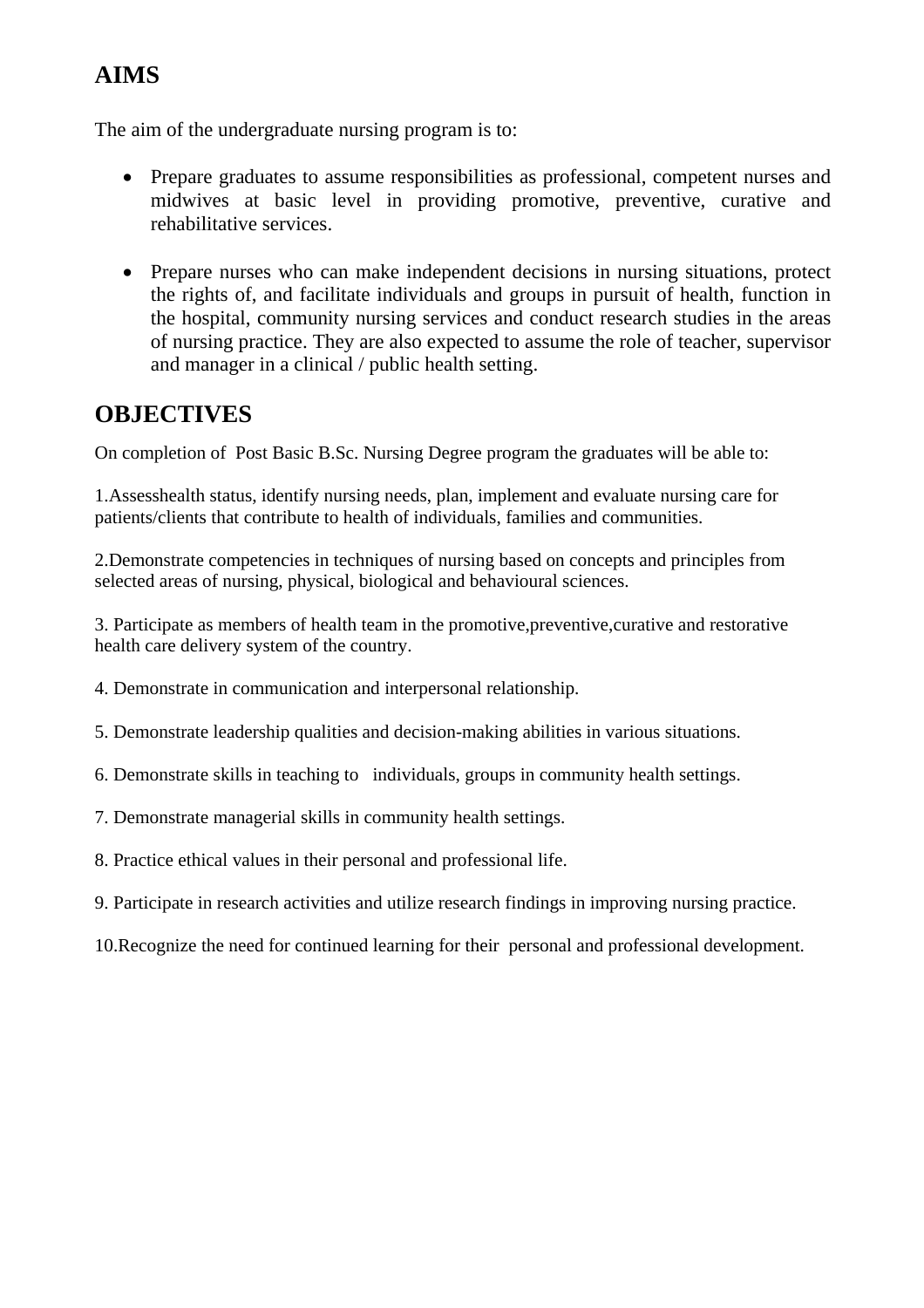## AIMS

The aim of the undergraduate nursing program is to:

- Prepare graduates to assume responsibilities as professional, competent nurses and midwives at basic level in providing promotive, preventive, curative and rehabilitative services.

- Prepare nurses who can make independent decisions in nursing situations, protect the rights of, and facilitate individuals and groups in pursuit of health, function in the hospital, community nursing services and conduct research studies in the areas of nursing practice. They are also expected to assume the role of teacher, supervisor and manager in a clinical / public health setting.

## OBJECTIVES

On completion of Post Basic B.Sc. Nursing Degree program the graduates will be able to:

1.Assesshealth status, identify nursing needs, plan, implement and evaluate nursing care for patients/clients that contribute to health of individuals, families and communities.

2.Demonstrate competencies in techniques of nursing based on concepts and principles from selected areas of nursing, physical, biological and behavioural sciences.

3. Participate as members of health team in the promotive,preventive,curative and restorative health care delivery system of the country.

4. Demonstrate in communication and interpersonal relationship.

5. Demonstrate leadership qualities and decision-making abilities in various situations.

6. Demonstrate skills in teaching to individuals, groups in community health settings.

7. Demonstrate managerial skills in community health settings.

8. Practice ethical values in their personal and professional life.

9. Participate in research activities and utilize research findings in improving nursing practice.

10.Recognize the need for continued learning for their personal and professional development.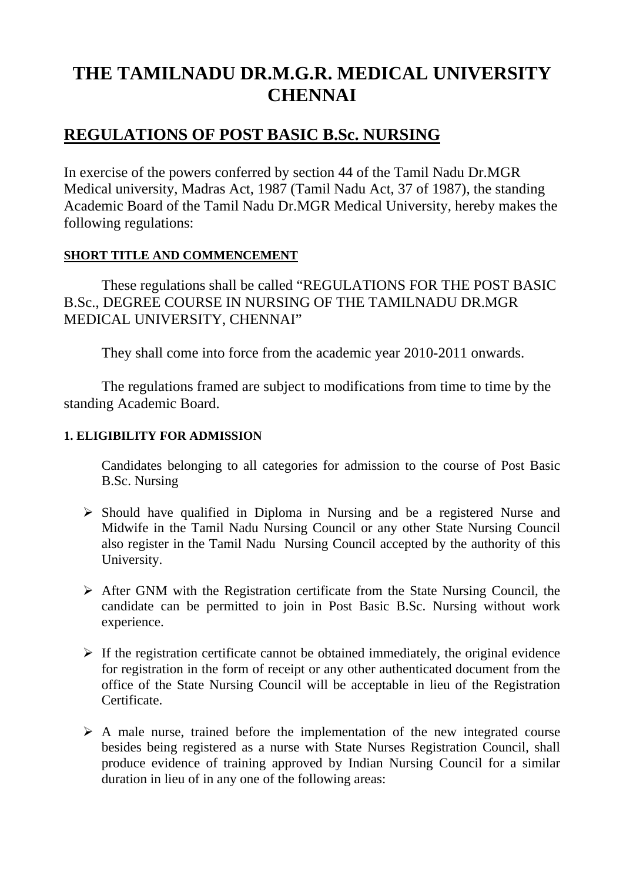# THE TAMILNADU DR.M.G.R. MEDICAL UNIVERSITY CHENNAI

## REGULATIONS OF POST BASIC B.Sc. NURSING

In exercise of the powers conferred by section 44 of the Tamil Nadu Dr.MGR Medical university, Madras Act, 1987 (Tamil Nadu Act, 37 of 1987), the standing Academic Board of the Tamil Nadu Dr.MGR Medical University, hereby makes the following regulations:

#### SHORT TITLE AND COMMENCEMENT

These regulations shall be called "REGULATIONS FOR THE POST BASIC B.Sc., DEGREE COURSE IN NURSING OF THE TAMILNADU DR.MGR MEDICAL UNIVERSITY, CHENNAI"

They shall come into force from the academic year 2010-2011 onwards.

The regulations framed are subject to modifications from time to time by the standing Academic Board.

#### 1. ELIGIBILITY FOR ADMISSION

Candidates belonging to all categories for admission to the course of Post Basic B.Sc. Nursing

- Should have qualified in Diploma in Nursing and be a registered Nurse and Midwife in the Tamil Nadu Nursing Council or any other State Nursing Council also register in the Tamil Nadu Nursing Council accepted by the authority of this University.
- After GNM with the Registration certificate from the State Nursing Council, the candidate can be permitted to join in Post Basic B.Sc. Nursing without work experience.
- If the registration certificate cannot be obtained immediately, the original evidence for registration in the form of receipt or any other authenticated document from the office of the State Nursing Council will be acceptable in lieu of the Registration Certificate.
- A male nurse, trained before the implementation of the new integrated course besides being registered as a nurse with State Nurses Registration Council, shall produce evidence of training approved by Indian Nursing Council for a similar duration in lieu of in any one of the following areas: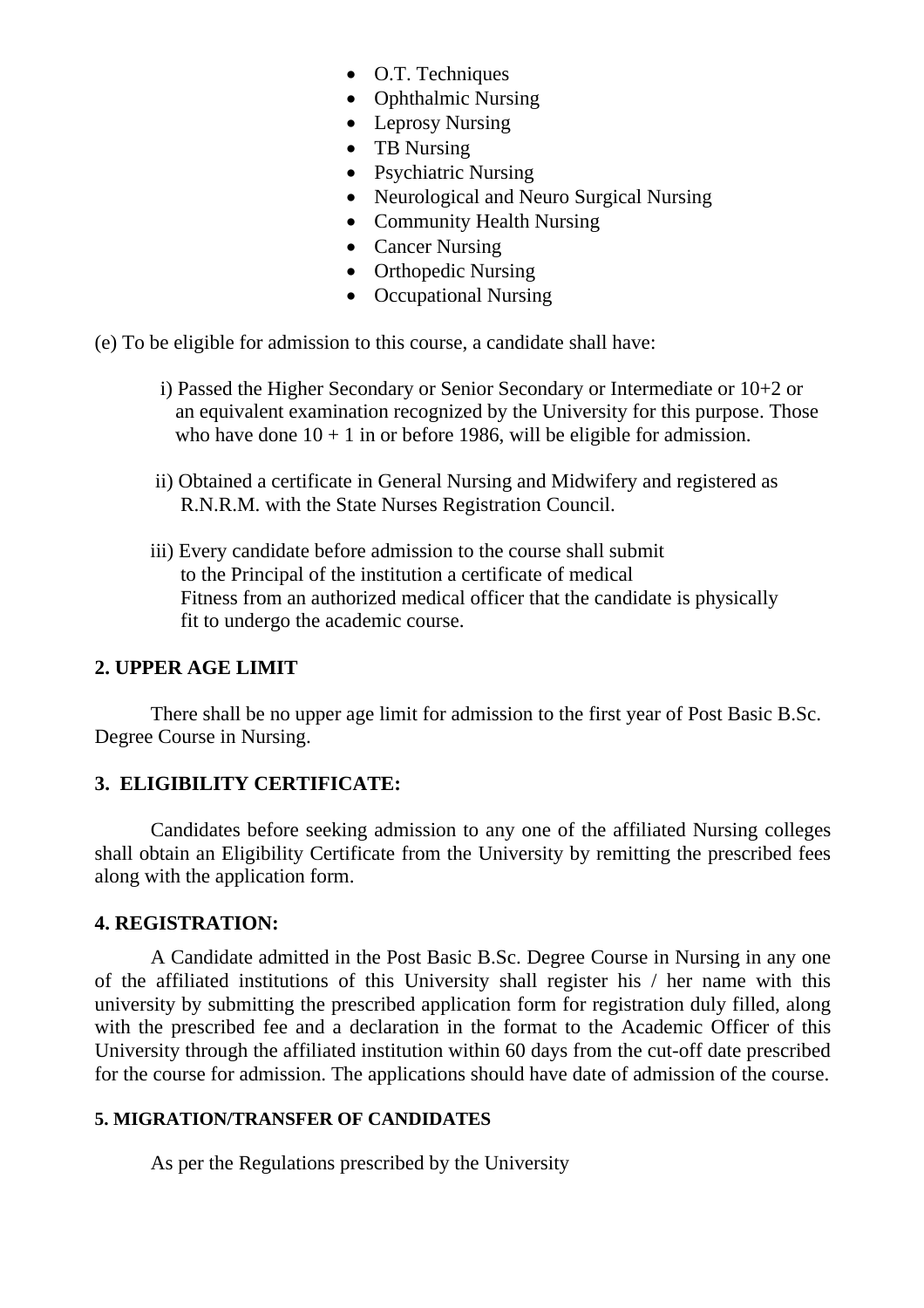- O.T. Techniques
- Ophthalmic Nursing
- Leprosy Nursing
- TB Nursing
- Psychiatric Nursing
- Neurological and Neuro Surgical Nursing
- Community Health Nursing
- Cancer Nursing
- Orthopedic Nursing
- Occupational Nursing

(e) To be eligible for admission to this course, a candidate shall have:

i) Passed the Higher Secondary or Senior Secondary or Intermediate or 10+2 or an equivalent examination recognized by the University for this purpose. Those who have done 10 + 1 in or before 1986, will be eligible for admission.

ii) Obtained a certificate in General Nursing and Midwifery and registered as R.N.R.M. with the State Nurses Registration Council.

iii) Every candidate before admission to the course shall submit to the Principal of the institution a certificate of medical Fitness from an authorized medical officer that the candidate is physically fit to undergo the academic course.

**2. UPPER AGE LIMIT**

There shall be no upper age limit for admission to the first year of Post Basic B.Sc. Degree Course in Nursing.

**3. ELIGIBILITY CERTIFICATE:**

Candidates before seeking admission to any one of the affiliated Nursing colleges shall obtain an Eligibility Certificate from the University by remitting the prescribed fees along with the application form.

**4. REGISTRATION:**

A Candidate admitted in the Post Basic B.Sc. Degree Course in Nursing in any one of the affiliated institutions of this University shall register his / her name with this university by submitting the prescribed application form for registration duly filled, along with the prescribed fee and a declaration in the format to the Academic Officer of this University through the affiliated institution within 60 days from the cut-off date prescribed for the course for admission. The applications should have date of admission of the course.

**5. MIGRATION/TRANSFER OF CANDIDATES**

As per the Regulations prescribed by the University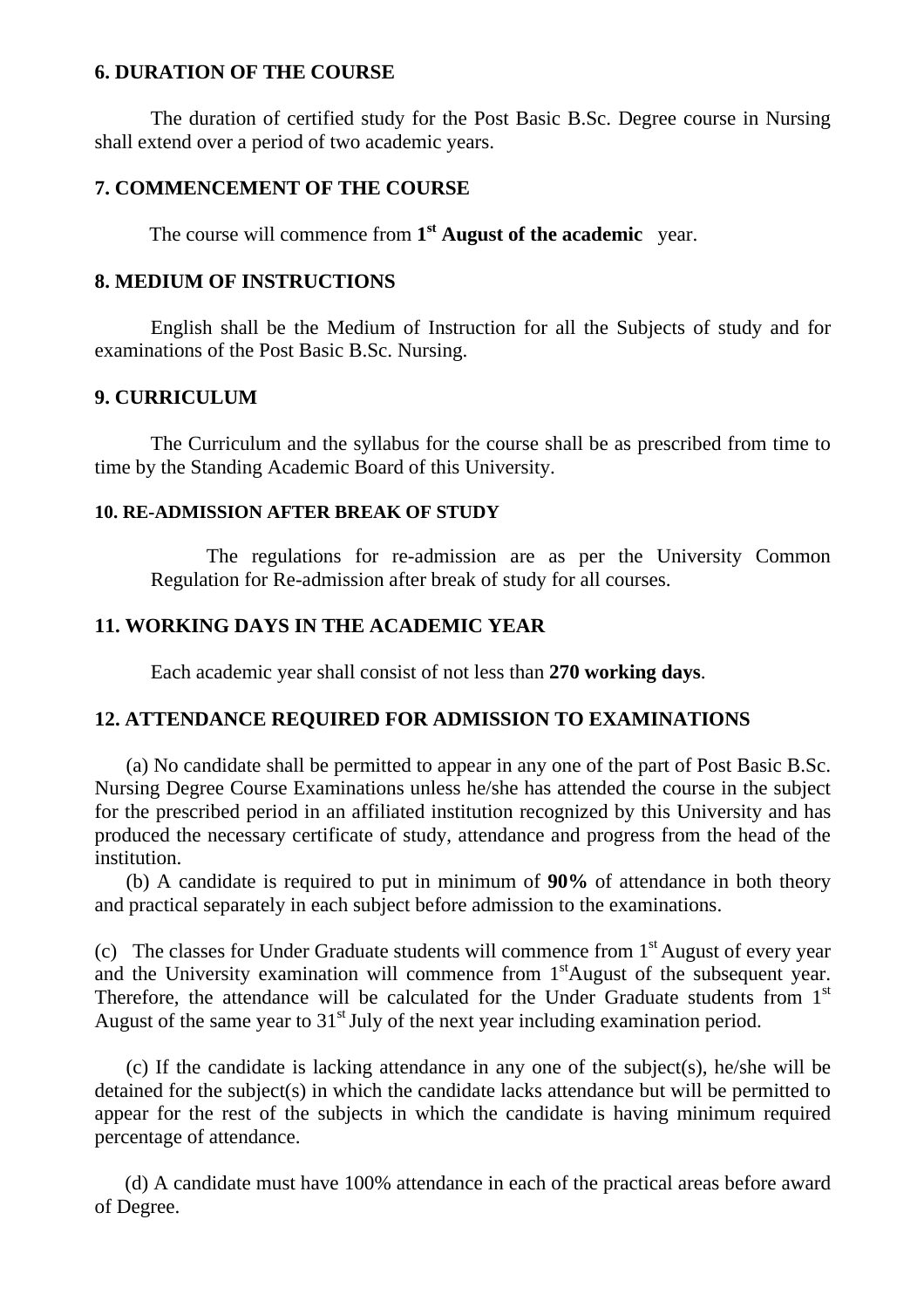## 6. DURATION OF THE COURSE

The duration of certified study for the Post Basic B.Sc. Degree course in Nursing shall extend over a period of two academic years.

## 7. COMMENCEMENT OF THE COURSE

The course will commence from **1st August of the academic** year.

## 8. MEDIUM OF INSTRUCTIONS

English shall be the Medium of Instruction for all the Subjects of study and for examinations of the Post Basic B.Sc. Nursing.

## 9. CURRICULUM

The Curriculum and the syllabus for the course shall be as prescribed from time to time by the Standing Academic Board of this University.

## 10. RE-ADMISSION AFTER BREAK OF STUDY

The regulations for re-admission are as per the University Common Regulation for Re-admission after break of study for all courses.

## 11. WORKING DAYS IN THE ACADEMIC YEAR

Each academic year shall consist of not less than **270 working days**.

## 12. ATTENDANCE REQUIRED FOR ADMISSION TO EXAMINATIONS

(a) No candidate shall be permitted to appear in any one of the part of Post Basic B.Sc. Nursing Degree Course Examinations unless he/she has attended the course in the subject for the prescribed period in an affiliated institution recognized by this University and has produced the necessary certificate of study, attendance and progress from the head of the institution.

(b) A candidate is required to put in minimum of **90%** of attendance in both theory and practical separately in each subject before admission to the examinations.

(c) The classes for Under Graduate students will commence from 1st August of every year and the University examination will commence from 1stAugust of the subsequent year. Therefore, the attendance will be calculated for the Under Graduate students from 1st August of the same year to 31st July of the next year including examination period.

(c) If the candidate is lacking attendance in any one of the subject(s), he/she will be detained for the subject(s) in which the candidate lacks attendance but will be permitted to appear for the rest of the subjects in which the candidate is having minimum required percentage of attendance.

(d) A candidate must have 100% attendance in each of the practical areas before award of Degree.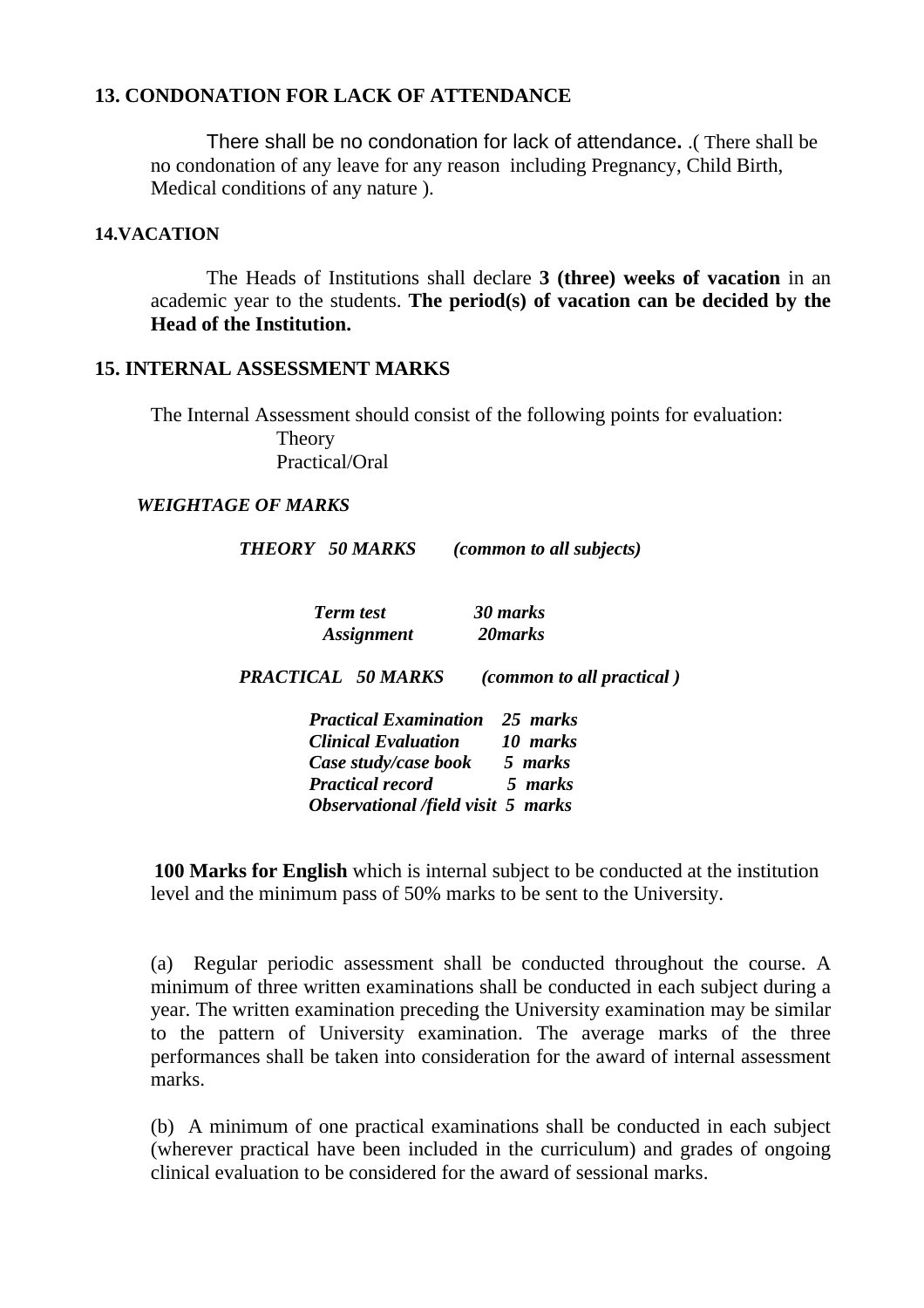## 13. CONDONATION FOR LACK OF ATTENDANCE

There shall be no condonation for lack of attendance. .( There shall be no condonation of any leave for any reason including Pregnancy, Child Birth, Medical conditions of any nature ).

## 14.VACATION

The Heads of Institutions shall declare **3 (three) weeks of vacation** in an academic year to the students. **The period(s) of vacation can be decided by the Head of the Institution.**

## 15. INTERNAL ASSESSMENT MARKS

The Internal Assessment should consist of the following points for evaluation:

Theory
Practical/Oral

***WEIGHTAGE OF MARKS***

***THEORY 50 MARKS (common to all subjects)***

| | |
|---|---|
| ***Term test*** | ***30 marks*** |
| ***Assignment*** | ***20marks*** |

***PRACTICAL 50 MARKS (common to all practical )***

| | |
|---|---|
| ***Practical Examination*** | ***25 marks*** |
| ***Clinical Evaluation*** | ***10 marks*** |
| ***Case study/case book*** | ***5 marks*** |
| ***Practical record*** | ***5 marks*** |
| ***Observational /field visit*** | ***5 marks*** |

**100 Marks for English** which is internal subject to be conducted at the institution level and the minimum pass of 50% marks to be sent to the University.

(a) Regular periodic assessment shall be conducted throughout the course. A minimum of three written examinations shall be conducted in each subject during a year. The written examination preceding the University examination may be similar to the pattern of University examination. The average marks of the three performances shall be taken into consideration for the award of internal assessment marks.

(b) A minimum of one practical examinations shall be conducted in each subject (wherever practical have been included in the curriculum) and grades of ongoing clinical evaluation to be considered for the award of sessional marks.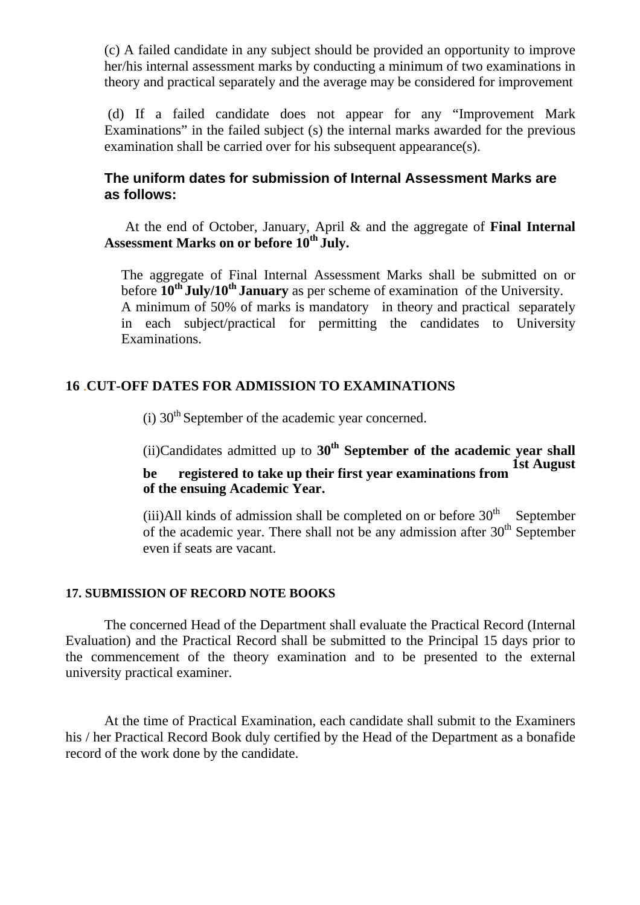(c) A failed candidate in any subject should be provided an opportunity to improve her/his internal assessment marks by conducting a minimum of two examinations in theory and practical separately and the average may be considered for improvement

(d) If a failed candidate does not appear for any "Improvement Mark Examinations" in the failed subject (s) the internal marks awarded for the previous examination shall be carried over for his subsequent appearance(s).

### The uniform dates for submission of Internal Assessment Marks are as follows:

At the end of October, January, April & and the aggregate of **Final Internal Assessment Marks on or before 10th July.**

The aggregate of Final Internal Assessment Marks shall be submitted on or before **10th July/10th January** as per scheme of examination of the University. A minimum of 50% of marks is mandatory in theory and practical separately in each subject/practical for permitting the candidates to University Examinations.

## 16 .CUT-OFF DATES FOR ADMISSION TO EXAMINATIONS

(i) 30th September of the academic year concerned.

(ii)Candidates admitted up to **30th September of the academic year shall be registered to take up their first year examinations from 1st August of the ensuing Academic Year.**

(iii)All kinds of admission shall be completed on or before 30th September of the academic year. There shall not be any admission after 30th September even if seats are vacant.

## 17. SUBMISSION OF RECORD NOTE BOOKS

The concerned Head of the Department shall evaluate the Practical Record (Internal Evaluation) and the Practical Record shall be submitted to the Principal 15 days prior to the commencement of the theory examination and to be presented to the external university practical examiner.

At the time of Practical Examination, each candidate shall submit to the Examiners his / her Practical Record Book duly certified by the Head of the Department as a bonafide record of the work done by the candidate.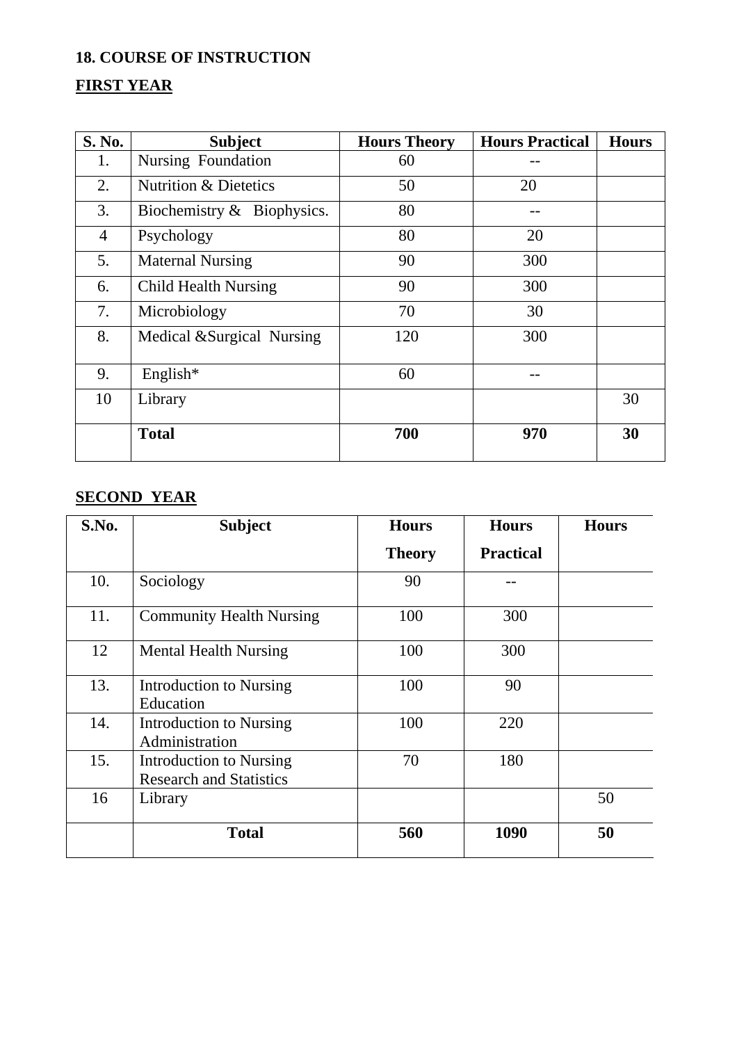**18. COURSE OF INSTRUCTION**

**FIRST YEAR**

| S. No. | Subject | Hours Theory | Hours Practical | Hours |
|---|---|---|---|---|
| 1. | Nursing Foundation | 60 | -- | |
| 2. | Nutrition & Dietetics | 50 | 20 | |
| 3. | Biochemistry & Biophysics. | 80 | -- | |
| 4 | Psychology | 80 | 20 | |
| 5. | Maternal Nursing | 90 | 300 | |
| 6. | Child Health Nursing | 90 | 300 | |
| 7. | Microbiology | 70 | 30 | |
| 8. | Medical &Surgical Nursing | 120 | 300 | |
| 9. | English* | 60 | -- | |
| 10 | Library | | | 30 |
| | **Total** | **700** | **970** | **30** |

**SECOND YEAR**

| S.No. | Subject | Hours Theory | Hours Practical | Hours |
|---|---|---|---|---|
| 10. | Sociology | 90 | -- | |
| 11. | Community Health Nursing | 100 | 300 | |
| 12 | Mental Health Nursing | 100 | 300 | |
| 13. | Introduction to Nursing Education | 100 | 90 | |
| 14. | Introduction to Nursing Administration | 100 | 220 | |
| 15. | Introduction to Nursing Research and Statistics | 70 | 180 | |
| 16 | Library | | | 50 |
| | **Total** | **560** | **1090** | **50** |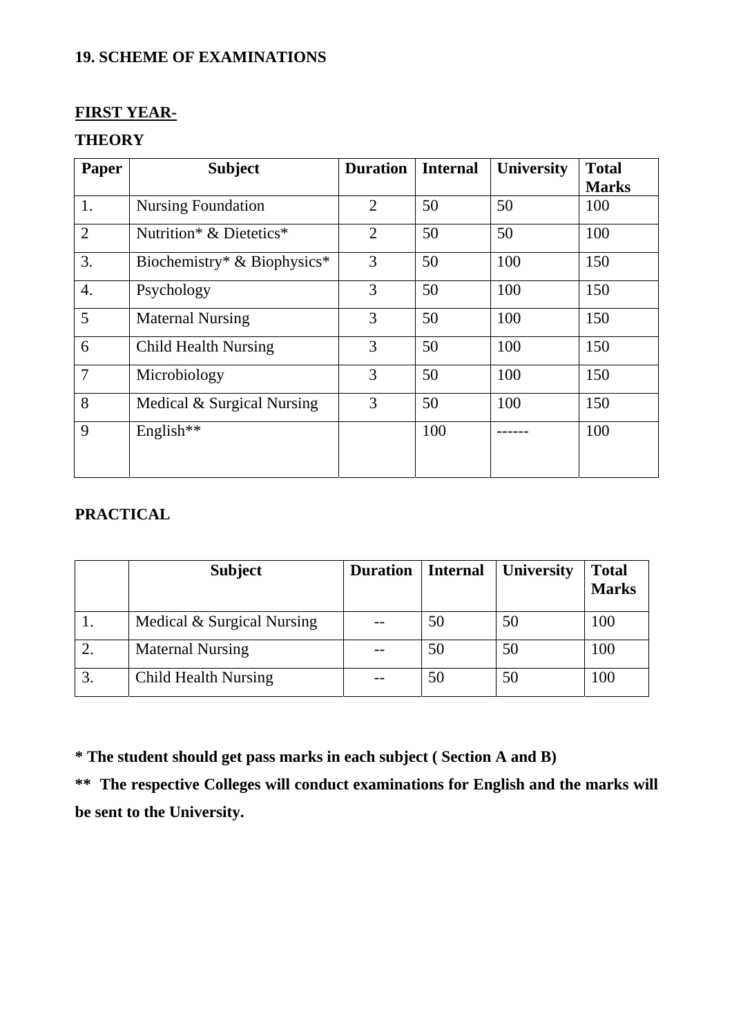## 19. SCHEME OF EXAMINATIONS

**FIRST YEAR-**

**THEORY**

| Paper | Subject | Duration | Internal | University | Total Marks |
|---|---|---|---|---|---|
| 1. | Nursing Foundation | 2 | 50 | 50 | 100 |
| 2 | Nutrition* & Dietetics* | 2 | 50 | 50 | 100 |
| 3. | Biochemistry* & Biophysics* | 3 | 50 | 100 | 150 |
| 4. | Psychology | 3 | 50 | 100 | 150 |
| 5 | Maternal Nursing | 3 | 50 | 100 | 150 |
| 6 | Child Health Nursing | 3 | 50 | 100 | 150 |
| 7 | Microbiology | 3 | 50 | 100 | 150 |
| 8 | Medical & Surgical Nursing | 3 | 50 | 100 | 150 |
| 9 | English** | | 100 | ------ | 100 |

**PRACTICAL**

| | Subject | Duration | Internal | University | Total Marks |
|---|---|---|---|---|---|
| 1. | Medical & Surgical Nursing | -- | 50 | 50 | 100 |
| 2. | Maternal Nursing | -- | 50 | 50 | 100 |
| 3. | Child Health Nursing | -- | 50 | 50 | 100 |

**\* The student should get pass marks in each subject ( Section A and B)**

**\*\* The respective Colleges will conduct examinations for English and the marks will be sent to the University.**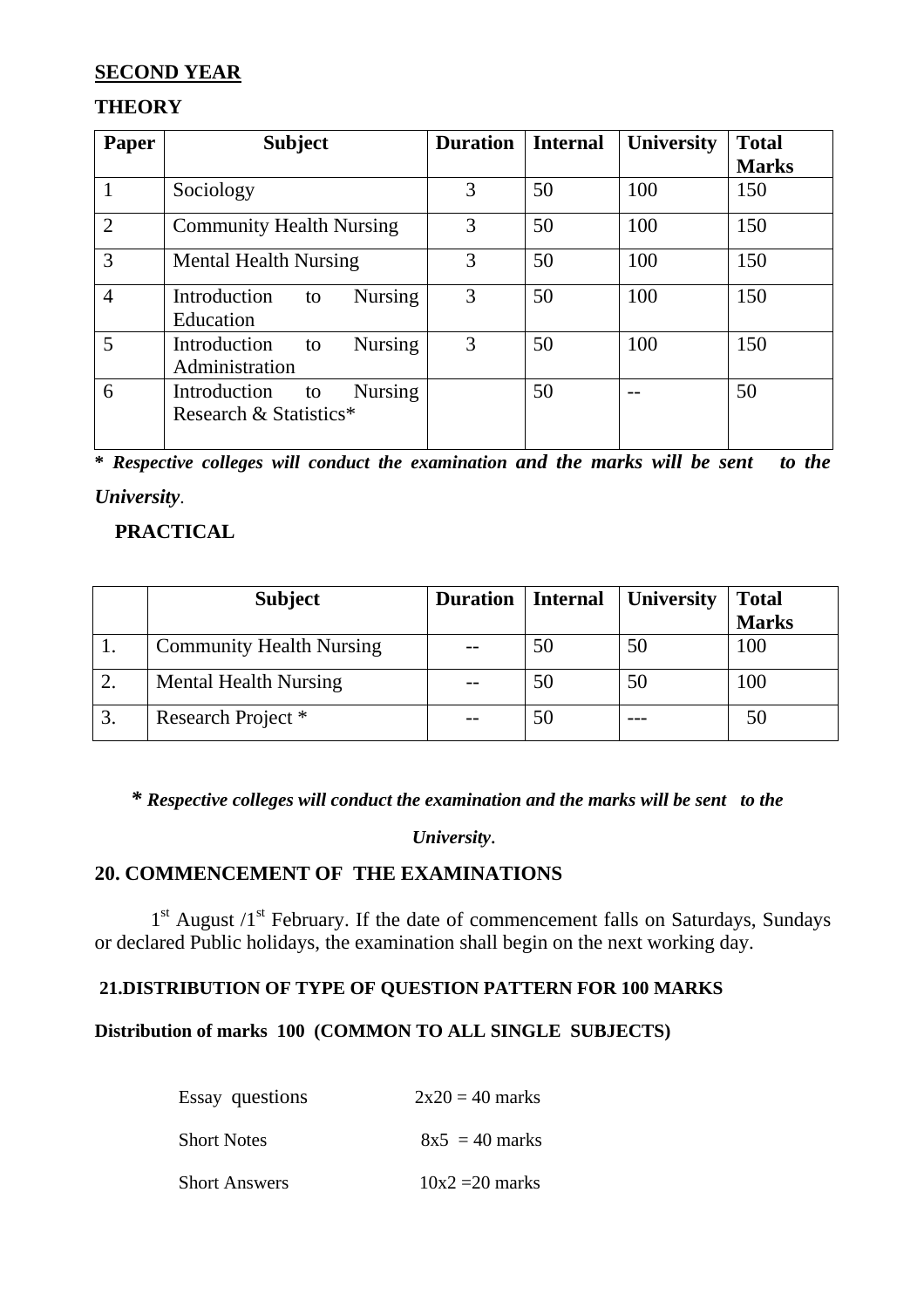**SECOND YEAR**

**THEORY**

| Paper | Subject | Duration | Internal | University | Total Marks |
|---|---|---|---|---|---|
| 1 | Sociology | 3 | 50 | 100 | 150 |
| 2 | Community Health Nursing | 3 | 50 | 100 | 150 |
| 3 | Mental Health Nursing | 3 | 50 | 100 | 150 |
| 4 | Introduction to Nursing Education | 3 | 50 | 100 | 150 |
| 5 | Introduction to Nursing Administration | 3 | 50 | 100 | 150 |
| 6 | Introduction to Nursing Research & Statistics* | | 50 | -- | 50 |

*** *Respective colleges will conduct the examination and the marks will be sent to the University*.**

**PRACTICAL**

| | Subject | Duration | Internal | University | Total Marks |
|---|---|---|---|---|---|
| 1. | Community Health Nursing | -- | 50 | 50 | 100 |
| 2. | Mental Health Nursing | -- | 50 | 50 | 100 |
| 3. | Research Project * | -- | 50 | --- | 50 |

***\* Respective colleges will conduct the examination and the marks will be sent to the University.***

## 20. COMMENCEMENT OF THE EXAMINATIONS

1st August /1st February. If the date of commencement falls on Saturdays, Sundays or declared Public holidays, the examination shall begin on the next working day.

### 21.DISTRIBUTION OF TYPE OF QUESTION PATTERN FOR 100 MARKS

**Distribution of marks 100 (COMMON TO ALL SINGLE SUBJECTS)**

| | |
|---|---|
| Essay questions | 2x20 = 40 marks |
| Short Notes | 8x5 = 40 marks |
| Short Answers | 10x2 =20 marks |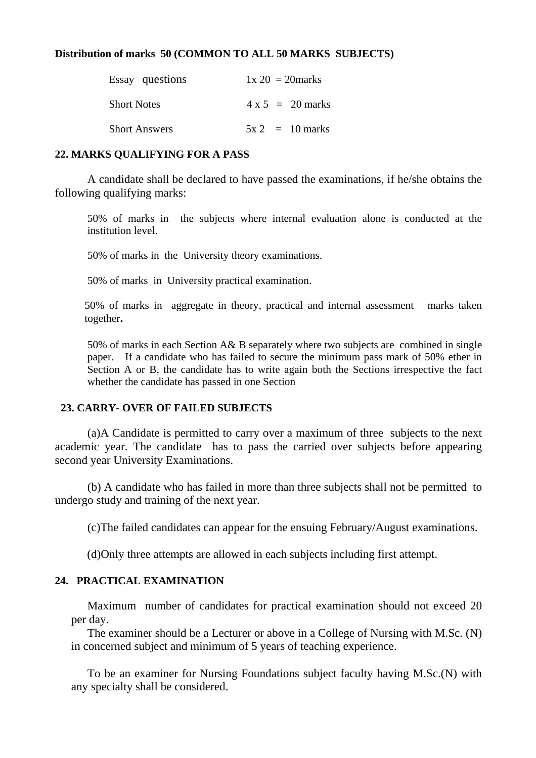**Distribution of marks 50 (COMMON TO ALL 50 MARKS SUBJECTS)**

| | |
|---|---|
| Essay questions | 1x 20 = 20marks |
| Short Notes | 4 x 5 = 20 marks |
| Short Answers | 5x 2 = 10 marks |

**22. MARKS QUALIFYING FOR A PASS**

A candidate shall be declared to have passed the examinations, if he/she obtains the following qualifying marks:

50% of marks in the subjects where internal evaluation alone is conducted at the institution level.

50% of marks in the University theory examinations.

50% of marks in University practical examination.

50% of marks in aggregate in theory, practical and internal assessment marks taken together**.**

50% of marks in each Section A& B separately where two subjects are combined in single paper. If a candidate who has failed to secure the minimum pass mark of 50% ether in Section A or B, the candidate has to write again both the Sections irrespective the fact whether the candidate has passed in one Section

**23. CARRY- OVER OF FAILED SUBJECTS**

(a)A Candidate is permitted to carry over a maximum of three subjects to the next academic year. The candidate has to pass the carried over subjects before appearing second year University Examinations.

(b) A candidate who has failed in more than three subjects shall not be permitted to undergo study and training of the next year.

(c)The failed candidates can appear for the ensuing February/August examinations.

(d)Only three attempts are allowed in each subjects including first attempt.

**24. PRACTICAL EXAMINATION**

Maximum number of candidates for practical examination should not exceed 20 per day.

The examiner should be a Lecturer or above in a College of Nursing with M.Sc. (N) in concerned subject and minimum of 5 years of teaching experience.

To be an examiner for Nursing Foundations subject faculty having M.Sc.(N) with any specialty shall be considered.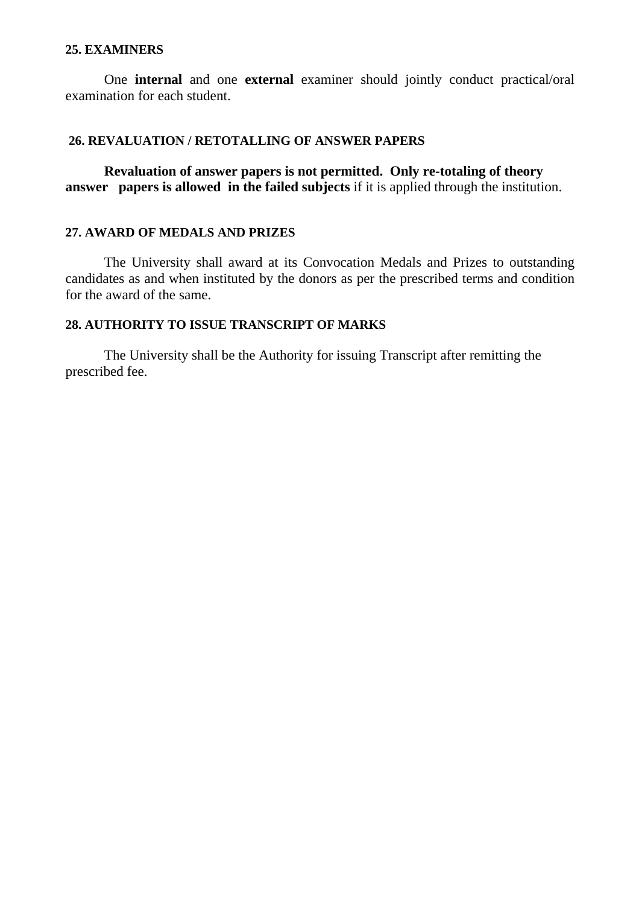**25. EXAMINERS**

One **internal** and one **external** examiner should jointly conduct practical/oral examination for each student.

**26. REVALUATION / RETOTALLING OF ANSWER PAPERS**

**Revaluation of answer papers is not permitted. Only re-totaling of theory answer papers is allowed in the failed subjects** if it is applied through the institution.

**27. AWARD OF MEDALS AND PRIZES**

The University shall award at its Convocation Medals and Prizes to outstanding candidates as and when instituted by the donors as per the prescribed terms and condition for the award of the same.

**28. AUTHORITY TO ISSUE TRANSCRIPT OF MARKS**

The University shall be the Authority for issuing Transcript after remitting the prescribed fee.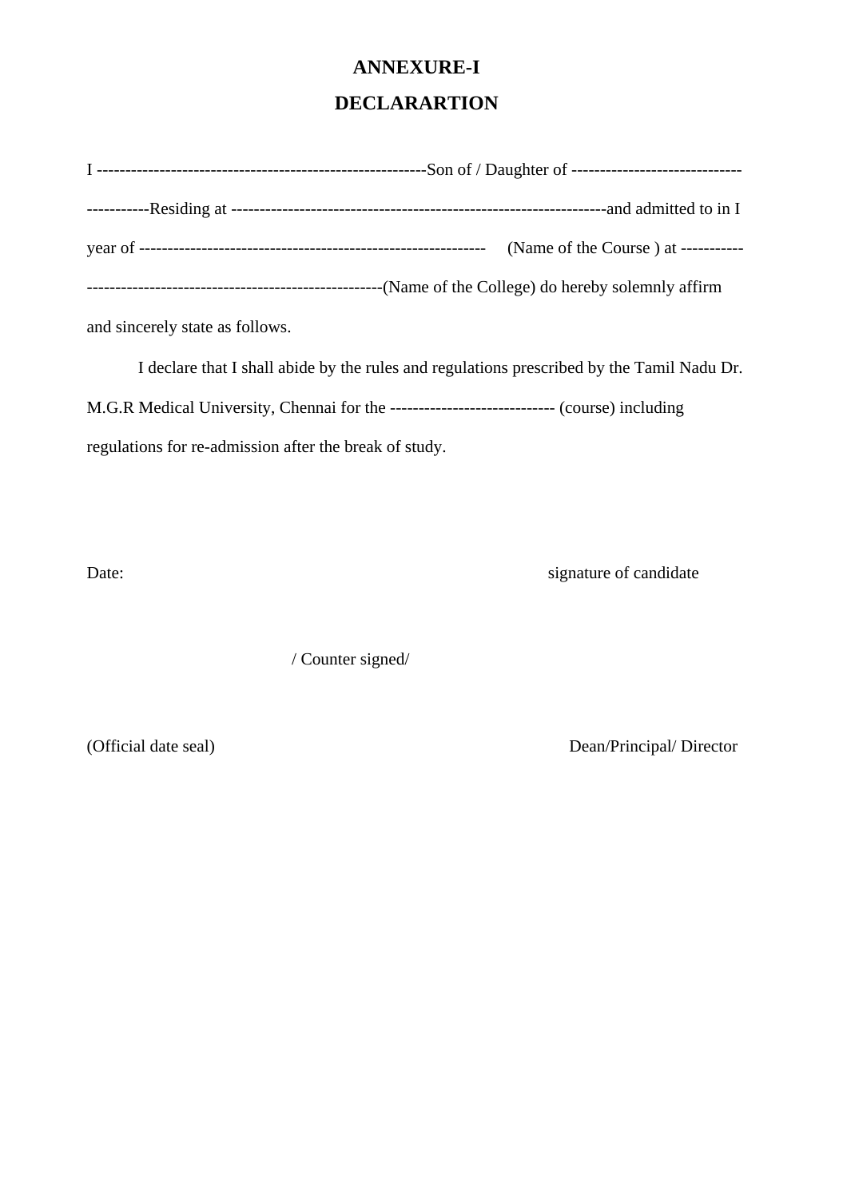# ANNEXURE-I

## DECLARARTION

I ----------------------------------------------------------Son of / Daughter of ------------------------------------------Residing at -----------------------------------------------------------------and admitted to in I year of ------------------------------------------------------------ (Name of the Course ) at ---------------------------------------------------------------(Name of the College) do hereby solemnly affirm and sincerely state as follows.

I declare that I shall abide by the rules and regulations prescribed by the Tamil Nadu Dr. M.G.R Medical University, Chennai for the ---------------------------- (course) including regulations for re-admission after the break of study.

Date: signature of candidate

/ Counter signed/

(Official date seal) Dean/Principal/ Director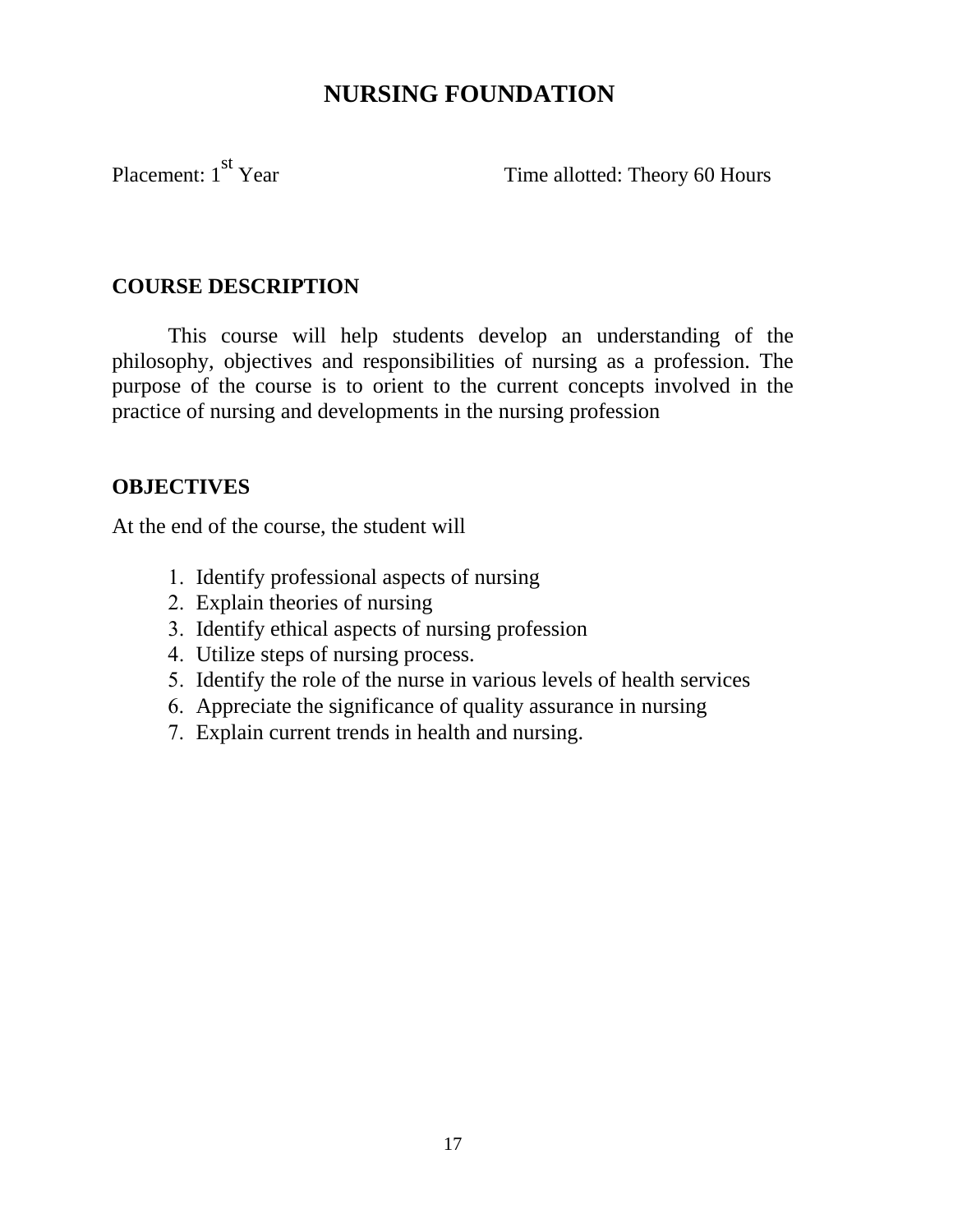# NURSING FOUNDATION

Placement: 1st Year Time allotted: Theory 60 Hours

## COURSE DESCRIPTION

This course will help students develop an understanding of the philosophy, objectives and responsibilities of nursing as a profession. The purpose of the course is to orient to the current concepts involved in the practice of nursing and developments in the nursing profession

## OBJECTIVES

At the end of the course, the student will

1. Identify professional aspects of nursing
2. Explain theories of nursing
3. Identify ethical aspects of nursing profession
4. Utilize steps of nursing process.
5. Identify the role of the nurse in various levels of health services
6. Appreciate the significance of quality assurance in nursing
7. Explain current trends in health and nursing.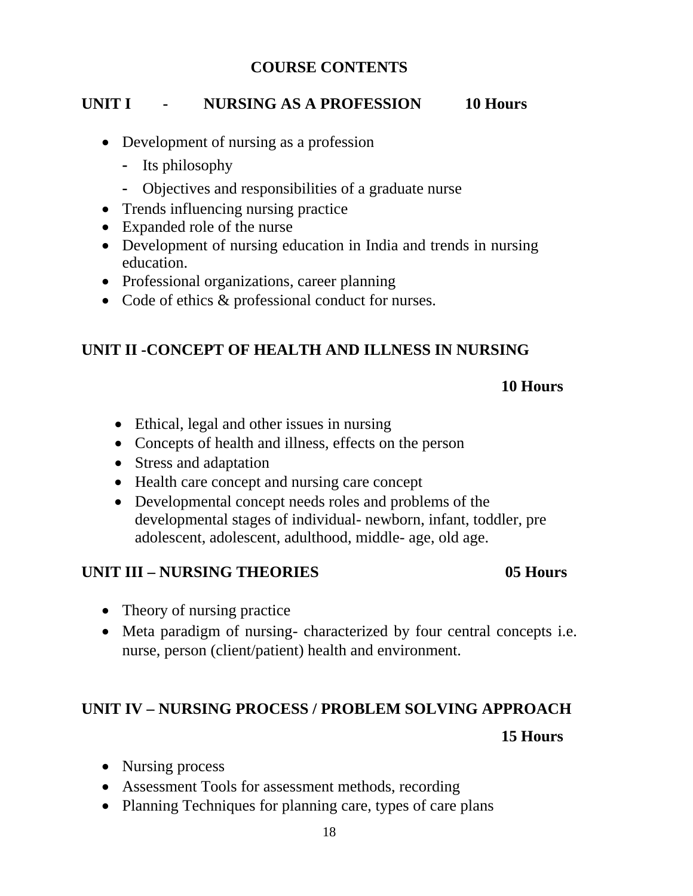# COURSE CONTENTS

## UNIT I - NURSING AS A PROFESSION 10 Hours

- Development of nursing as a profession
  - Its philosophy
  - Objectives and responsibilities of a graduate nurse
- Trends influencing nursing practice
- Expanded role of the nurse
- Development of nursing education in India and trends in nursing education.
- Professional organizations, career planning
- Code of ethics & professional conduct for nurses.

## UNIT II -CONCEPT OF HEALTH AND ILLNESS IN NURSING

**10 Hours**

- Ethical, legal and other issues in nursing
- Concepts of health and illness, effects on the person
- Stress and adaptation
- Health care concept and nursing care concept
- Developmental concept needs roles and problems of the developmental stages of individual- newborn, infant, toddler, pre adolescent, adolescent, adulthood, middle- age, old age.

## UNIT III – NURSING THEORIES 05 Hours

- Theory of nursing practice
- Meta paradigm of nursing- characterized by four central concepts i.e. nurse, person (client/patient) health and environment.

## UNIT IV – NURSING PROCESS / PROBLEM SOLVING APPROACH

**15 Hours**

- Nursing process
- Assessment Tools for assessment methods, recording
- Planning Techniques for planning care, types of care plans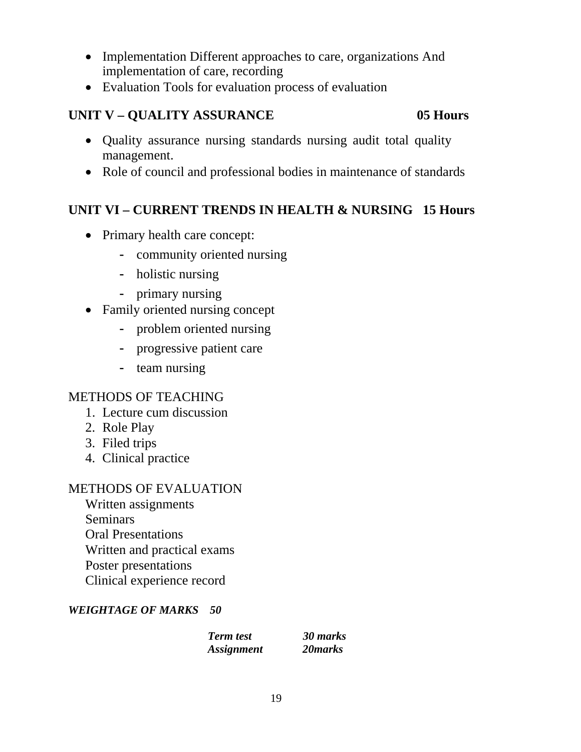- Implementation Different approaches to care, organizations And implementation of care, recording
- Evaluation Tools for evaluation process of evaluation

## UNIT V – QUALITY ASSURANCE 05 Hours

- Quality assurance nursing standards nursing audit total quality management.
- Role of council and professional bodies in maintenance of standards

## UNIT VI – CURRENT TRENDS IN HEALTH & NURSING 15 Hours

- Primary health care concept:
  - community oriented nursing
  - holistic nursing
  - primary nursing
- Family oriented nursing concept
  - problem oriented nursing
  - progressive patient care
  - team nursing

METHODS OF TEACHING

1. Lecture cum discussion
2. Role Play
3. Filed trips
4. Clinical practice

METHODS OF EVALUATION

Written assignments
Seminars
Oral Presentations
Written and practical exams
Poster presentations
Clinical experience record

***WEIGHTAGE OF MARKS 50***

| | |
|---|---|
| ***Term test*** | ***30 marks*** |
| ***Assignment*** | ***20marks*** |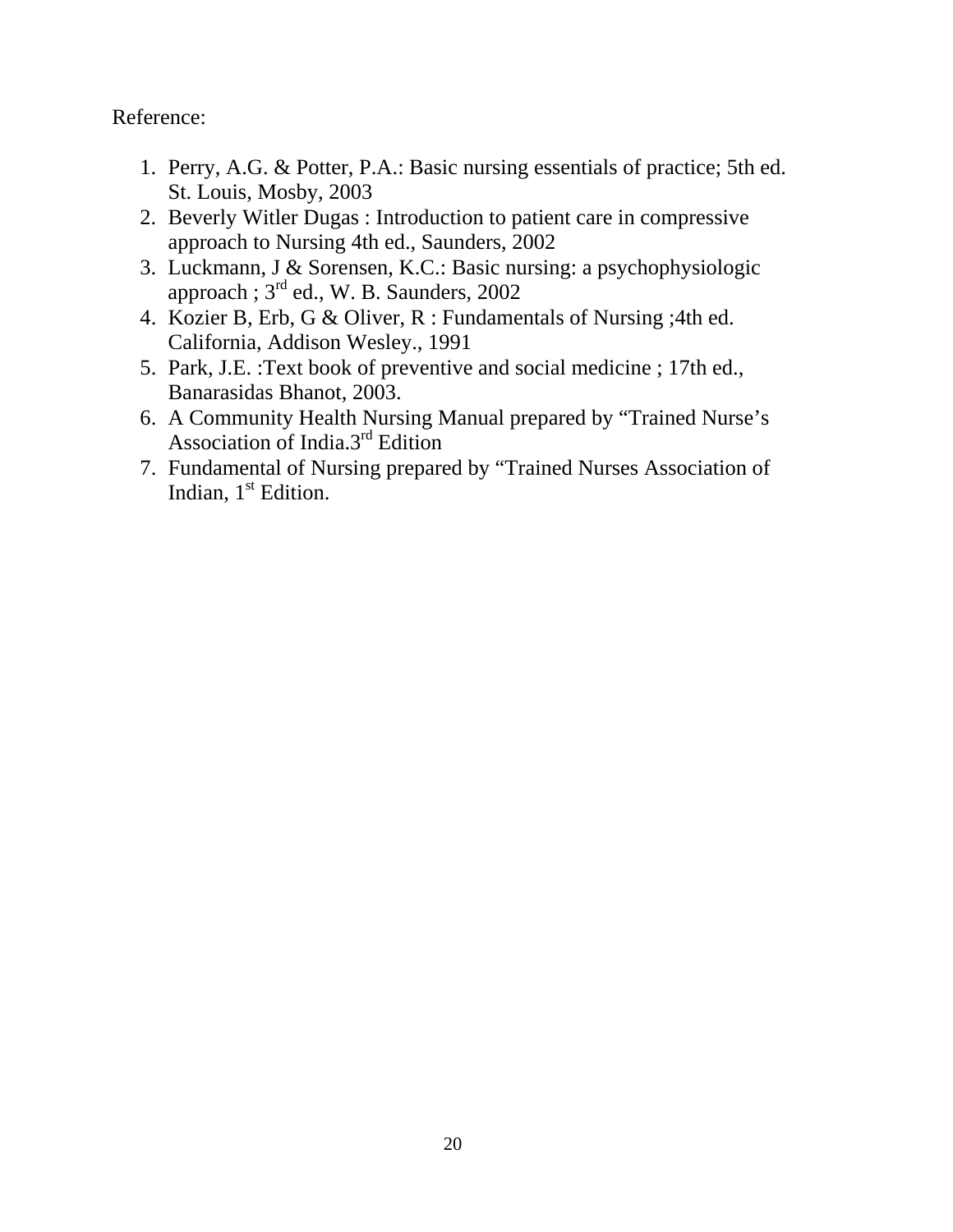Reference:

1. Perry, A.G. & Potter, P.A.: Basic nursing essentials of practice; 5th ed. St. Louis, Mosby, 2003
2. Beverly Witler Dugas : Introduction to patient care in compressive approach to Nursing 4th ed., Saunders, 2002
3. Luckmann, J & Sorensen, K.C.: Basic nursing: a psychophysiologic approach ; 3rd ed., W. B. Saunders, 2002
4. Kozier B, Erb, G & Oliver, R : Fundamentals of Nursing ;4th ed. California, Addison Wesley., 1991
5. Park, J.E. :Text book of preventive and social medicine ; 17th ed., Banarasidas Bhanot, 2003.
6. A Community Health Nursing Manual prepared by “Trained Nurse’s Association of India.3rd Edition
7. Fundamental of Nursing prepared by “Trained Nurses Association of Indian, 1st Edition.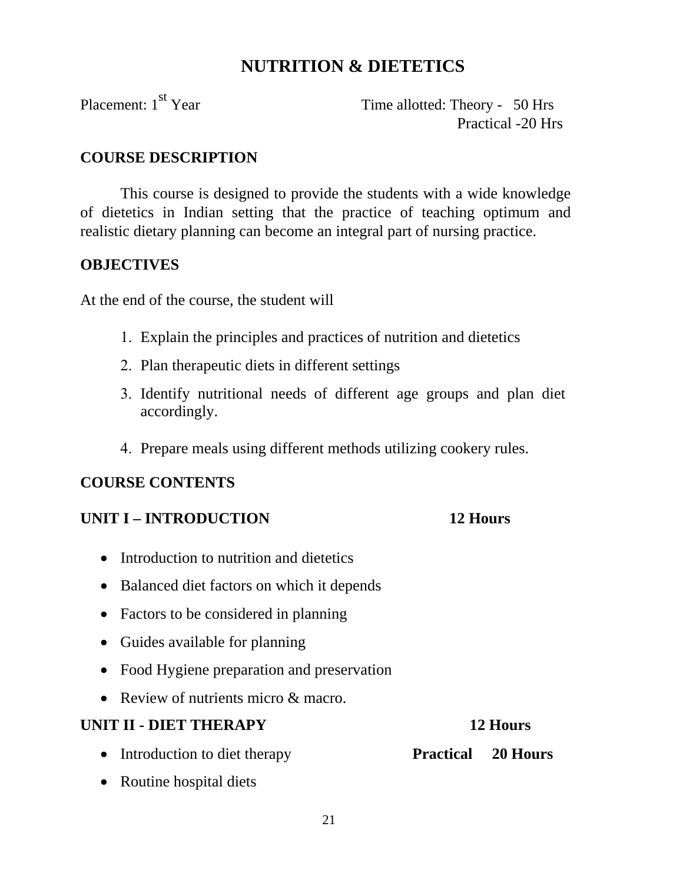# NUTRITION & DIETETICS

Placement: 1st Year

Time allotted: Theory - 50 Hrs
Practical -20 Hrs

## COURSE DESCRIPTION

This course is designed to provide the students with a wide knowledge of dietetics in Indian setting that the practice of teaching optimum and realistic dietary planning can become an integral part of nursing practice.

## OBJECTIVES

At the end of the course, the student will

1. Explain the principles and practices of nutrition and dietetics
2. Plan therapeutic diets in different settings
3. Identify nutritional needs of different age groups and plan diet accordingly.
4. Prepare meals using different methods utilizing cookery rules.

## COURSE CONTENTS

### UNIT I – INTRODUCTION 12 Hours

- Introduction to nutrition and dietetics
- Balanced diet factors on which it depends
- Factors to be considered in planning
- Guides available for planning
- Food Hygiene preparation and preservation
- Review of nutrients micro & macro.

### UNIT II - DIET THERAPY 12 Hours

**Practical 20 Hours**

- Introduction to diet therapy
- Routine hospital diets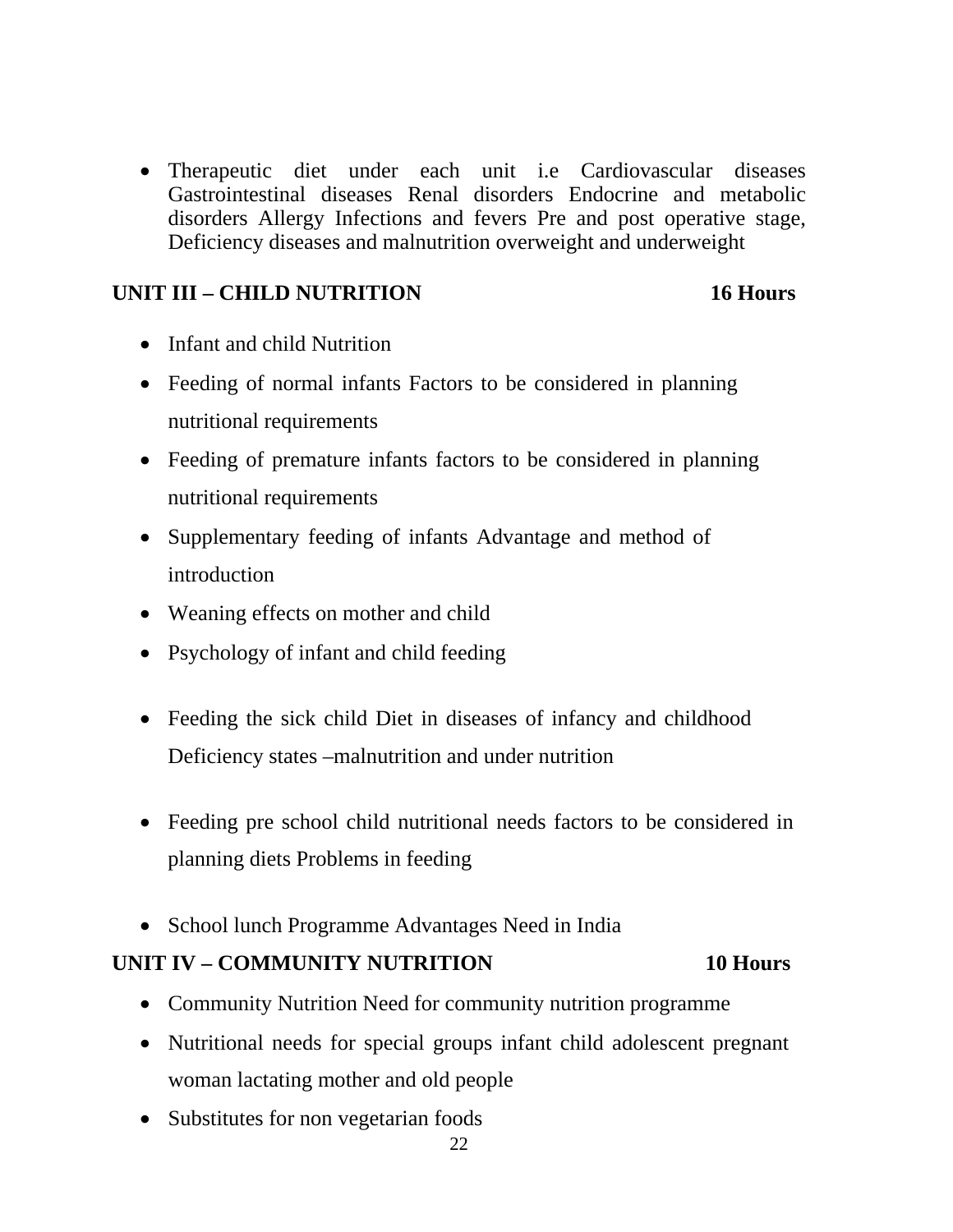- Therapeutic diet under each unit i.e Cardiovascular diseases Gastrointestinal diseases Renal disorders Endocrine and metabolic disorders Allergy Infections and fevers Pre and post operative stage, Deficiency diseases and malnutrition overweight and underweight

**UNIT III – CHILD NUTRITION 16 Hours**

- Infant and child Nutrition
- Feeding of normal infants Factors to be considered in planning nutritional requirements
- Feeding of premature infants factors to be considered in planning nutritional requirements
- Supplementary feeding of infants Advantage and method of introduction
- Weaning effects on mother and child
- Psychology of infant and child feeding
- Feeding the sick child Diet in diseases of infancy and childhood Deficiency states –malnutrition and under nutrition
- Feeding pre school child nutritional needs factors to be considered in planning diets Problems in feeding
- School lunch Programme Advantages Need in India

**UNIT IV – COMMUNITY NUTRITION 10 Hours**

- Community Nutrition Need for community nutrition programme
- Nutritional needs for special groups infant child adolescent pregnant woman lactating mother and old people
- Substitutes for non vegetarian foods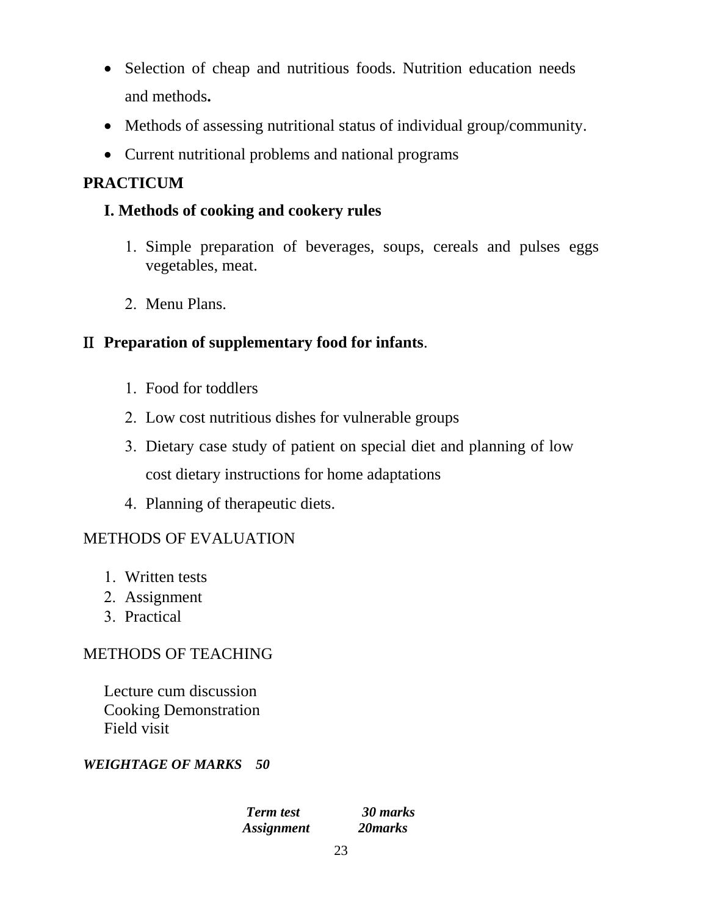- Selection of cheap and nutritious foods. Nutrition education needs and methods**.**
- Methods of assessing nutritional status of individual group/community.
- Current nutritional problems and national programs

**PRACTICUM**

**I. Methods of cooking and cookery rules**

1. Simple preparation of beverages, soups, cereals and pulses eggs vegetables, meat.
2. Menu Plans.

**II Preparation of supplementary food for infants**.

1. Food for toddlers
2. Low cost nutritious dishes for vulnerable groups
3. Dietary case study of patient on special diet and planning of low cost dietary instructions for home adaptations
4. Planning of therapeutic diets.

METHODS OF EVALUATION

1. Written tests
2. Assignment
3. Practical

METHODS OF TEACHING

Lecture cum discussion
Cooking Demonstration
Field visit

***WEIGHTAGE OF MARKS 50***

| | |
|---|---|
| ***Term test*** | ***30 marks*** |
| ***Assignment*** | ***20marks*** |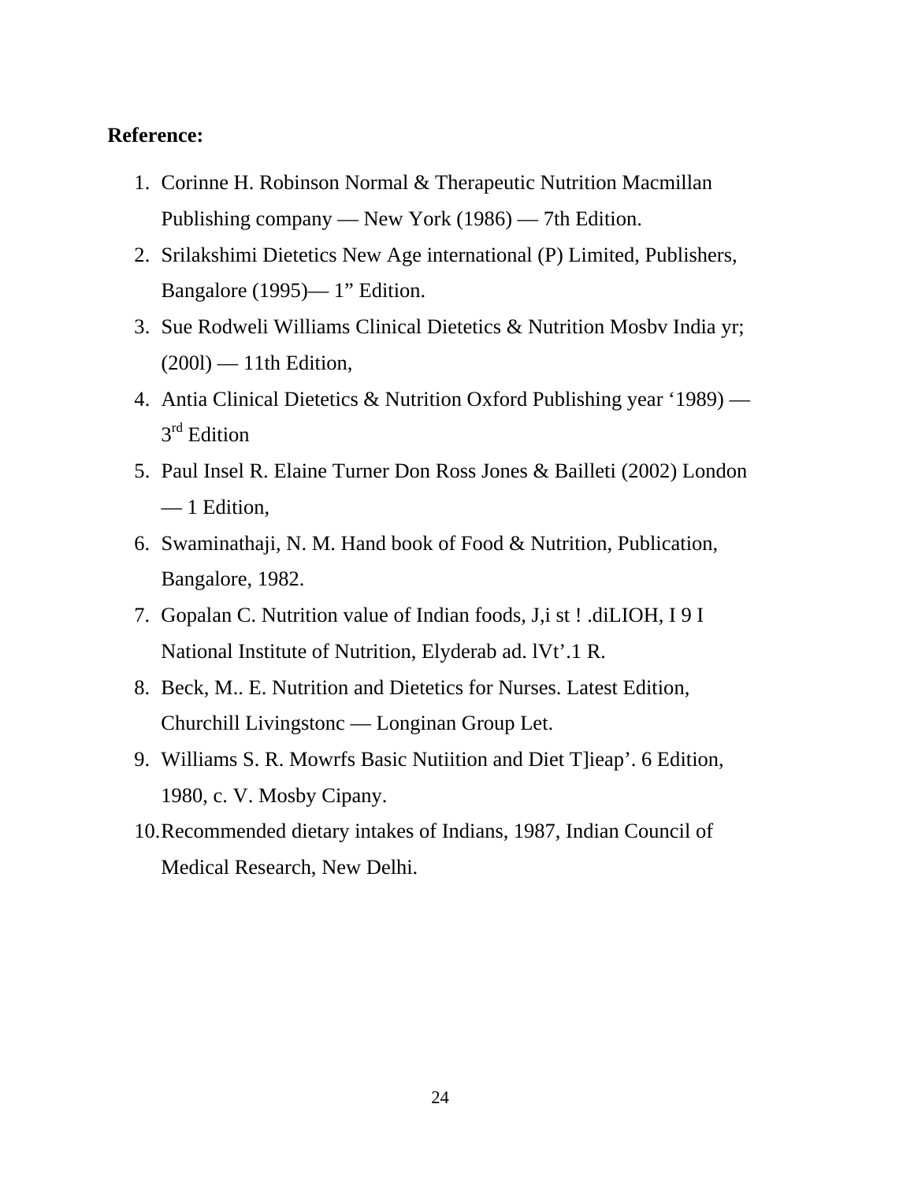**Reference:**

1. Corinne H. Robinson Normal & Therapeutic Nutrition Macmillan Publishing company — New York (1986) — 7th Edition.
2. Srilakshimi Dietetics New Age international (P) Limited, Publishers, Bangalore (1995)— 1” Edition.
3. Sue Rodweli Williams Clinical Dietetics & Nutrition Mosbv India yr; (200l) — 11th Edition,
4. Antia Clinical Dietetics & Nutrition Oxford Publishing year ‘1989) — 3rd Edition
5. Paul Insel R. Elaine Turner Don Ross Jones & Bailleti (2002) London — 1 Edition,
6. Swaminathaji, N. M. Hand book of Food & Nutrition, Publication, Bangalore, 1982.
7. Gopalan C. Nutrition value of Indian foods, J,i st ! .diLIOH, I 9 I National Institute of Nutrition, Elyderab ad. lVt’.1 R.
8. Beck, M.. E. Nutrition and Dietetics for Nurses. Latest Edition, Churchill Livingstonc — Longinan Group Let.
9. Williams S. R. Mowrfs Basic Nutiition and Diet T]ieap’. 6 Edition, 1980, c. V. Mosby Cipany.
10. Recommended dietary intakes of Indians, 1987, Indian Council of Medical Research, New Delhi.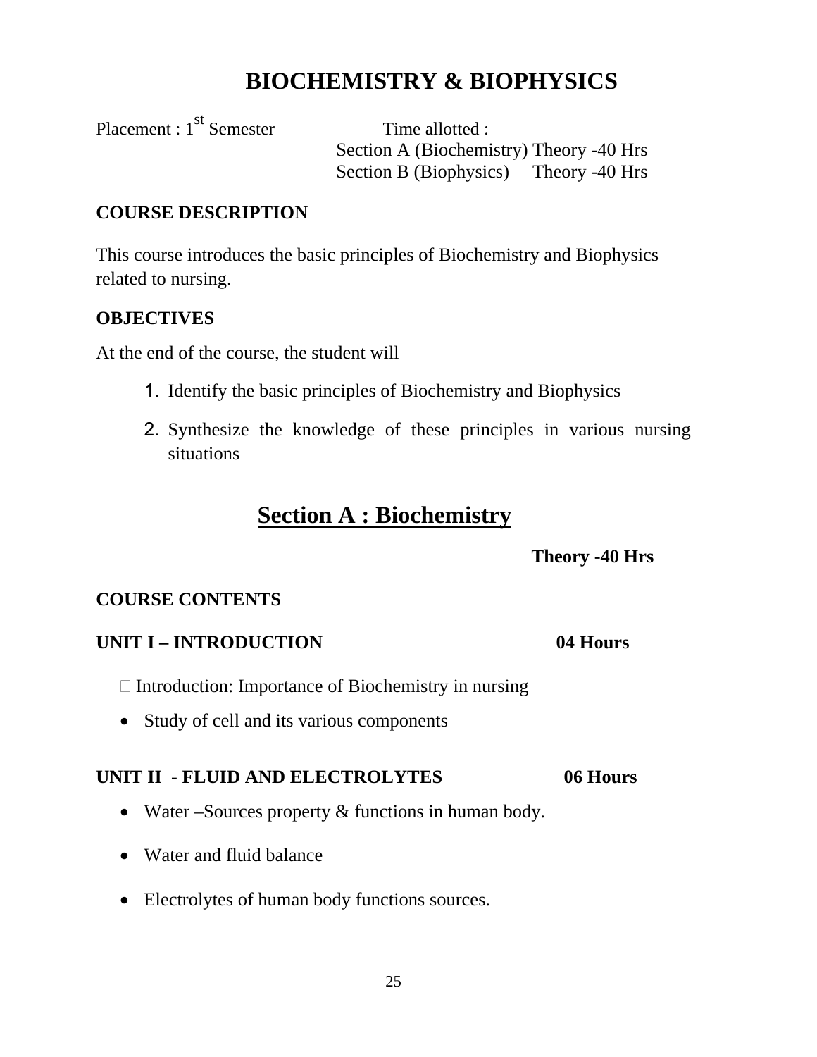# BIOCHEMISTRY & BIOPHYSICS

Placement : 1st Semester

Time allotted :
Section A (Biochemistry) Theory -40 Hrs
Section B (Biophysics) Theory -40 Hrs

**COURSE DESCRIPTION**

This course introduces the basic principles of Biochemistry and Biophysics related to nursing.

**OBJECTIVES**

At the end of the course, the student will

1. Identify the basic principles of Biochemistry and Biophysics
2. Synthesize the knowledge of these principles in various nursing situations

## Section A : Biochemistry

**Theory -40 Hrs**

**COURSE CONTENTS**

**UNIT I – INTRODUCTION 04 Hours**

- Introduction: Importance of Biochemistry in nursing
- Study of cell and its various components

**UNIT II - FLUID AND ELECTROLYTES 06 Hours**

- Water –Sources property & functions in human body.
- Water and fluid balance
- Electrolytes of human body functions sources.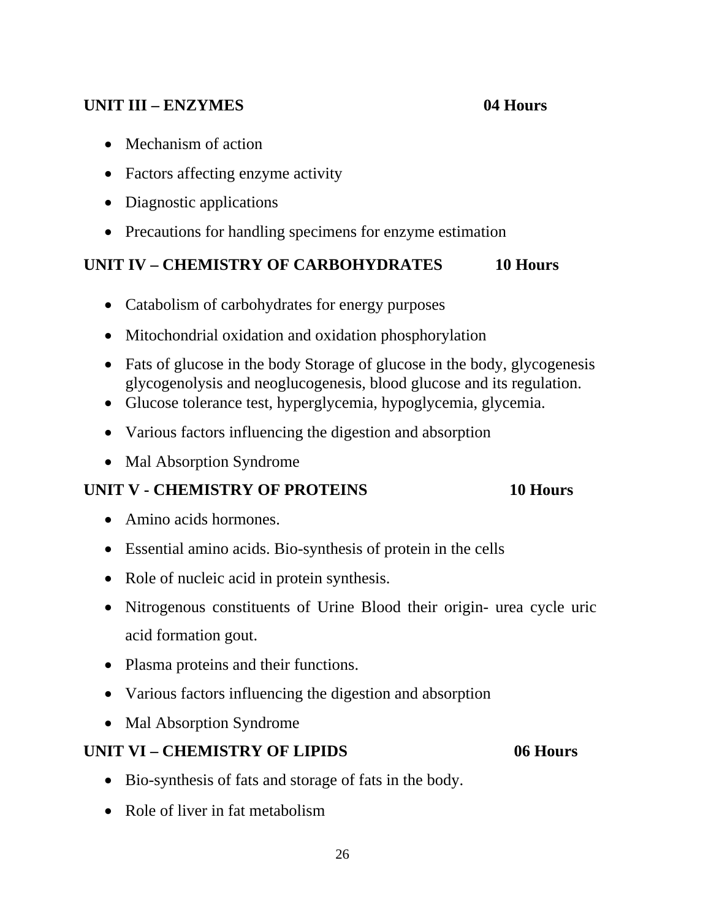## UNIT III – ENZYMES 04 Hours

- Mechanism of action
- Factors affecting enzyme activity
- Diagnostic applications
- Precautions for handling specimens for enzyme estimation

## UNIT IV – CHEMISTRY OF CARBOHYDRATES 10 Hours

- Catabolism of carbohydrates for energy purposes
- Mitochondrial oxidation and oxidation phosphorylation
- Fats of glucose in the body Storage of glucose in the body, glycogenesis glycogenolysis and neoglucogenesis, blood glucose and its regulation.
- Glucose tolerance test, hyperglycemia, hypoglycemia, glycemia.
- Various factors influencing the digestion and absorption
- Mal Absorption Syndrome

## UNIT V - CHEMISTRY OF PROTEINS 10 Hours

- Amino acids hormones.
- Essential amino acids. Bio-synthesis of protein in the cells
- Role of nucleic acid in protein synthesis.
- Nitrogenous constituents of Urine Blood their origin- urea cycle uric acid formation gout.
- Plasma proteins and their functions.
- Various factors influencing the digestion and absorption
- Mal Absorption Syndrome

## UNIT VI – CHEMISTRY OF LIPIDS 06 Hours

- Bio-synthesis of fats and storage of fats in the body.
- Role of liver in fat metabolism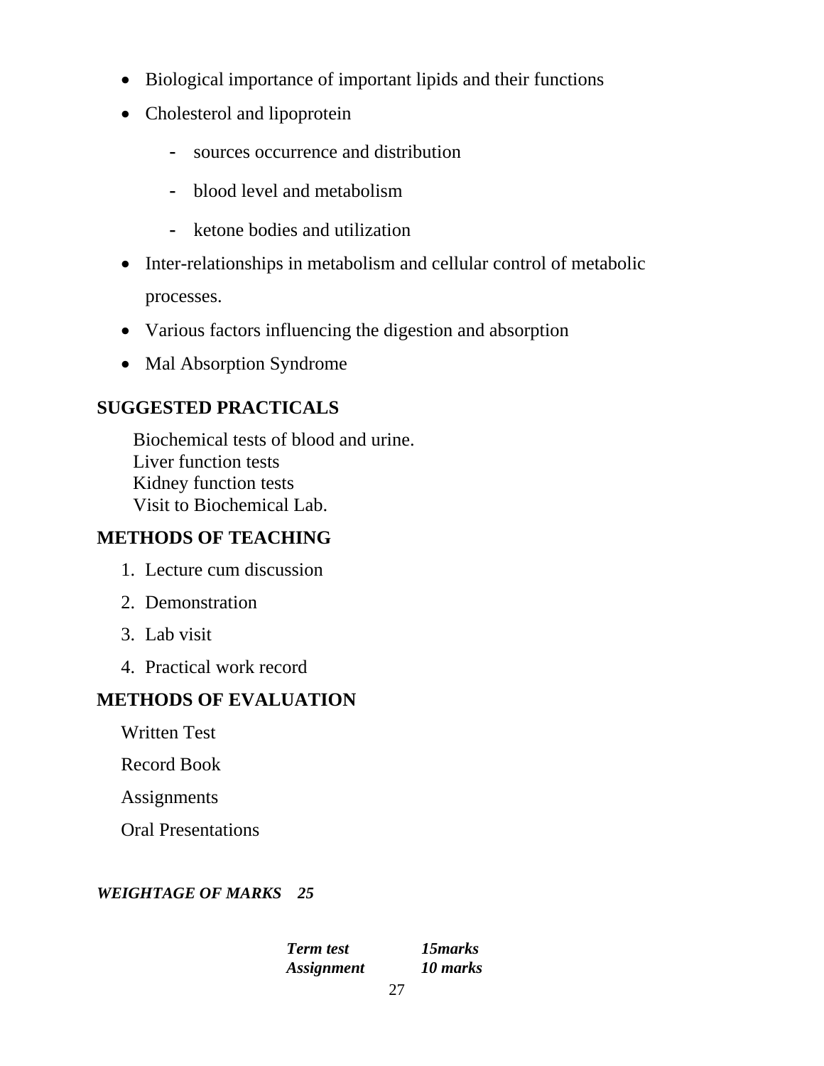- Biological importance of important lipids and their functions
- Cholesterol and lipoprotein
  - sources occurrence and distribution
  - blood level and metabolism
  - ketone bodies and utilization
- Inter-relationships in metabolism and cellular control of metabolic processes.
- Various factors influencing the digestion and absorption
- Mal Absorption Syndrome

## SUGGESTED PRACTICALS

Biochemical tests of blood and urine.
Liver function tests
Kidney function tests
Visit to Biochemical Lab.

## METHODS OF TEACHING

1. Lecture cum discussion
2. Demonstration
3. Lab visit
4. Practical work record

## METHODS OF EVALUATION

Written Test

Record Book

Assignments

Oral Presentations

***WEIGHTAGE OF MARKS 25***

| | |
|---|---|
| ***Term test*** | ***15marks*** |
| ***Assignment*** | ***10 marks*** |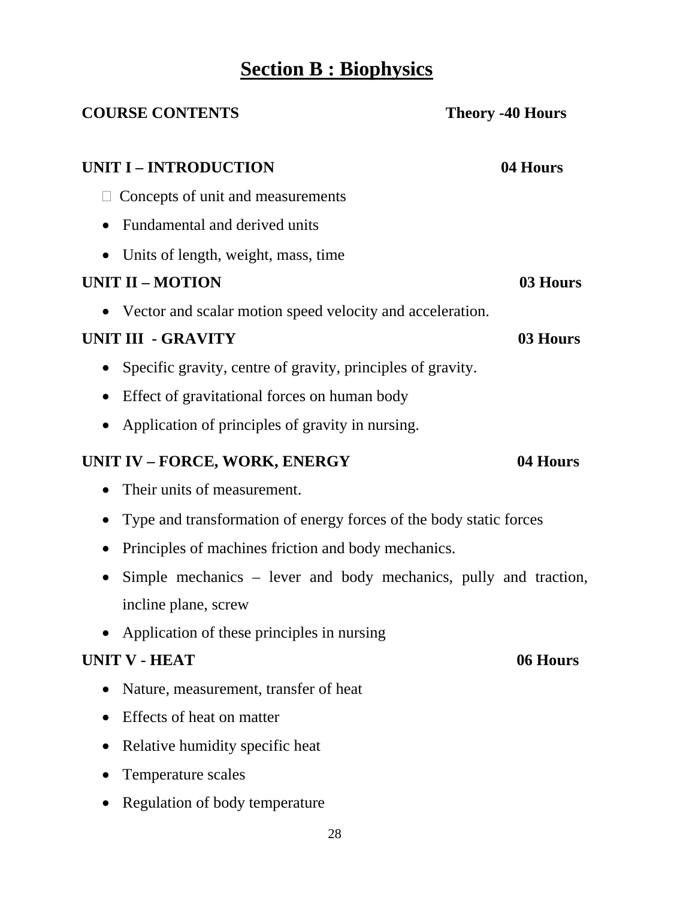# Section B : Biophysics

**COURSE CONTENTS** **Theory -40 Hours**

**UNIT I – INTRODUCTION** **04 Hours**

- Concepts of unit and measurements
- Fundamental and derived units
- Units of length, weight, mass, time

**UNIT II – MOTION** **03 Hours**

- Vector and scalar motion speed velocity and acceleration.

**UNIT III - GRAVITY** **03 Hours**

- Specific gravity, centre of gravity, principles of gravity.
- Effect of gravitational forces on human body
- Application of principles of gravity in nursing.

**UNIT IV – FORCE, WORK, ENERGY** **04 Hours**

- Their units of measurement.
- Type and transformation of energy forces of the body static forces
- Principles of machines friction and body mechanics.
- Simple mechanics – lever and body mechanics, pully and traction, incline plane, screw
- Application of these principles in nursing

**UNIT V - HEAT** **06 Hours**

- Nature, measurement, transfer of heat
- Effects of heat on matter
- Relative humidity specific heat
- Temperature scales
- Regulation of body temperature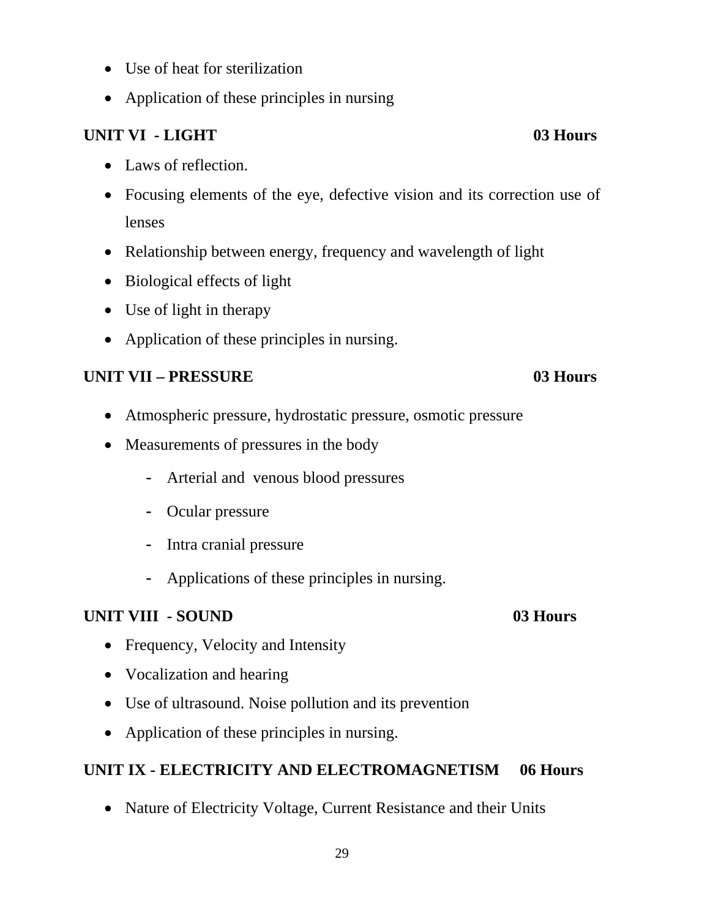- Use of heat for sterilization
- Application of these principles in nursing

**UNIT VI - LIGHT 03 Hours**

- Laws of reflection.
- Focusing elements of the eye, defective vision and its correction use of lenses
- Relationship between energy, frequency and wavelength of light
- Biological effects of light
- Use of light in therapy
- Application of these principles in nursing.

**UNIT VII – PRESSURE 03 Hours**

- Atmospheric pressure, hydrostatic pressure, osmotic pressure
- Measurements of pressures in the body
  - Arterial and venous blood pressures
  - Ocular pressure
  - Intra cranial pressure
  - Applications of these principles in nursing.

**UNIT VIII - SOUND 03 Hours**

- Frequency, Velocity and Intensity
- Vocalization and hearing
- Use of ultrasound. Noise pollution and its prevention
- Application of these principles in nursing.

**UNIT IX - ELECTRICITY AND ELECTROMAGNETISM 06 Hours**

- Nature of Electricity Voltage, Current Resistance and their Units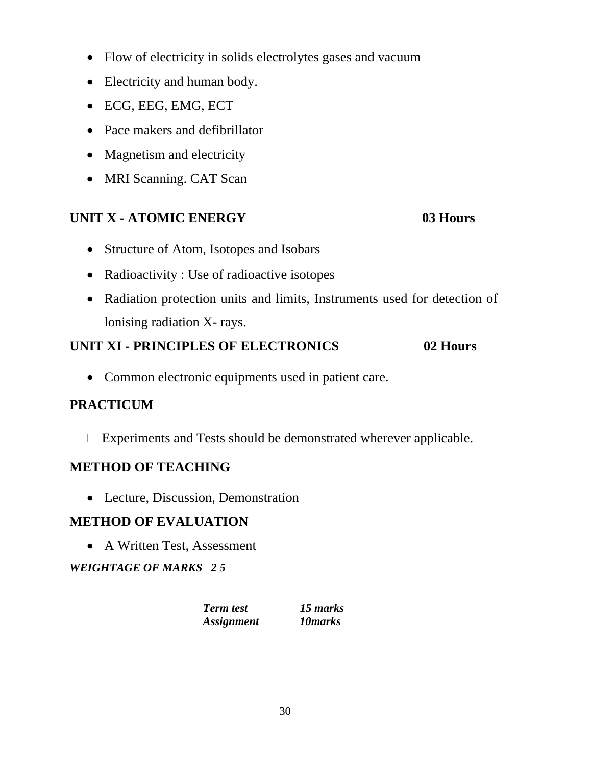- Flow of electricity in solids electrolytes gases and vacuum
- Electricity and human body.
- ECG, EEG, EMG, ECT
- Pace makers and defibrillator
- Magnetism and electricity
- MRI Scanning. CAT Scan

## UNIT X - ATOMIC ENERGY 03 Hours

- Structure of Atom, Isotopes and Isobars
- Radioactivity : Use of radioactive isotopes
- Radiation protection units and limits, Instruments used for detection of lonising radiation X- rays.

## UNIT XI - PRINCIPLES OF ELECTRONICS 02 Hours

- Common electronic equipments used in patient care.

## PRACTICUM

-  Experiments and Tests should be demonstrated wherever applicable.

## METHOD OF TEACHING

- Lecture, Discussion, Demonstration

## METHOD OF EVALUATION

- A Written Test, Assessment

***WEIGHTAGE OF MARKS 2 5***

| | |
|---|---|
| ***Term test*** | ***15 marks*** |
| ***Assignment*** | ***10marks*** |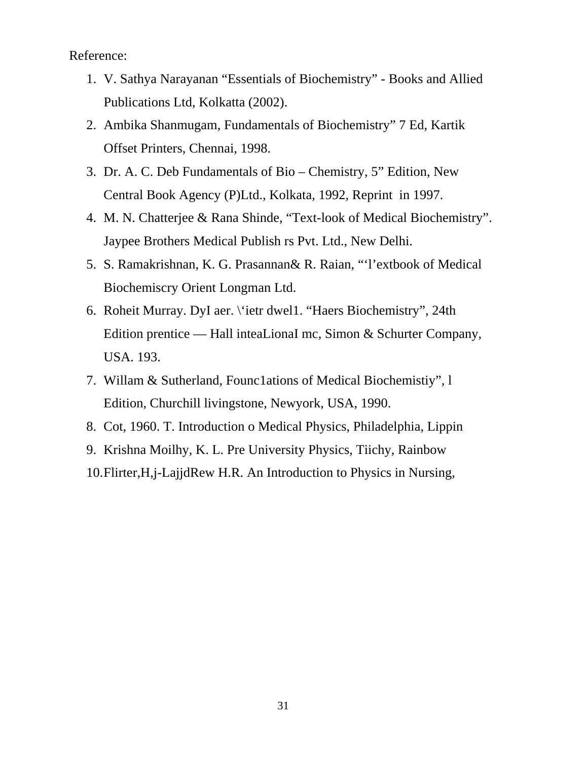Reference:

1. V. Sathya Narayanan "Essentials of Biochemistry" - Books and Allied Publications Ltd, Kolkatta (2002).
2. Ambika Shanmugam, Fundamentals of Biochemistry" 7 Ed, Kartik Offset Printers, Chennai, 1998.
3. Dr. A. C. Deb Fundamentals of Bio – Chemistry, 5" Edition, New Central Book Agency (P)Ltd., Kolkata, 1992, Reprint in 1997.
4. M. N. Chatterjee & Rana Shinde, "Text-look of Medical Biochemistry". Jaypee Brothers Medical Publish rs Pvt. Ltd., New Delhi.
5. S. Ramakrishnan, K. G. Prasannan& R. Raian, "'l'extbook of Medical Biochemiscry Orient Longman Ltd.
6. Roheit Murray. DyI aer. \'ietr dwel1. "Haers Biochemistry", 24th Edition prentice — Hall inteaLionaI mc, Simon & Schurter Company, USA. 193.
7. Willam & Sutherland, Founc1ations of Medical Biochemistiy", l Edition, Churchill livingstone, Newyork, USA, 1990.
8. Cot, 1960. T. Introduction o Medical Physics, Philadelphia, Lippin
9. Krishna Moilhy, K. L. Pre University Physics, Tiichy, Rainbow
10. Flirter,H,j-LajjdRew H.R. An Introduction to Physics in Nursing,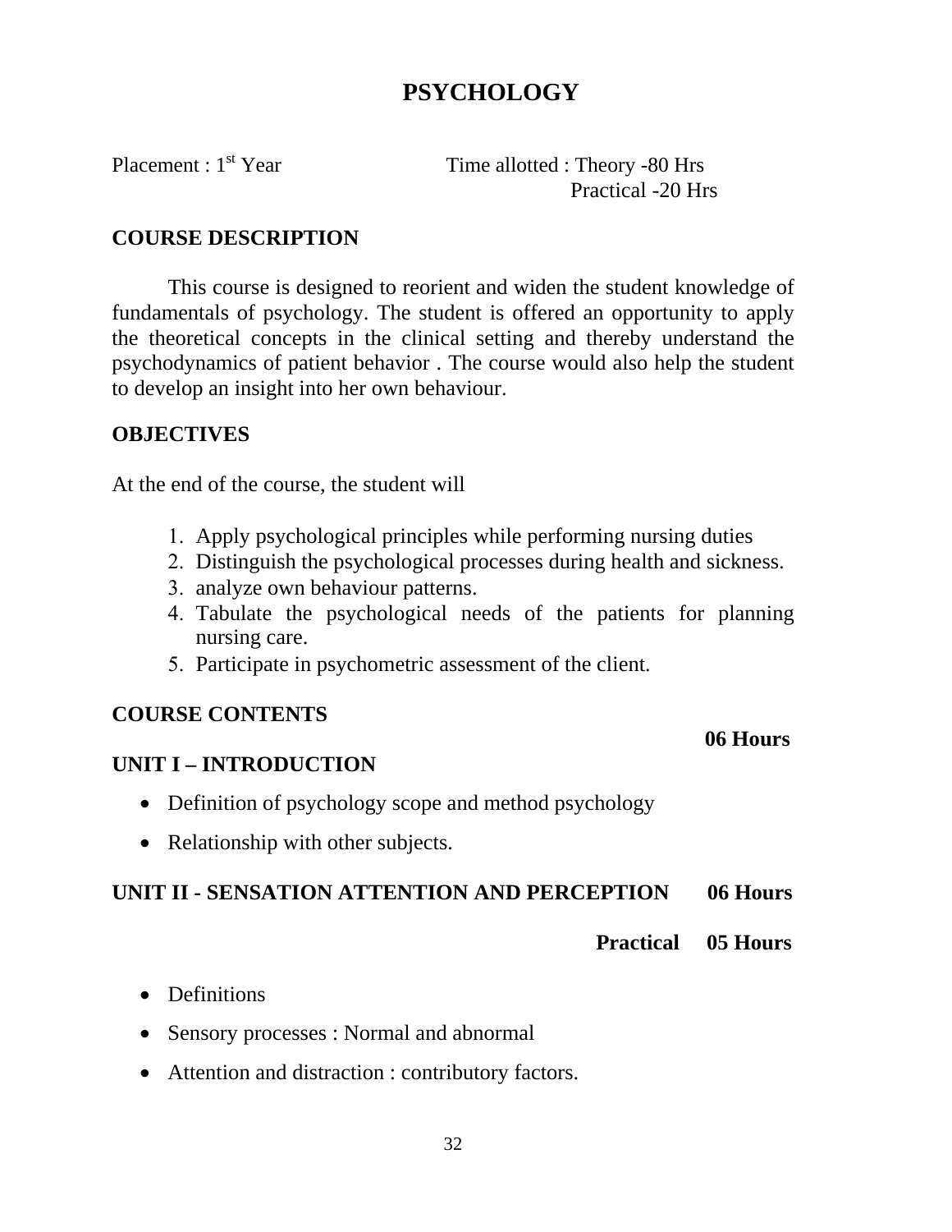# PSYCHOLOGY

Placement : 1st Year

Time allotted : Theory -80 Hrs
Practical -20 Hrs

## COURSE DESCRIPTION

This course is designed to reorient and widen the student knowledge of fundamentals of psychology. The student is offered an opportunity to apply the theoretical concepts in the clinical setting and thereby understand the psychodynamics of patient behavior . The course would also help the student to develop an insight into her own behaviour.

## OBJECTIVES

At the end of the course, the student will

1. Apply psychological principles while performing nursing duties
2. Distinguish the psychological processes during health and sickness.
3. analyze own behaviour patterns.
4. Tabulate the psychological needs of the patients for planning nursing care.
5. Participate in psychometric assessment of the client.

## COURSE CONTENTS

### UNIT I – INTRODUCTION

**06 Hours**

- Definition of psychology scope and method psychology
- Relationship with other subjects.

### UNIT II - SENSATION ATTENTION AND PERCEPTION

**06 Hours**

**Practical 05 Hours**

- Definitions
- Sensory processes : Normal and abnormal
- Attention and distraction : contributory factors.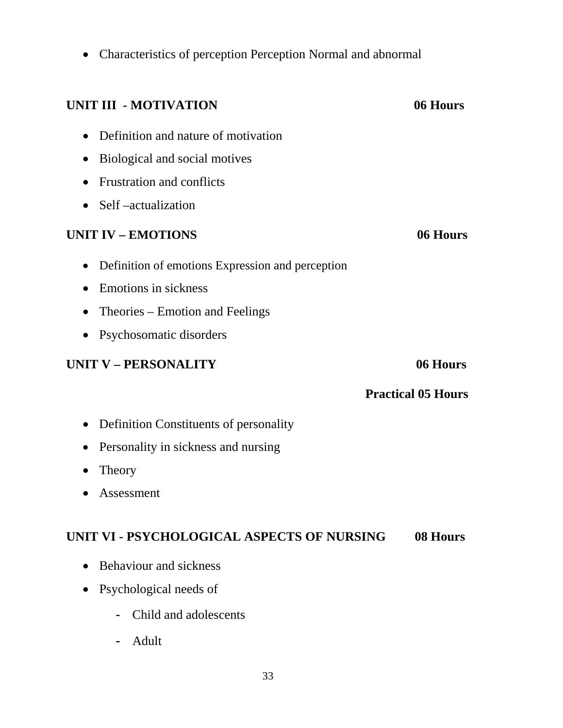- Characteristics of perception Perception Normal and abnormal

### UNIT III - MOTIVATION 06 Hours

- Definition and nature of motivation
- Biological and social motives
- Frustration and conflicts
- Self –actualization

### UNIT IV – EMOTIONS 06 Hours

- Definition of emotions Expression and perception
- Emotions in sickness
- Theories – Emotion and Feelings
- Psychosomatic disorders

### UNIT V – PERSONALITY 06 Hours

**Practical 05 Hours**

- Definition Constituents of personality
- Personality in sickness and nursing
- Theory
- Assessment

### UNIT VI - PSYCHOLOGICAL ASPECTS OF NURSING 08 Hours

- Behaviour and sickness
- Psychological needs of
    - Child and adolescents
    - Adult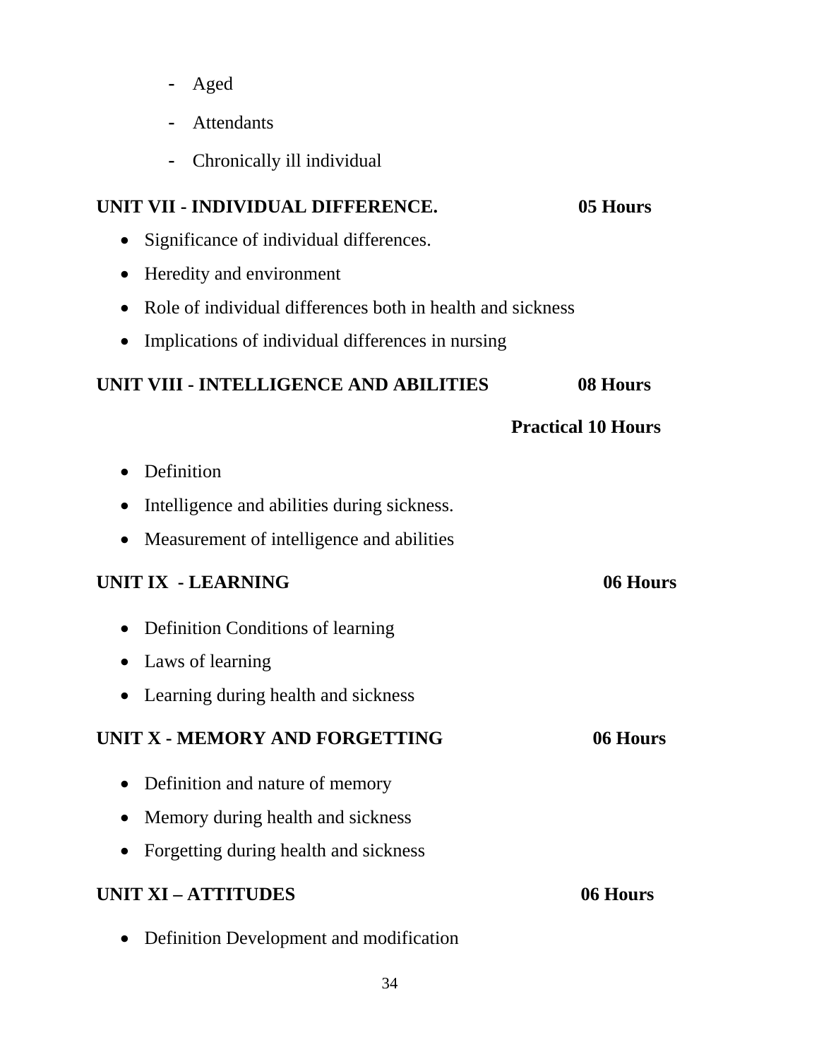- Aged
- Attendants
- Chronically ill individual

**UNIT VII - INDIVIDUAL DIFFERENCE. 05 Hours**

- Significance of individual differences.
- Heredity and environment
- Role of individual differences both in health and sickness
- Implications of individual differences in nursing

**UNIT VIII - INTELLIGENCE AND ABILITIES 08 Hours**

**Practical 10 Hours**

- Definition
- Intelligence and abilities during sickness.
- Measurement of intelligence and abilities

**UNIT IX - LEARNING 06 Hours**

- Definition Conditions of learning
- Laws of learning
- Learning during health and sickness

**UNIT X - MEMORY AND FORGETTING 06 Hours**

- Definition and nature of memory
- Memory during health and sickness
- Forgetting during health and sickness

**UNIT XI – ATTITUDES 06 Hours**

- Definition Development and modification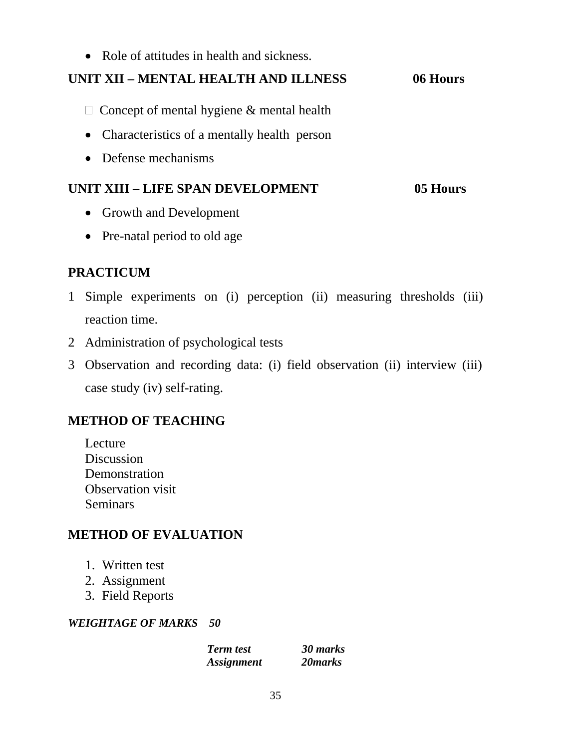- Role of attitudes in health and sickness.

**UNIT XII – MENTAL HEALTH AND ILLNESS 06 Hours**

- Concept of mental hygiene & mental health
- Characteristics of a mentally health person
- Defense mechanisms

**UNIT XIII – LIFE SPAN DEVELOPMENT 05 Hours**

- Growth and Development
- Pre-natal period to old age

**PRACTICUM**

1. Simple experiments on (i) perception (ii) measuring thresholds (iii) reaction time.
2. Administration of psychological tests
3. Observation and recording data: (i) field observation (ii) interview (iii) case study (iv) self-rating.

**METHOD OF TEACHING**

Lecture
Discussion
Demonstration
Observation visit
Seminars

**METHOD OF EVALUATION**

1. Written test
2. Assignment
3. Field Reports

***WEIGHTAGE OF MARKS 50***

|  |  |
|---|---|
| ***Term test*** | ***30 marks*** |
| ***Assignment*** | ***20marks*** |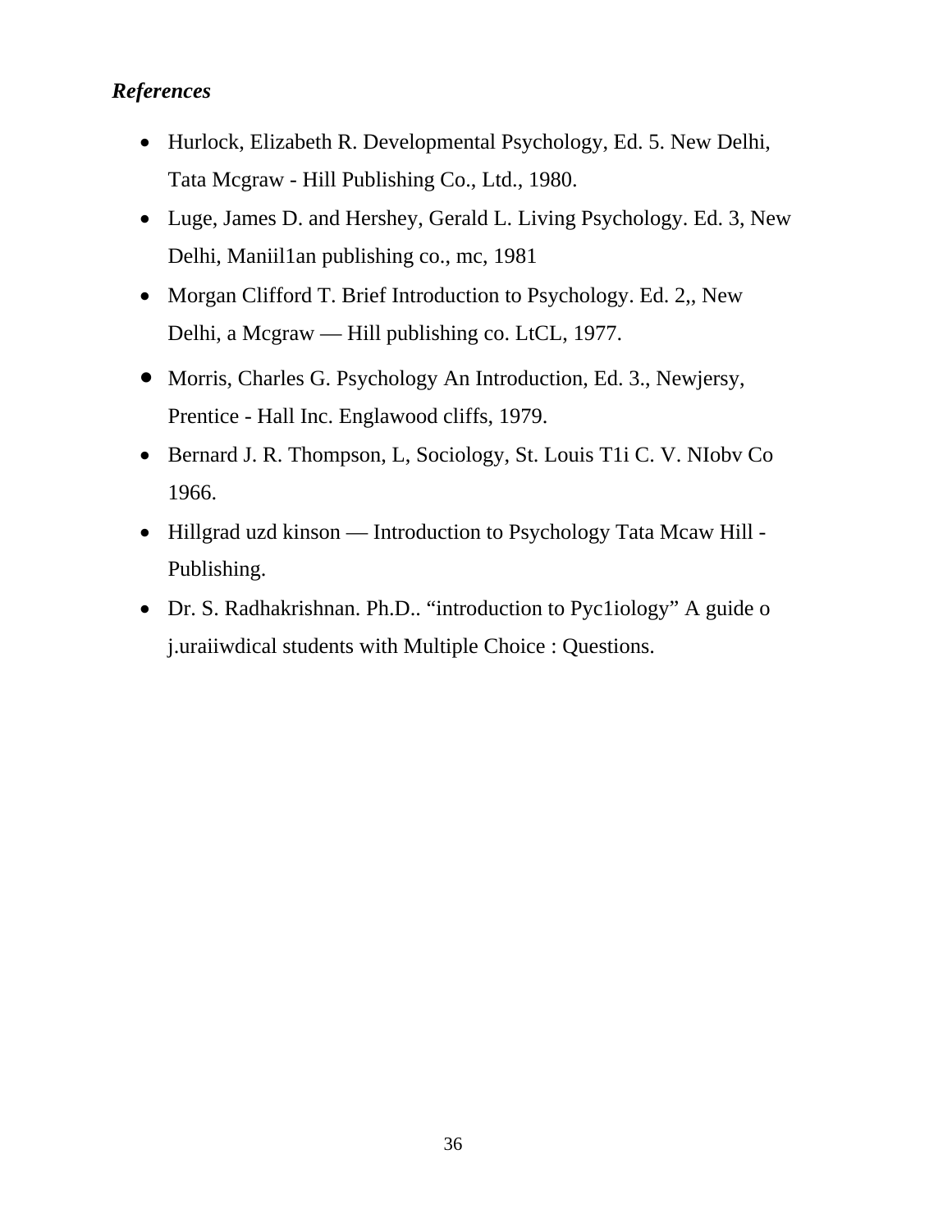***References***

- Hurlock, Elizabeth R. Developmental Psychology, Ed. 5. New Delhi, Tata Mcgraw - Hill Publishing Co., Ltd., 1980.
- Luge, James D. and Hershey, Gerald L. Living Psychology. Ed. 3, New Delhi, Maniil1an publishing co., mc, 1981
- Morgan Clifford T. Brief Introduction to Psychology. Ed. 2,, New Delhi, a Mcgraw — Hill publishing co. LtCL, 1977.
- Morris, Charles G. Psychology An Introduction, Ed. 3., Newjersy, Prentice - Hall Inc. Englawood cliffs, 1979.
- Bernard J. R. Thompson, L, Sociology, St. Louis T1i C. V. NIobv Co 1966.
- Hillgrad uzd kinson — Introduction to Psychology Tata Mcaw Hill - Publishing.
- Dr. S. Radhakrishnan. Ph.D.. "introduction to Pyc1iology" A guide o j.uraiiwdical students with Multiple Choice : Questions.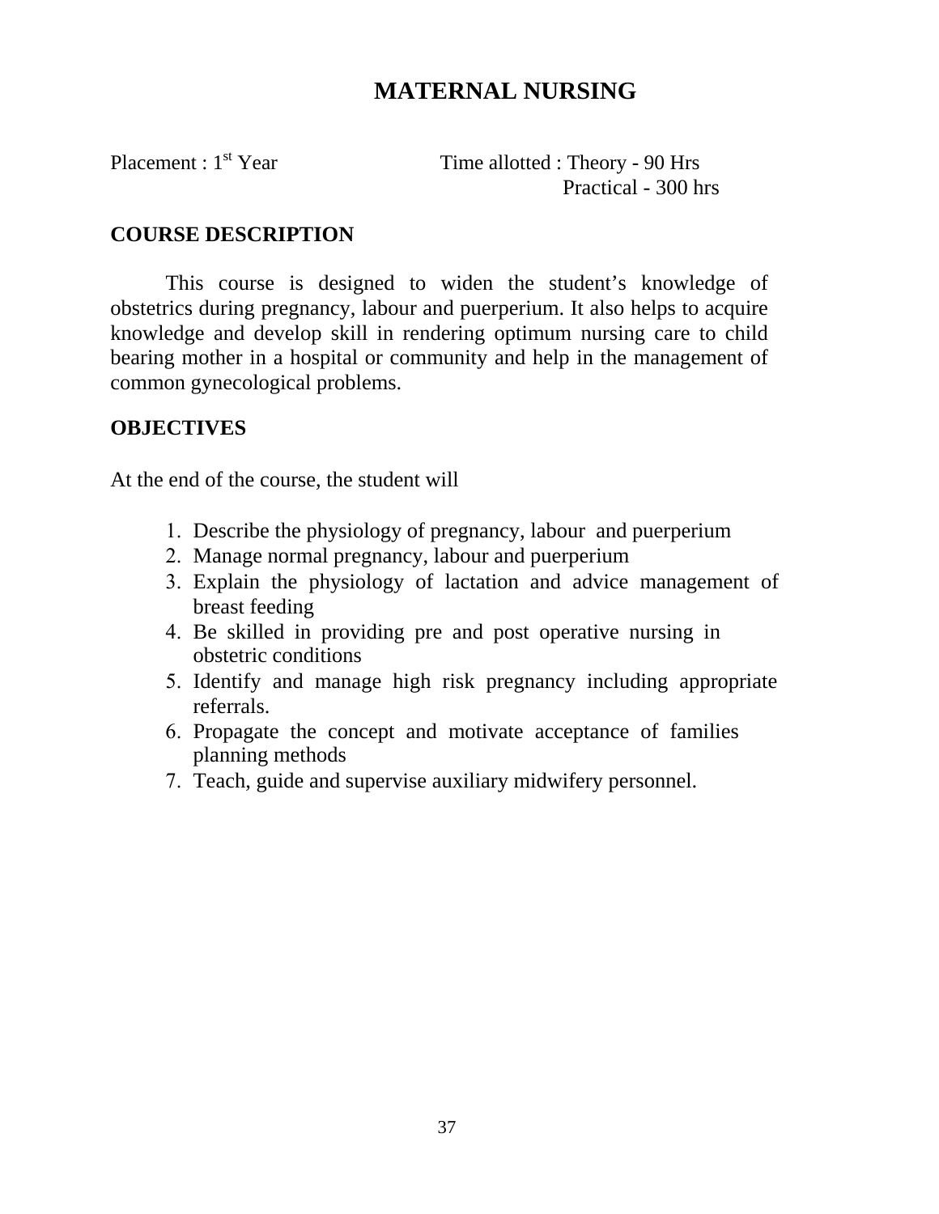# MATERNAL NURSING

Placement : 1st Year Time allotted : Theory - 90 Hrs
Practical - 300 hrs

## COURSE DESCRIPTION

This course is designed to widen the student's knowledge of obstetrics during pregnancy, labour and puerperium. It also helps to acquire knowledge and develop skill in rendering optimum nursing care to child bearing mother in a hospital or community and help in the management of common gynecological problems.

## OBJECTIVES

At the end of the course, the student will

1. Describe the physiology of pregnancy, labour and puerperium
2. Manage normal pregnancy, labour and puerperium
3. Explain the physiology of lactation and advice management of breast feeding
4. Be skilled in providing pre and post operative nursing in obstetric conditions
5. Identify and manage high risk pregnancy including appropriate referrals.
6. Propagate the concept and motivate acceptance of families planning methods
7. Teach, guide and supervise auxiliary midwifery personnel.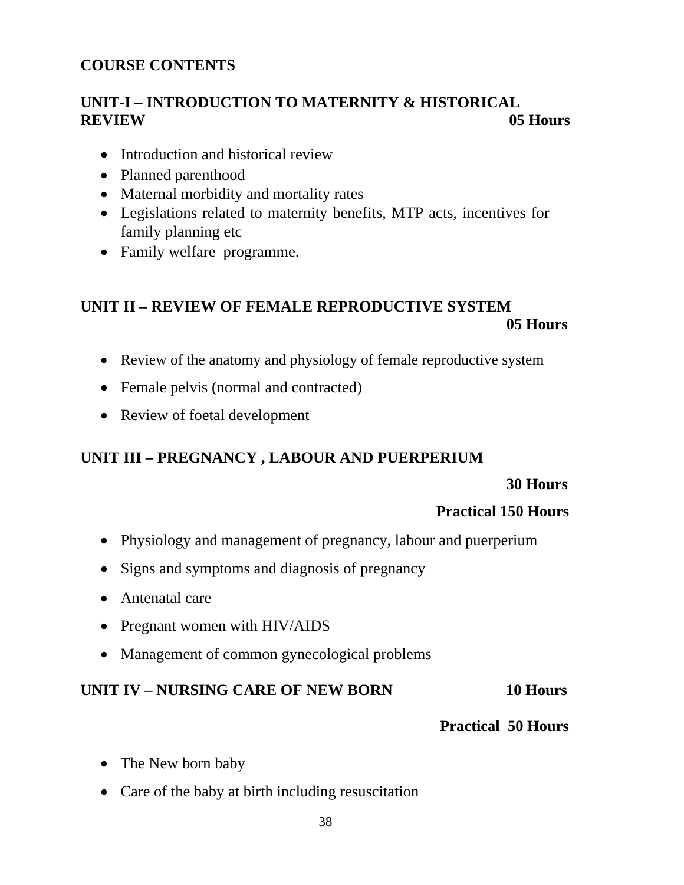## COURSE CONTENTS

### UNIT-I – INTRODUCTION TO MATERNITY & HISTORICAL REVIEW — 05 Hours

- Introduction and historical review
- Planned parenthood
- Maternal morbidity and mortality rates
- Legislations related to maternity benefits, MTP acts, incentives for family planning etc
- Family welfare programme.

### UNIT II – REVIEW OF FEMALE REPRODUCTIVE SYSTEM — 05 Hours

- Review of the anatomy and physiology of female reproductive system
- Female pelvis (normal and contracted)
- Review of foetal development

### UNIT III – PREGNANCY , LABOUR AND PUERPERIUM

**30 Hours**

**Practical 150 Hours**

- Physiology and management of pregnancy, labour and puerperium
- Signs and symptoms and diagnosis of pregnancy
- Antenatal care
- Pregnant women with HIV/AIDS
- Management of common gynecological problems

### UNIT IV – NURSING CARE OF NEW BORN — 10 Hours

**Practical 50 Hours**

- The New born baby
- Care of the baby at birth including resuscitation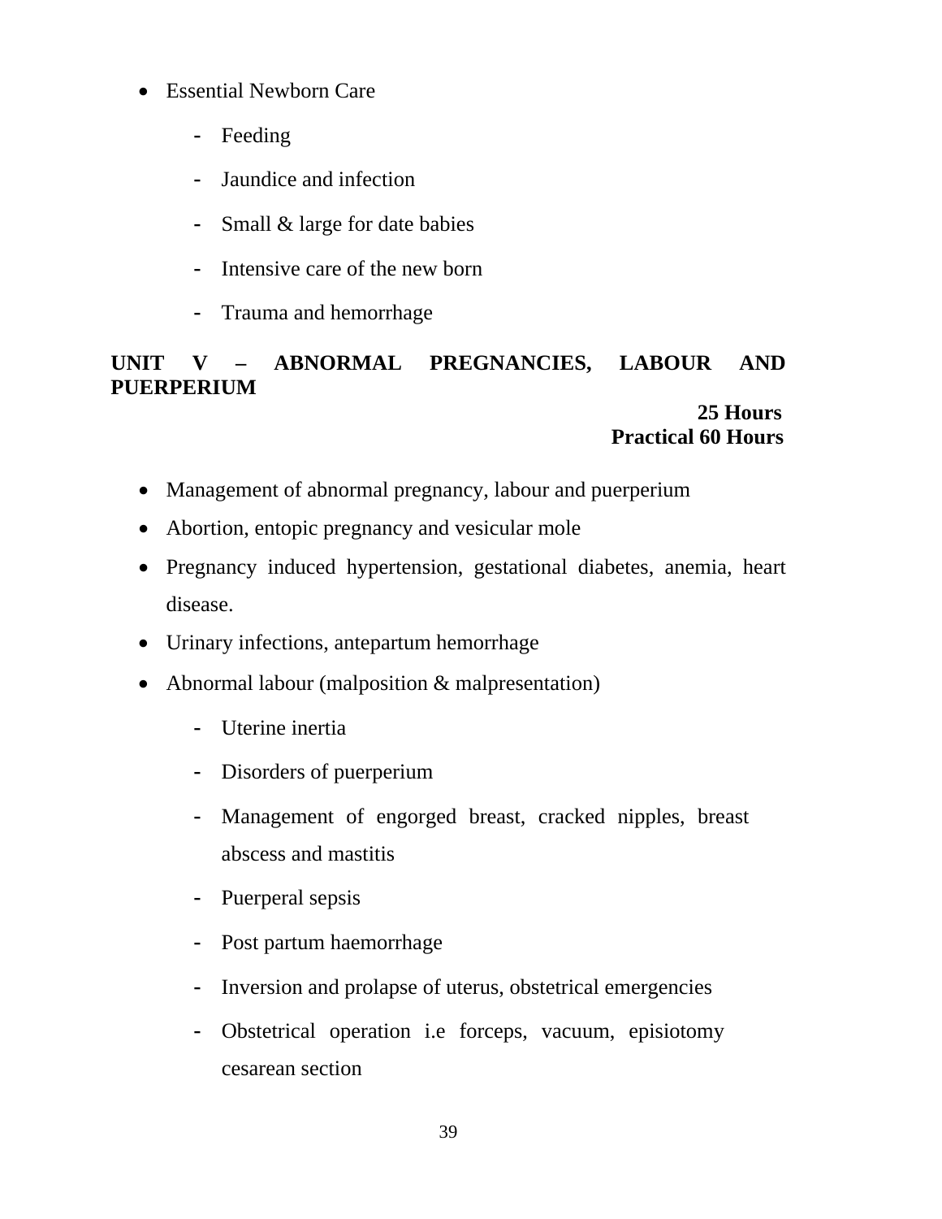- Essential Newborn Care
  - Feeding
  - Jaundice and infection
  - Small & large for date babies
  - Intensive care of the new born
  - Trauma and hemorrhage

## UNIT V – ABNORMAL PREGNANCIES, LABOUR AND PUERPERIUM

**25 Hours**
**Practical 60 Hours**

- Management of abnormal pregnancy, labour and puerperium
- Abortion, entopic pregnancy and vesicular mole
- Pregnancy induced hypertension, gestational diabetes, anemia, heart disease.
- Urinary infections, antepartum hemorrhage
- Abnormal labour (malposition & malpresentation)
  - Uterine inertia
  - Disorders of puerperium
  - Management of engorged breast, cracked nipples, breast abscess and mastitis
  - Puerperal sepsis
  - Post partum haemorrhage
  - Inversion and prolapse of uterus, obstetrical emergencies
  - Obstetrical operation i.e forceps, vacuum, episiotomy cesarean section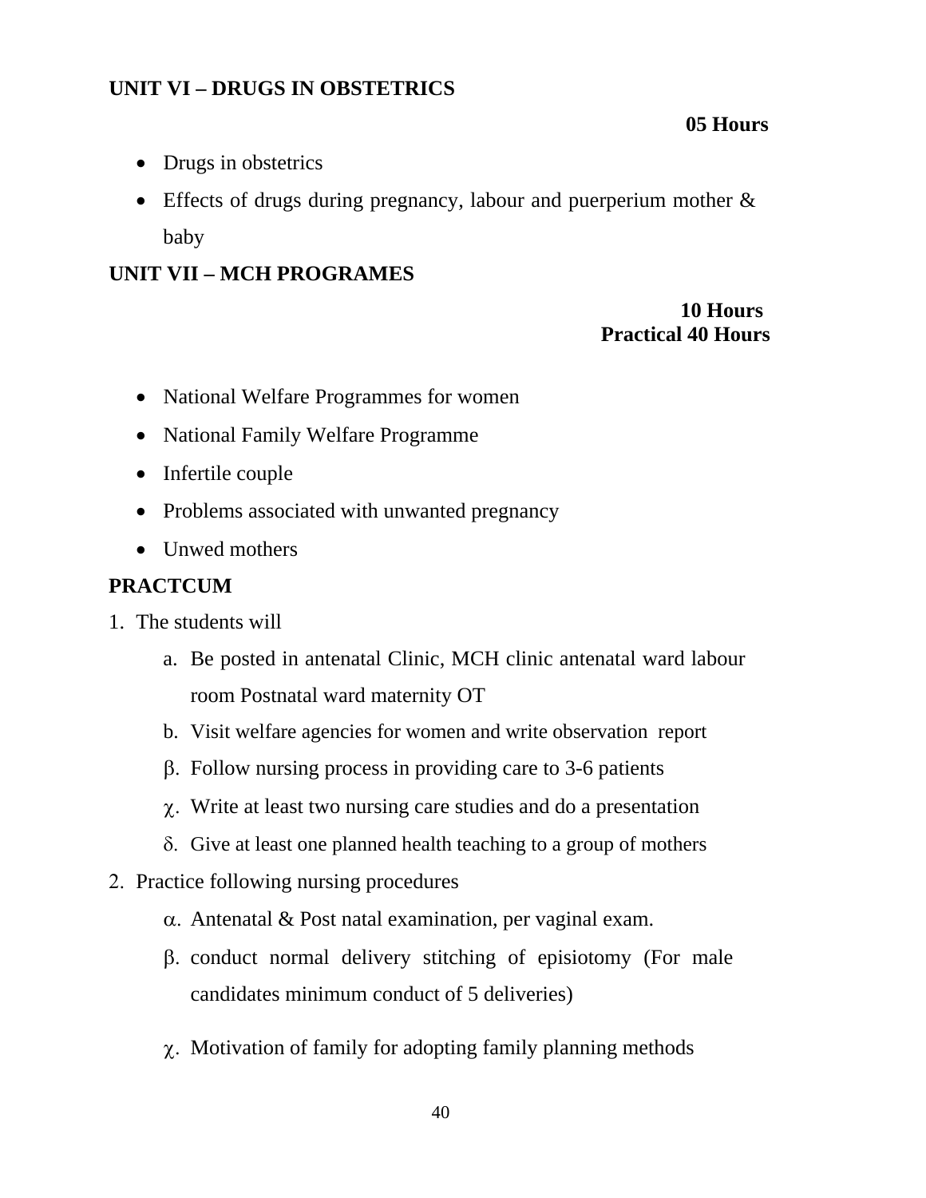### UNIT VI – DRUGS IN OBSTETRICS

**05 Hours**

- Drugs in obstetrics
- Effects of drugs during pregnancy, labour and puerperium mother & baby

### UNIT VII – MCH PROGRAMES

**10 Hours**
**Practical 40 Hours**

- National Welfare Programmes for women
- National Family Welfare Programme
- Infertile couple
- Problems associated with unwanted pregnancy
- Unwed mothers

### PRACTCUM

1. The students will
   a. Be posted in antenatal Clinic, MCH clinic antenatal ward labour room Postnatal ward maternity OT
   b. Visit welfare agencies for women and write observation report
   β. Follow nursing process in providing care to 3-6 patients
   χ. Write at least two nursing care studies and do a presentation
   δ. Give at least one planned health teaching to a group of mothers
2. Practice following nursing procedures
   α. Antenatal & Post natal examination, per vaginal exam.
   β. conduct normal delivery stitching of episiotomy (For male candidates minimum conduct of 5 deliveries)
   χ. Motivation of family for adopting family planning methods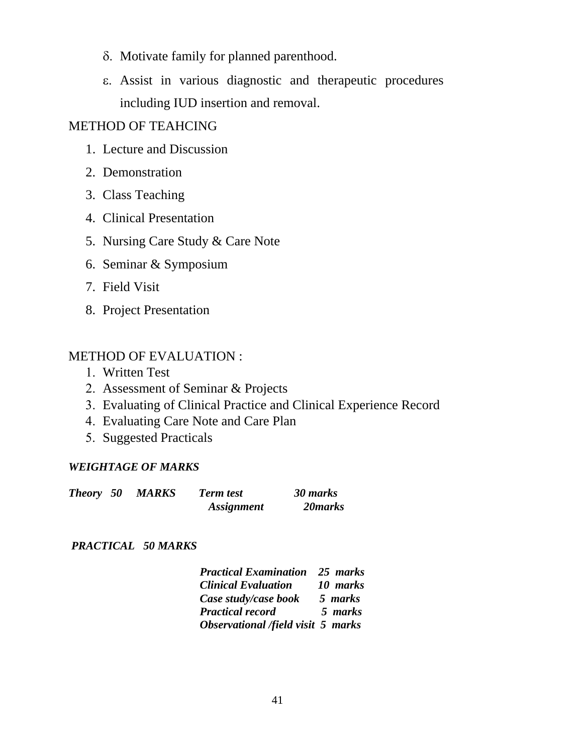δ. Motivate family for planned parenthood.

ε. Assist in various diagnostic and therapeutic procedures including IUD insertion and removal.

METHOD OF TEAHCING

1. Lecture and Discussion
2. Demonstration
3. Class Teaching
4. Clinical Presentation
5. Nursing Care Study & Care Note
6. Seminar & Symposium
7. Field Visit
8. Project Presentation

METHOD OF EVALUATION :

1. Written Test
2. Assessment of Seminar & Projects
3. Evaluating of Clinical Practice and Clinical Experience Record
4. Evaluating Care Note and Care Plan
5. Suggested Practicals

***WEIGHTAGE OF MARKS***

***Theory 50 MARKS***

| | |
|---|---|
| ***Term test*** | ***30 marks*** |
| ***Assignment*** | ***20marks*** |

***PRACTICAL 50 MARKS***

| | |
|---|---|
| ***Practical Examination*** | ***25 marks*** |
| ***Clinical Evaluation*** | ***10 marks*** |
| ***Case study/case book*** | ***5 marks*** |
| ***Practical record*** | ***5 marks*** |
| ***Observational /field visit*** | ***5 marks*** |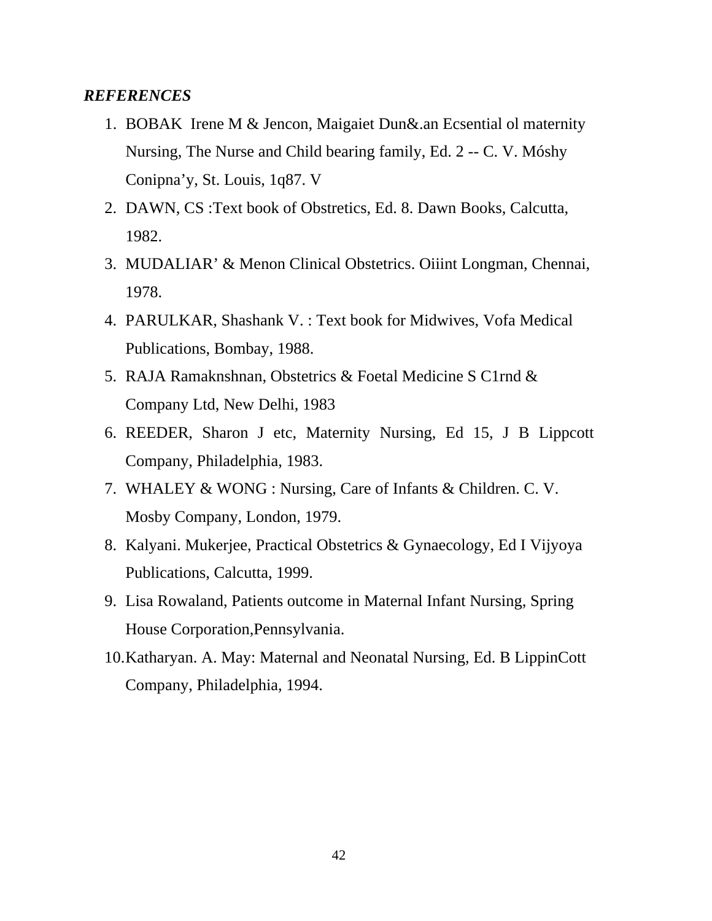***REFERENCES***

1. BOBAK Irene M & Jencon, Maigaiet Dun&.an Ecsential ol maternity Nursing, The Nurse and Child bearing family, Ed. 2 -- C. V. Móshy Conipna'y, St. Louis, 1q87. V
2. DAWN, CS :Text book of Obstretics, Ed. 8. Dawn Books, Calcutta, 1982.
3. MUDALIAR' & Menon Clinical Obstetrics. Oiiint Longman, Chennai, 1978.
4. PARULKAR, Shashank V. : Text book for Midwives, Vofa Medical Publications, Bombay, 1988.
5. RAJA Ramaknshnan, Obstetrics & Foetal Medicine S C1rnd & Company Ltd, New Delhi, 1983
6. REEDER, Sharon J etc, Maternity Nursing, Ed 15, J B Lippcott Company, Philadelphia, 1983.
7. WHALEY & WONG : Nursing, Care of Infants & Children. C. V. Mosby Company, London, 1979.
8. Kalyani. Mukerjee, Practical Obstetrics & Gynaecology, Ed I Vijyoya Publications, Calcutta, 1999.
9. Lisa Rowaland, Patients outcome in Maternal Infant Nursing, Spring House Corporation,Pennsylvania.
10. Katharyan. A. May: Maternal and Neonatal Nursing, Ed. B LippinCott Company, Philadelphia, 1994.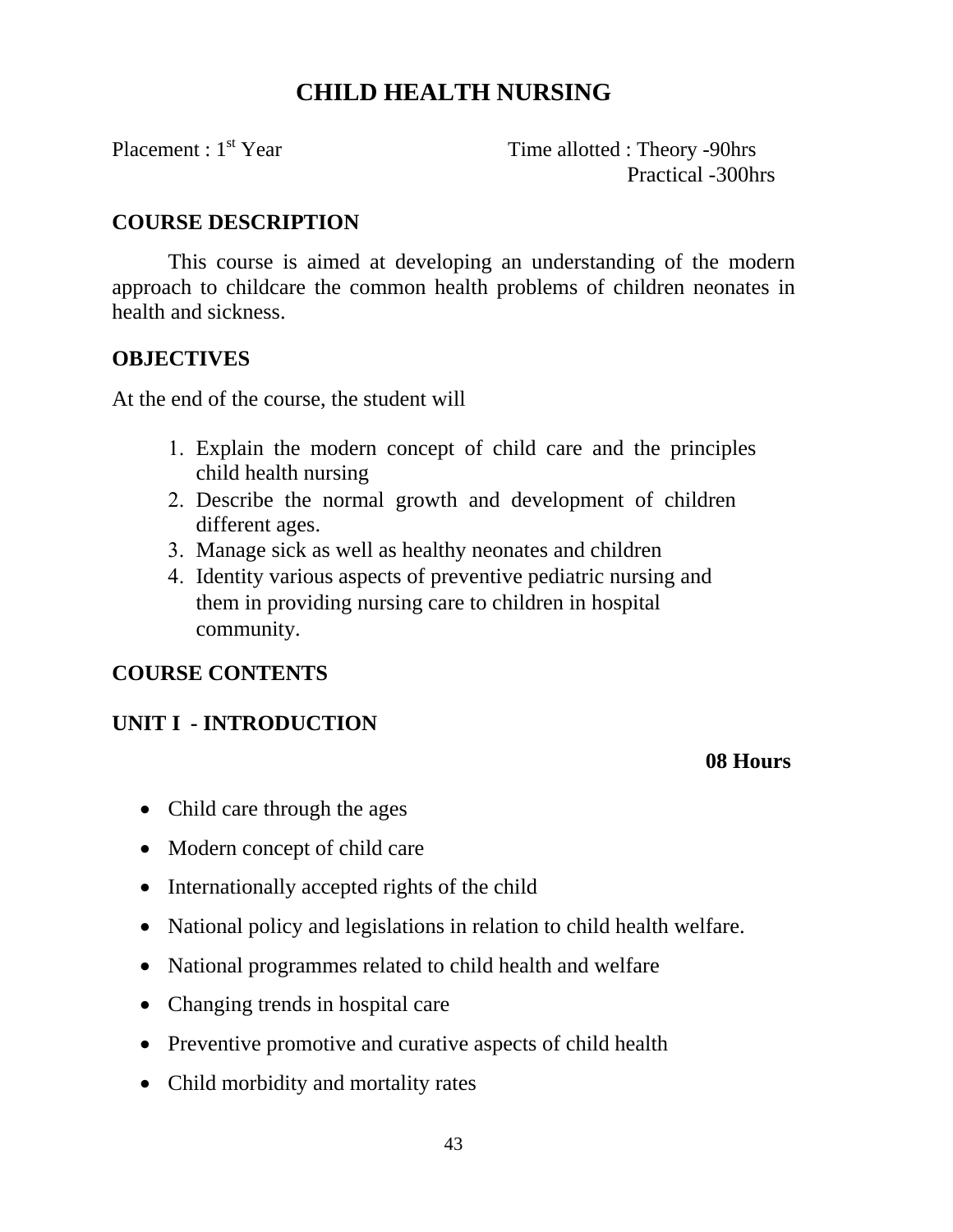# CHILD HEALTH NURSING

Placement : 1st Year

Time allotted : Theory -90hrs
Practical -300hrs

## COURSE DESCRIPTION

This course is aimed at developing an understanding of the modern approach to childcare the common health problems of children neonates in health and sickness.

## OBJECTIVES

At the end of the course, the student will

1. Explain the modern concept of child care and the principles child health nursing
2. Describe the normal growth and development of children different ages.
3. Manage sick as well as healthy neonates and children
4. Identity various aspects of preventive pediatric nursing and them in providing nursing care to children in hospital community.

## COURSE CONTENTS

### UNIT I - INTRODUCTION

**08 Hours**

- Child care through the ages
- Modern concept of child care
- Internationally accepted rights of the child
- National policy and legislations in relation to child health welfare.
- National programmes related to child health and welfare
- Changing trends in hospital care
- Preventive promotive and curative aspects of child health
- Child morbidity and mortality rates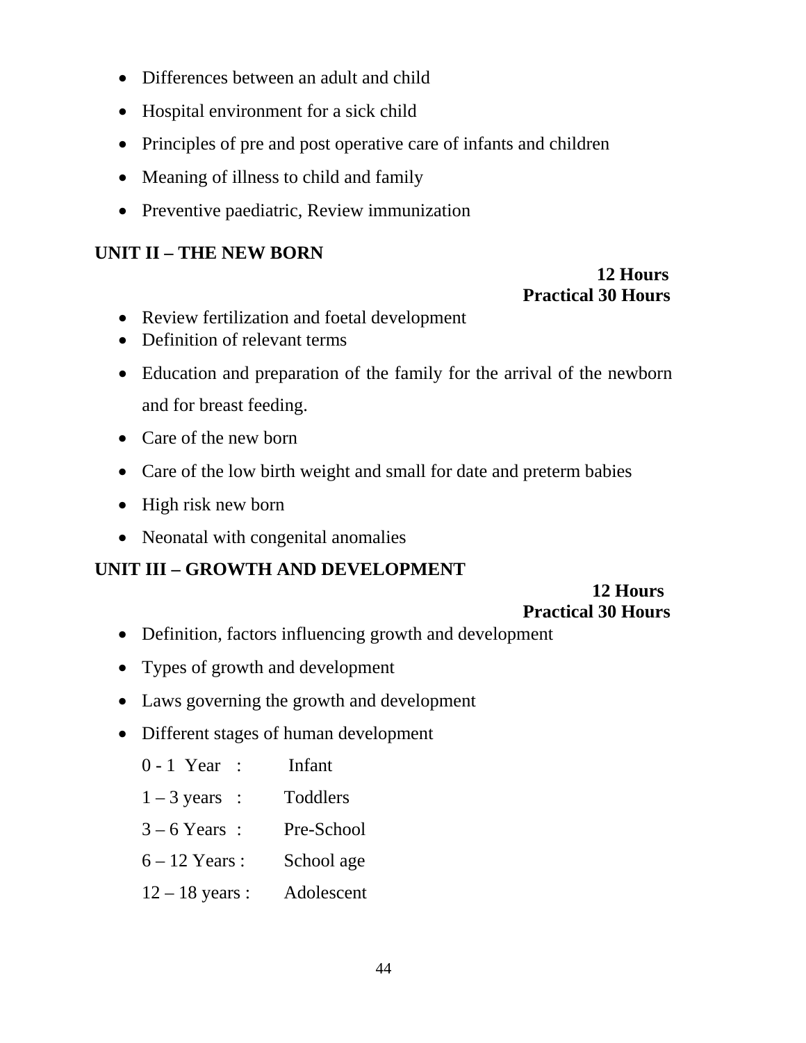- Differences between an adult and child
- Hospital environment for a sick child
- Principles of pre and post operative care of infants and children
- Meaning of illness to child and family
- Preventive paediatric, Review immunization

## UNIT II – THE NEW BORN

**12 Hours**
**Practical 30 Hours**

- Review fertilization and foetal development
- Definition of relevant terms
- Education and preparation of the family for the arrival of the newborn and for breast feeding.
- Care of the new born
- Care of the low birth weight and small for date and preterm babies
- High risk new born
- Neonatal with congenital anomalies

## UNIT III – GROWTH AND DEVELOPMENT

**12 Hours**
**Practical 30 Hours**

- Definition, factors influencing growth and development
- Types of growth and development
- Laws governing the growth and development
- Different stages of human development

  0 - 1 Year : Infant

  1 – 3 years : Toddlers

  3 – 6 Years : Pre-School

  6 – 12 Years : School age

  12 – 18 years : Adolescent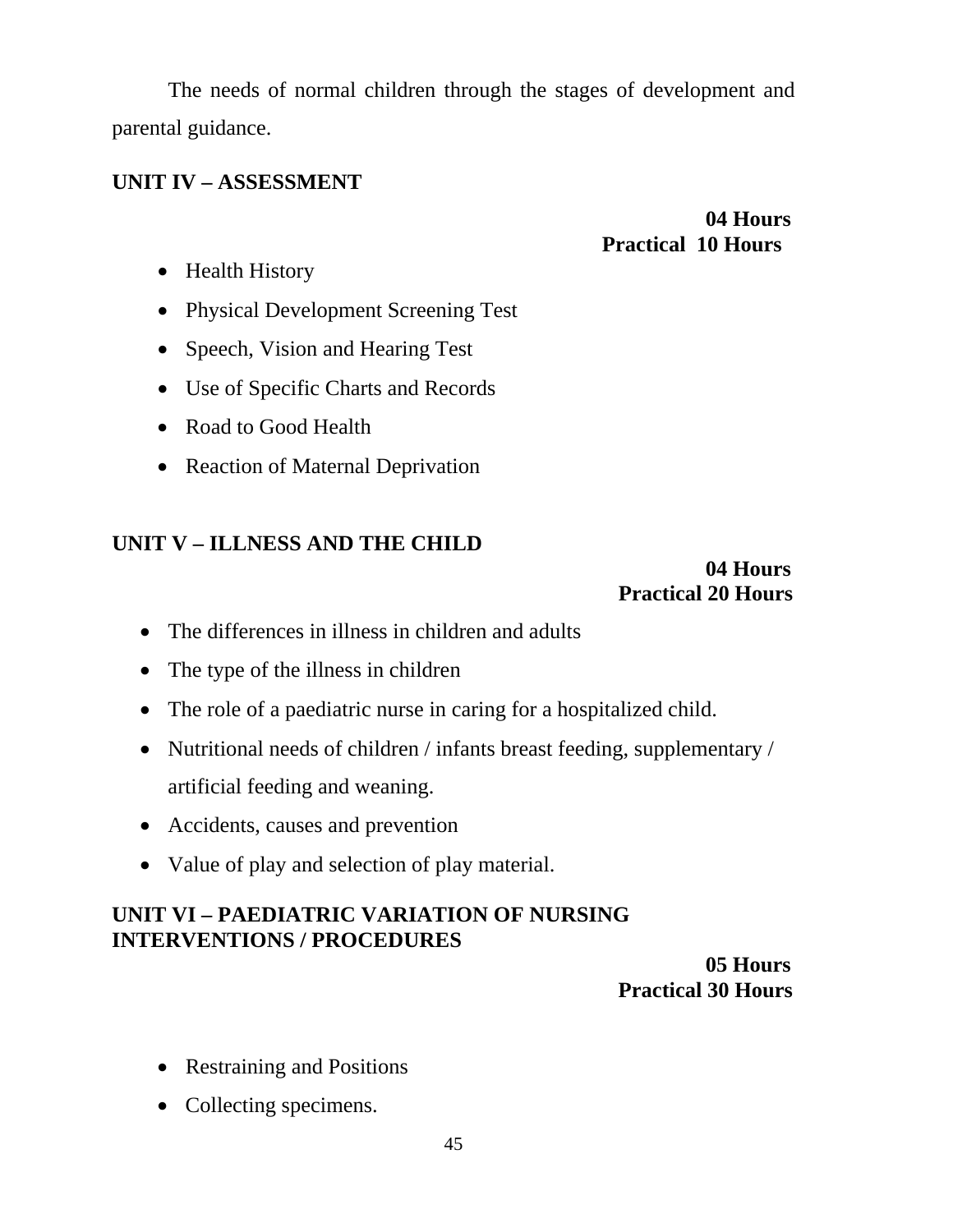The needs of normal children through the stages of development and parental guidance.

**UNIT IV – ASSESSMENT**

**04 Hours**
**Practical 10 Hours**

- Health History
- Physical Development Screening Test
- Speech, Vision and Hearing Test
- Use of Specific Charts and Records
- Road to Good Health
- Reaction of Maternal Deprivation

**UNIT V – ILLNESS AND THE CHILD**

**04 Hours**
**Practical 20 Hours**

- The differences in illness in children and adults
- The type of the illness in children
- The role of a paediatric nurse in caring for a hospitalized child.
- Nutritional needs of children / infants breast feeding, supplementary / artificial feeding and weaning.
- Accidents, causes and prevention
- Value of play and selection of play material.

**UNIT VI – PAEDIATRIC VARIATION OF NURSING INTERVENTIONS / PROCEDURES**

**05 Hours**
**Practical 30 Hours**

- Restraining and Positions
- Collecting specimens.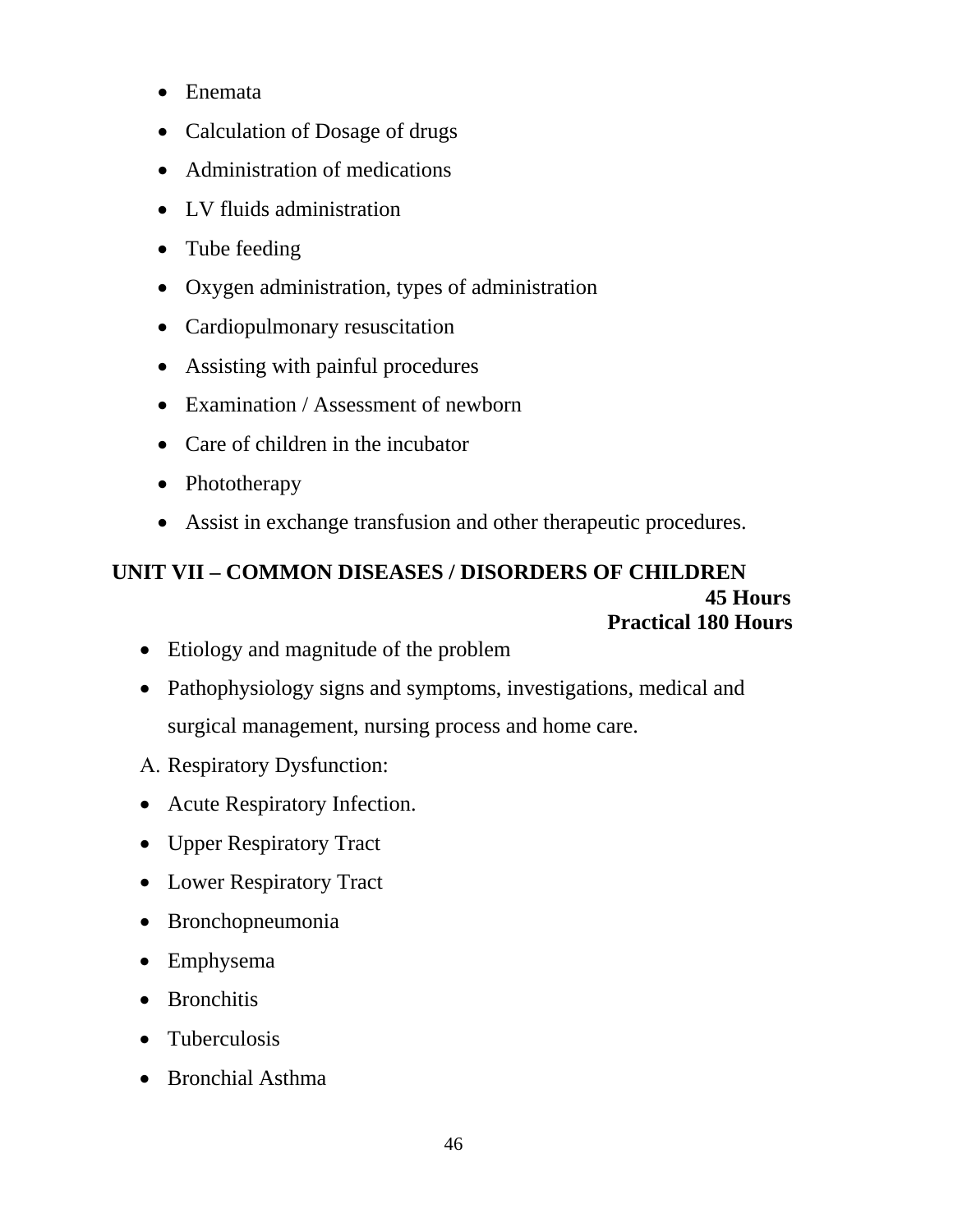- Enemata
- Calculation of Dosage of drugs
- Administration of medications
- LV fluids administration
- Tube feeding
- Oxygen administration, types of administration
- Cardiopulmonary resuscitation
- Assisting with painful procedures
- Examination / Assessment of newborn
- Care of children in the incubator
- Phototherapy
- Assist in exchange transfusion and other therapeutic procedures.

## UNIT VII – COMMON DISEASES / DISORDERS OF CHILDREN

**45 Hours**
**Practical 180 Hours**

- Etiology and magnitude of the problem
- Pathophysiology signs and symptoms, investigations, medical and surgical management, nursing process and home care.

A. Respiratory Dysfunction:

- Acute Respiratory Infection.
- Upper Respiratory Tract
- Lower Respiratory Tract
- Bronchopneumonia
- Emphysema
- Bronchitis
- Tuberculosis
- Bronchial Asthma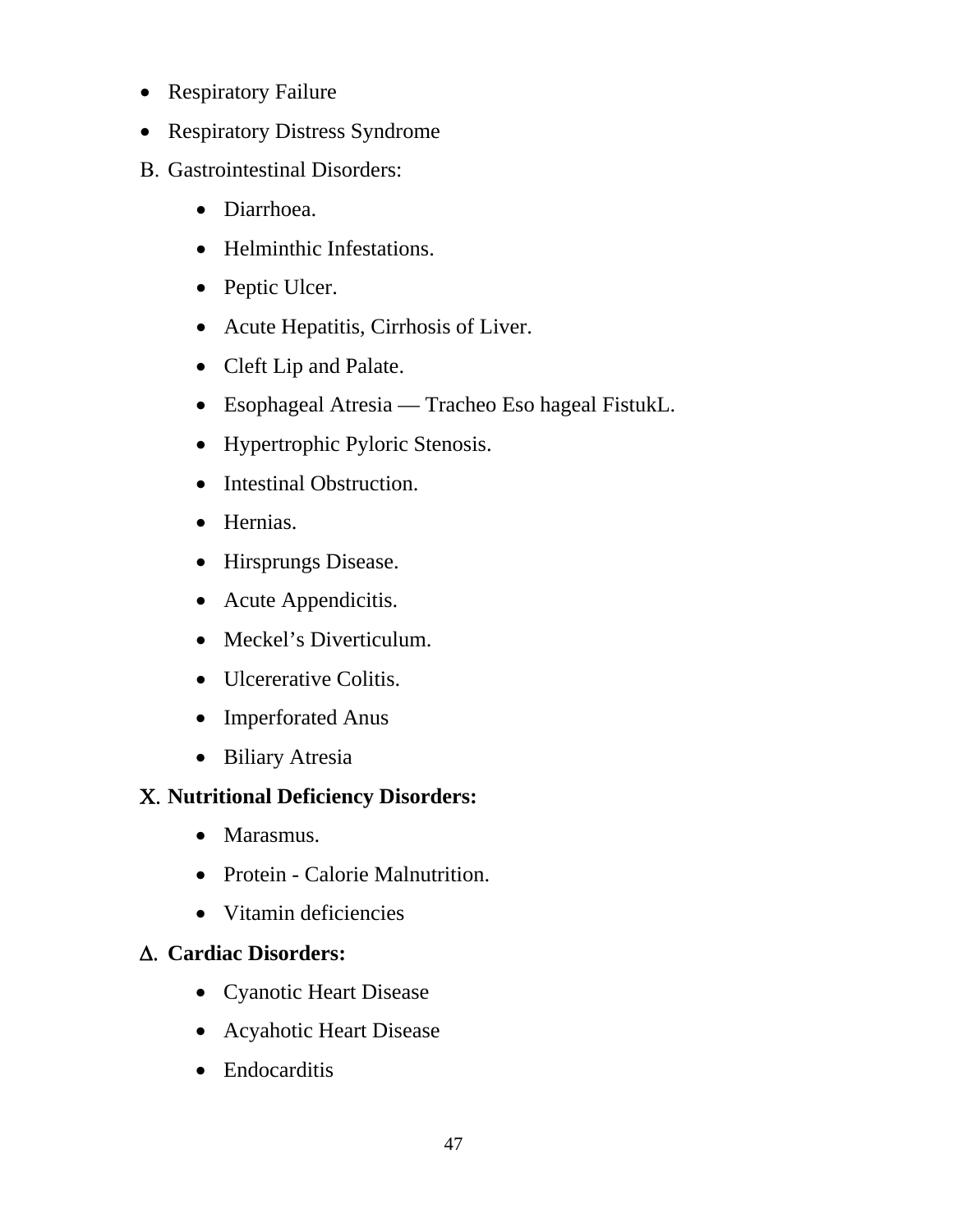- Respiratory Failure
- Respiratory Distress Syndrome

B. Gastrointestinal Disorders:

- Diarrhoea.
- Helminthic Infestations.
- Peptic Ulcer.
- Acute Hepatitis, Cirrhosis of Liver.
- Cleft Lip and Palate.
- Esophageal Atresia — Tracheo Eso hageal FistukL.
- Hypertrophic Pyloric Stenosis.
- Intestinal Obstruction.
- Hernias.
- Hirsprungs Disease.
- Acute Appendicitis.
- Meckel's Diverticulum.
- Ulcererative Colitis.
- Imperforated Anus
- Biliary Atresia

**Χ. Nutritional Deficiency Disorders:**

- Marasmus.
- Protein - Calorie Malnutrition.
- Vitamin deficiencies

**Δ. Cardiac Disorders:**

- Cyanotic Heart Disease
- Acyahotic Heart Disease
- Endocarditis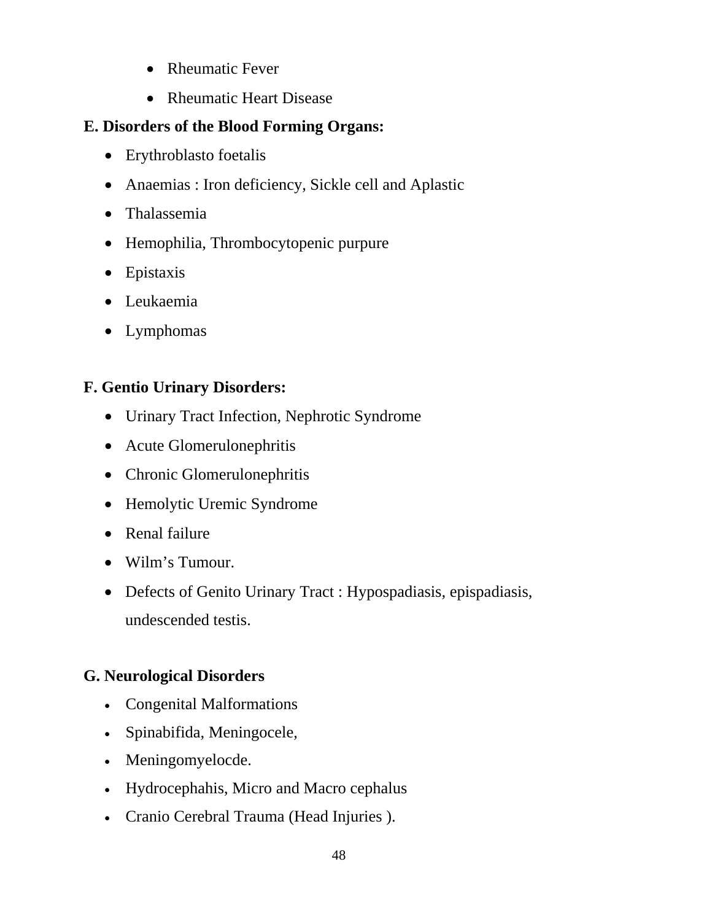- Rheumatic Fever
- Rheumatic Heart Disease

**E. Disorders of the Blood Forming Organs:**

- Erythroblasto foetalis
- Anaemias : Iron deficiency, Sickle cell and Aplastic
- Thalassemia
- Hemophilia, Thrombocytopenic purpure
- Epistaxis
- Leukaemia
- Lymphomas

**F. Gentio Urinary Disorders:**

- Urinary Tract Infection, Nephrotic Syndrome
- Acute Glomerulonephritis
- Chronic Glomerulonephritis
- Hemolytic Uremic Syndrome
- Renal failure
- Wilm's Tumour.
- Defects of Genito Urinary Tract : Hypospadiasis, epispadiasis, undescended testis.

**G. Neurological Disorders**

- Congenital Malformations
- Spinabifida, Meningocele,
- Meningomyelocde.
- Hydrocephahis, Micro and Macro cephalus
- Cranio Cerebral Trauma (Head Injuries ).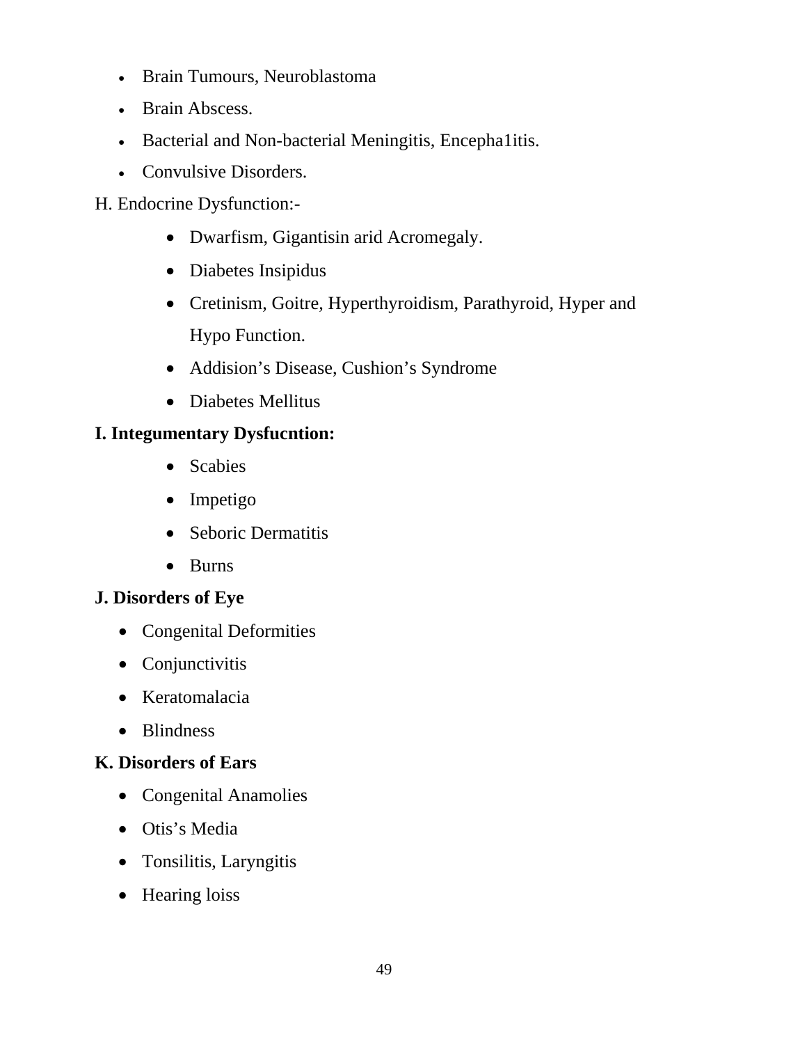- Brain Tumours, Neuroblastoma
- Brain Abscess.
- Bacterial and Non-bacterial Meningitis, Encepha1itis.
- Convulsive Disorders.

H. Endocrine Dysfunction:-

- Dwarfism, Gigantisin arid Acromegaly.
- Diabetes Insipidus
- Cretinism, Goitre, Hyperthyroidism, Parathyroid, Hyper and Hypo Function.
- Addision's Disease, Cushion's Syndrome
- Diabetes Mellitus

**I. Integumentary Dysfucntion:**

- Scabies
- Impetigo
- Seboric Dermatitis
- Burns

**J. Disorders of Eye**

- Congenital Deformities
- Conjunctivitis
- Keratomalacia
- Blindness

**K. Disorders of Ears**

- Congenital Anamolies
- Otis's Media
- Tonsilitis, Laryngitis
- Hearing loiss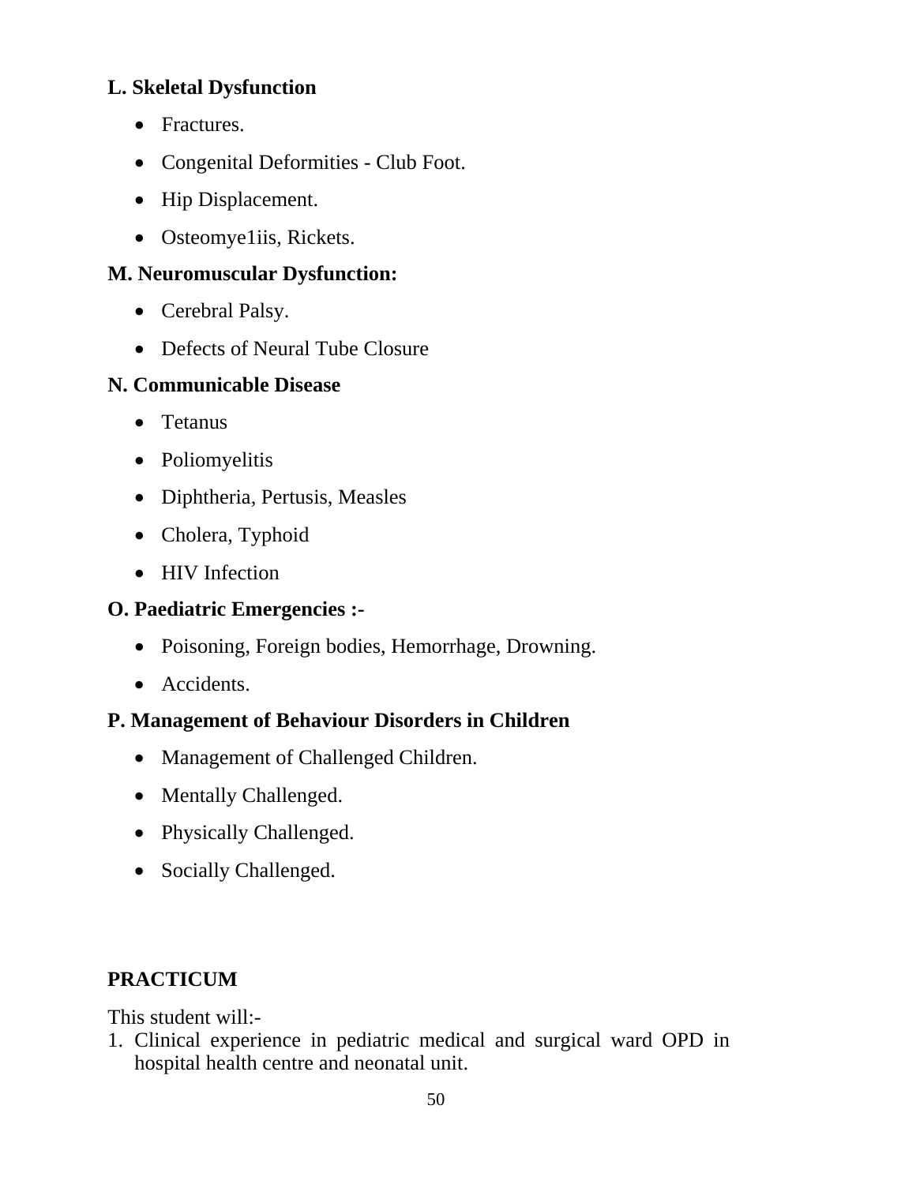**L. Skeletal Dysfunction**

- Fractures.
- Congenital Deformities - Club Foot.
- Hip Displacement.
- Osteomye1iis, Rickets.

**M. Neuromuscular Dysfunction:**

- Cerebral Palsy.
- Defects of Neural Tube Closure

**N. Communicable Disease**

- Tetanus
- Poliomyelitis
- Diphtheria, Pertusis, Measles
- Cholera, Typhoid
- HIV Infection

**O. Paediatric Emergencies :-**

- Poisoning, Foreign bodies, Hemorrhage, Drowning.
- Accidents.

**P. Management of Behaviour Disorders in Children**

- Management of Challenged Children.
- Mentally Challenged.
- Physically Challenged.
- Socially Challenged.

**PRACTICUM**

This student will:-

1. Clinical experience in pediatric medical and surgical ward OPD in hospital health centre and neonatal unit.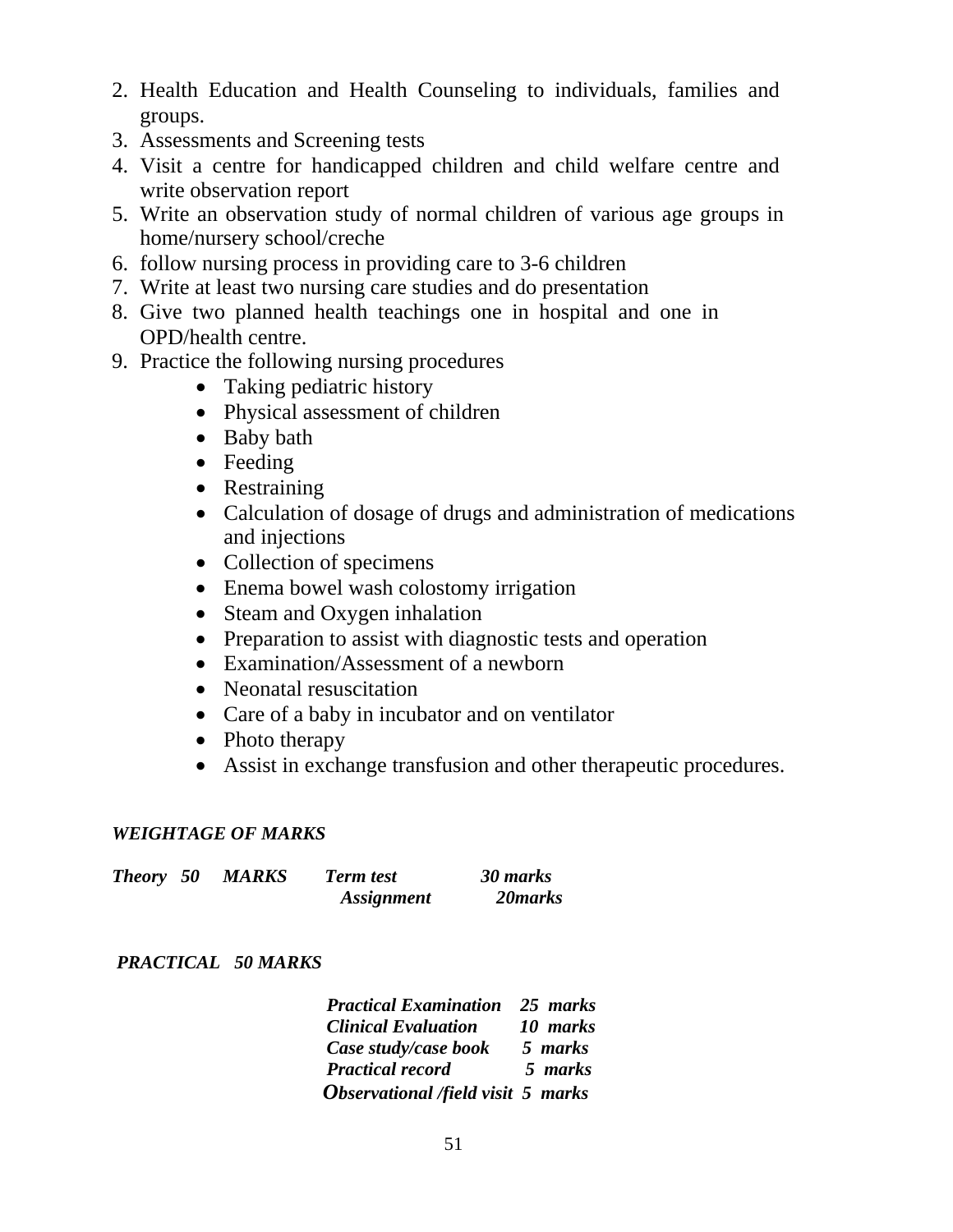2. Health Education and Health Counseling to individuals, families and groups.
3. Assessments and Screening tests
4. Visit a centre for handicapped children and child welfare centre and write observation report
5. Write an observation study of normal children of various age groups in home/nursery school/creche
6. follow nursing process in providing care to 3-6 children
7. Write at least two nursing care studies and do presentation
8. Give two planned health teachings one in hospital and one in OPD/health centre.
9. Practice the following nursing procedures
   - Taking pediatric history
   - Physical assessment of children
   - Baby bath
   - Feeding
   - Restraining
   - Calculation of dosage of drugs and administration of medications and injections
   - Collection of specimens
   - Enema bowel wash colostomy irrigation
   - Steam and Oxygen inhalation
   - Preparation to assist with diagnostic tests and operation
   - Examination/Assessment of a newborn
   - Neonatal resuscitation
   - Care of a baby in incubator and on ventilator
   - Photo therapy
   - Assist in exchange transfusion and other therapeutic procedures.

***WEIGHTAGE OF MARKS***

***Theory 50 MARKS***

| | |
|---|---|
| ***Term test*** | ***30 marks*** |
| ***Assignment*** | ***20marks*** |

***PRACTICAL 50 MARKS***

| | |
|---|---|
| ***Practical Examination*** | ***25 marks*** |
| ***Clinical Evaluation*** | ***10 marks*** |
| ***Case study/case book*** | ***5 marks*** |
| ***Practical record*** | ***5 marks*** |
| ***Observational /field visit*** | ***5 marks*** |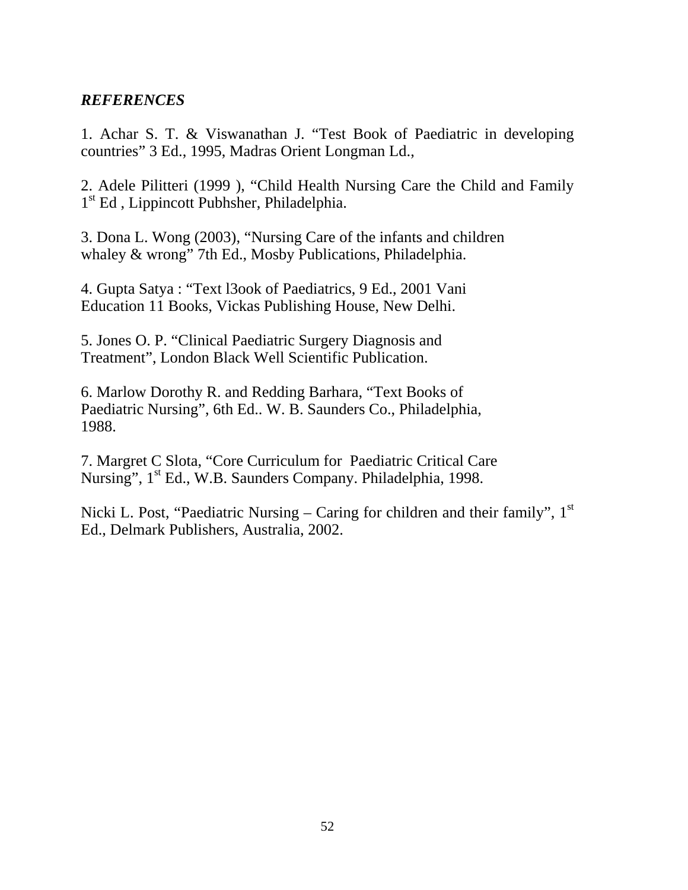***REFERENCES***

1. Achar S. T. & Viswanathan J. “Test Book of Paediatric in developing countries” 3 Ed., 1995, Madras Orient Longman Ld.,

2. Adele Pilitteri (1999 ), “Child Health Nursing Care the Child and Family 1st Ed , Lippincott Pubhsher, Philadelphia.

3. Dona L. Wong (2003), “Nursing Care of the infants and children whaley & wrong” 7th Ed., Mosby Publications, Philadelphia.

4. Gupta Satya : “Text l3ook of Paediatrics, 9 Ed., 2001 Vani Education 11 Books, Vickas Publishing House, New Delhi.

5. Jones O. P. “Clinical Paediatric Surgery Diagnosis and Treatment”, London Black Well Scientific Publication.

6. Marlow Dorothy R. and Redding Barhara, “Text Books of Paediatric Nursing”, 6th Ed.. W. B. Saunders Co., Philadelphia, 1988.

7. Margret C Slota, “Core Curriculum for Paediatric Critical Care Nursing”, 1st Ed., W.B. Saunders Company. Philadelphia, 1998.

Nicki L. Post, “Paediatric Nursing – Caring for children and their family”, 1st Ed., Delmark Publishers, Australia, 2002.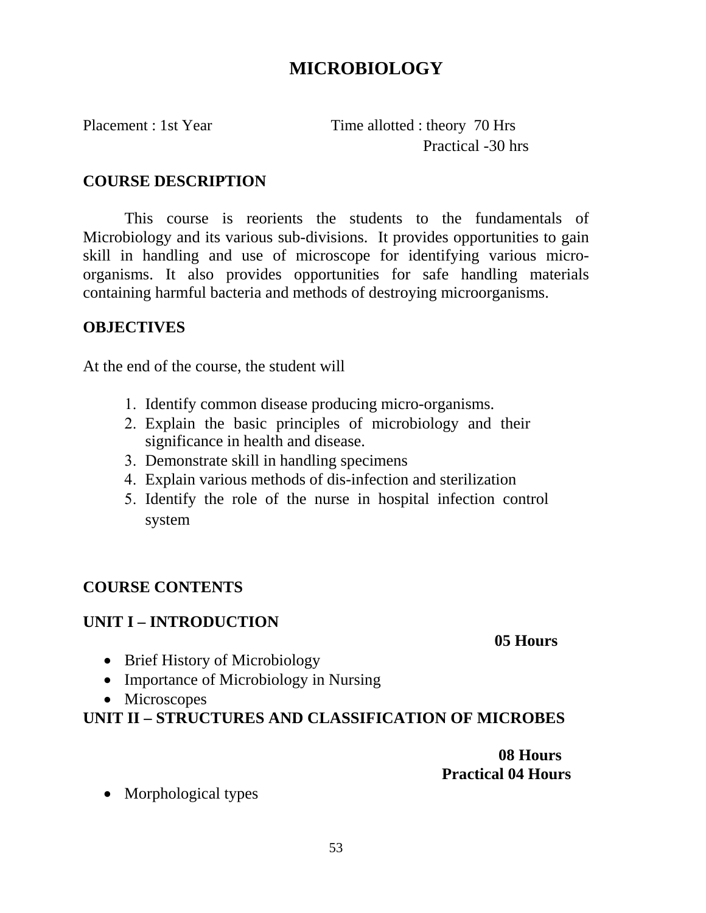# MICROBIOLOGY

Placement : 1st Year    Time allotted : theory 70 Hrs
Practical -30 hrs

## COURSE DESCRIPTION

This course is reorients the students to the fundamentals of Microbiology and its various sub-divisions. It provides opportunities to gain skill in handling and use of microscope for identifying various micro-organisms. It also provides opportunities for safe handling materials containing harmful bacteria and methods of destroying microorganisms.

## OBJECTIVES

At the end of the course, the student will

1. Identify common disease producing micro-organisms.
2. Explain the basic principles of microbiology and their significance in health and disease.
3. Demonstrate skill in handling specimens
4. Explain various methods of dis-infection and sterilization
5. Identify the role of the nurse in hospital infection control system

## COURSE CONTENTS

### UNIT I – INTRODUCTION

**05 Hours**

- Brief History of Microbiology
- Importance of Microbiology in Nursing
- Microscopes

### UNIT II – STRUCTURES AND CLASSIFICATION OF MICROBES

**08 Hours**
**Practical 04 Hours**

- Morphological types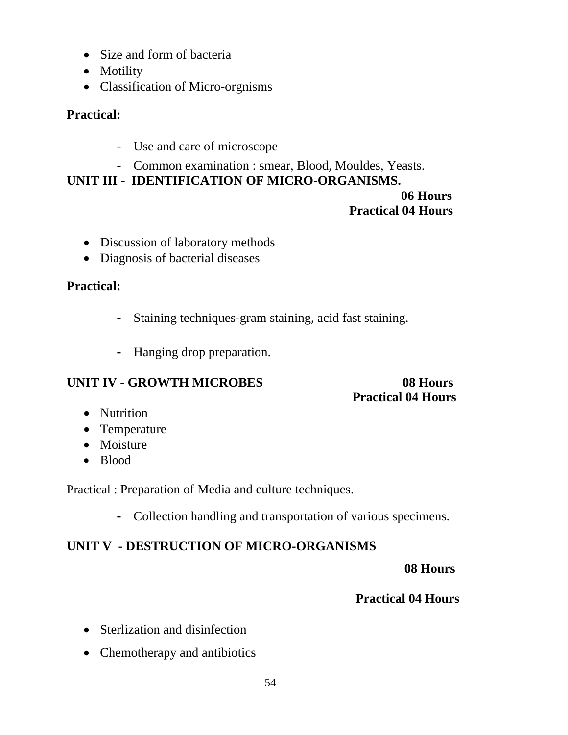- Size and form of bacteria
- Motility
- Classification of Micro-orgnisms

**Practical:**

- Use and care of microscope
- Common examination : smear, Blood, Mouldes, Yeasts.

**UNIT III - IDENTIFICATION OF MICRO-ORGANISMS.**

**06 Hours**
**Practical 04 Hours**

- Discussion of laboratory methods
- Diagnosis of bacterial diseases

**Practical:**

- Staining techniques-gram staining, acid fast staining.
- Hanging drop preparation.

**UNIT IV - GROWTH MICROBES** **08 Hours**
**Practical 04 Hours**

- Nutrition
- Temperature
- Moisture
- Blood

Practical : Preparation of Media and culture techniques.

- Collection handling and transportation of various specimens.

**UNIT V - DESTRUCTION OF MICRO-ORGANISMS**

**08 Hours**

**Practical 04 Hours**

- Sterlization and disinfection
- Chemotherapy and antibiotics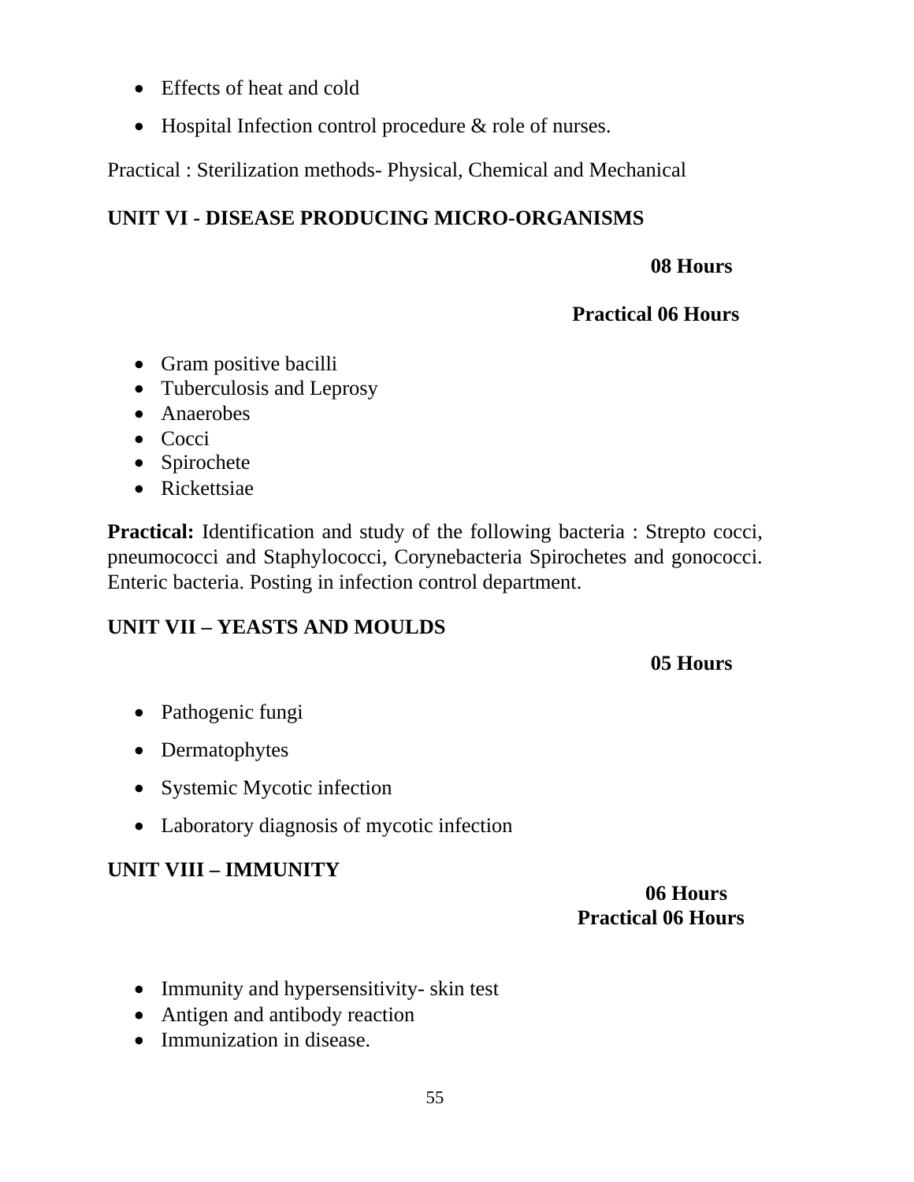- Effects of heat and cold
- Hospital Infection control procedure & role of nurses.

Practical : Sterilization methods- Physical, Chemical and Mechanical

**UNIT VI - DISEASE PRODUCING MICRO-ORGANISMS**

**08 Hours**

**Practical 06 Hours**

- Gram positive bacilli
- Tuberculosis and Leprosy
- Anaerobes
- Cocci
- Spirochete
- Rickettsiae

**Practical:** Identification and study of the following bacteria : Strepto cocci, pneumococci and Staphylococci, Corynebacteria Spirochetes and gonococci. Enteric bacteria. Posting in infection control department.

**UNIT VII – YEASTS AND MOULDS**

**05 Hours**

- Pathogenic fungi
- Dermatophytes
- Systemic Mycotic infection
- Laboratory diagnosis of mycotic infection

**UNIT VIII – IMMUNITY**

**06 Hours**
**Practical 06 Hours**

- Immunity and hypersensitivity- skin test
- Antigen and antibody reaction
- Immunization in disease.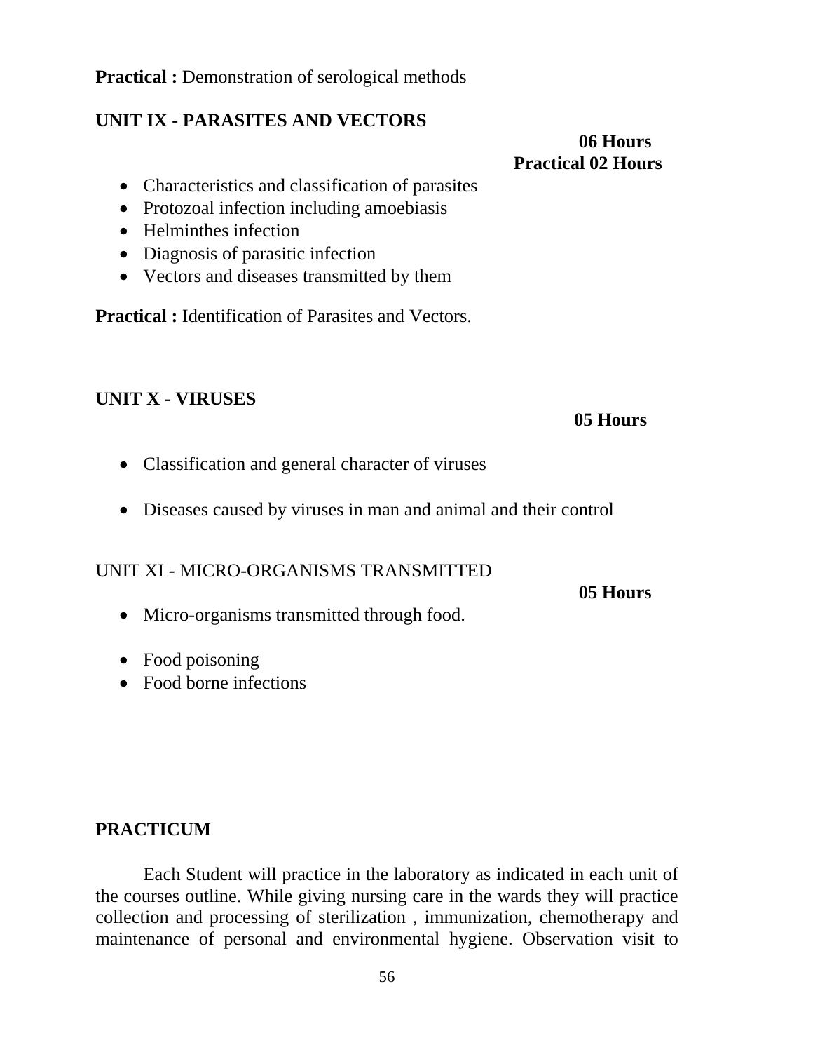**Practical :** Demonstration of serological methods

**UNIT IX - PARASITES AND VECTORS**

**06 Hours**
**Practical 02 Hours**

- Characteristics and classification of parasites
- Protozoal infection including amoebiasis
- Helminthes infection
- Diagnosis of parasitic infection
- Vectors and diseases transmitted by them

**Practical :** Identification of Parasites and Vectors.

**UNIT X - VIRUSES**

**05 Hours**

- Classification and general character of viruses
- Diseases caused by viruses in man and animal and their control

UNIT XI - MICRO-ORGANISMS TRANSMITTED

**05 Hours**

- Micro-organisms transmitted through food.
- Food poisoning
- Food borne infections

**PRACTICUM**

Each Student will practice in the laboratory as indicated in each unit of the courses outline. While giving nursing care in the wards they will practice collection and processing of sterilization , immunization, chemotherapy and maintenance of personal and environmental hygiene. Observation visit to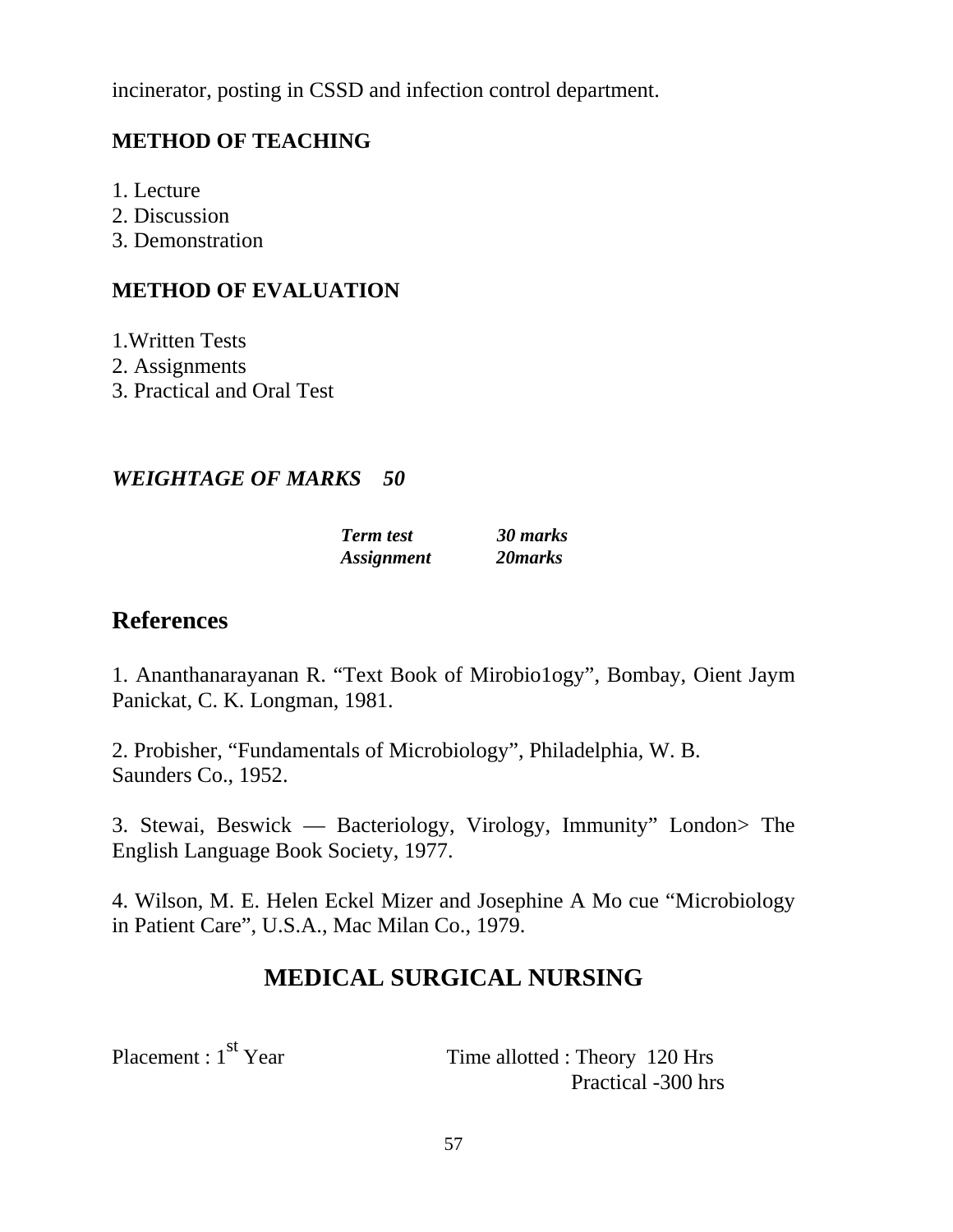incinerator, posting in CSSD and infection control department.

### METHOD OF TEACHING

1. Lecture
2. Discussion
3. Demonstration

### METHOD OF EVALUATION

1.Written Tests
2. Assignments
3. Practical and Oral Test

### *WEIGHTAGE OF MARKS 50*

| | |
|---|---|
| ***Term test*** | ***30 marks*** |
| ***Assignment*** | ***20marks*** |

## References

1. Ananthanarayanan R. "Text Book of Mirobio1ogy", Bombay, Oient Jaym Panickat, C. K. Longman, 1981.

2. Probisher, "Fundamentals of Microbiology", Philadelphia, W. B. Saunders Co., 1952.

3. Stewai, Beswick — Bacteriology, Virology, Immunity" London> The English Language Book Society, 1977.

4. Wilson, M. E. Helen Eckel Mizer and Josephine A Mo cue "Microbiology in Patient Care", U.S.A., Mac Milan Co., 1979.

# MEDICAL SURGICAL NURSING

Placement : 1st Year

Time allotted : Theory 120 Hrs
Practical -300 hrs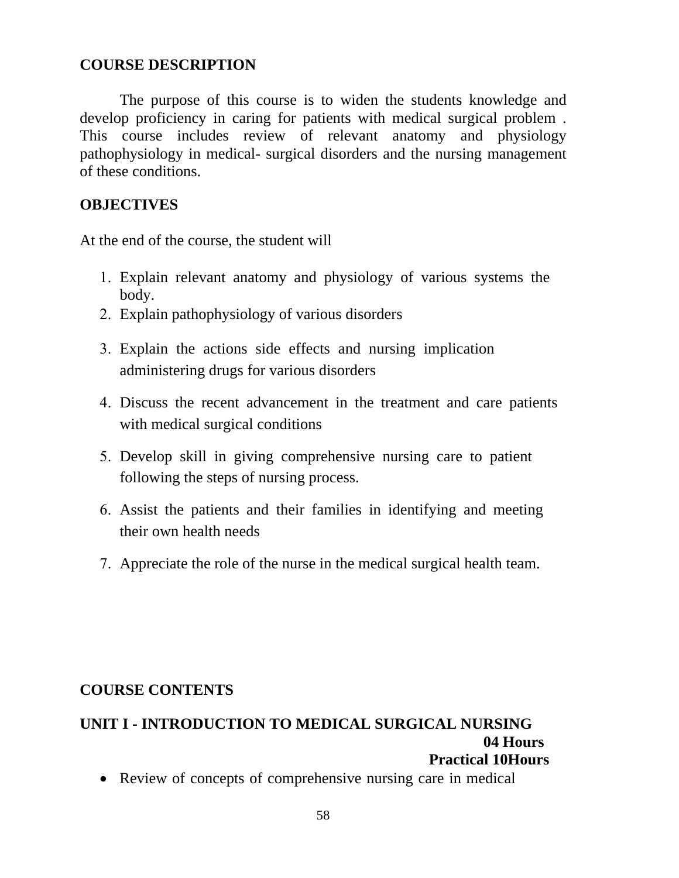## COURSE DESCRIPTION

The purpose of this course is to widen the students knowledge and develop proficiency in caring for patients with medical surgical problem . This course includes review of relevant anatomy and physiology pathophysiology in medical- surgical disorders and the nursing management of these conditions.

## OBJECTIVES

At the end of the course, the student will

1. Explain relevant anatomy and physiology of various systems the body.
2. Explain pathophysiology of various disorders
3. Explain the actions side effects and nursing implication administering drugs for various disorders
4. Discuss the recent advancement in the treatment and care patients with medical surgical conditions
5. Develop skill in giving comprehensive nursing care to patient following the steps of nursing process.
6. Assist the patients and their families in identifying and meeting their own health needs
7. Appreciate the role of the nurse in the medical surgical health team.

## COURSE CONTENTS

### UNIT I - INTRODUCTION TO MEDICAL SURGICAL NURSING

**04 Hours**
**Practical 10Hours**

- Review of concepts of comprehensive nursing care in medical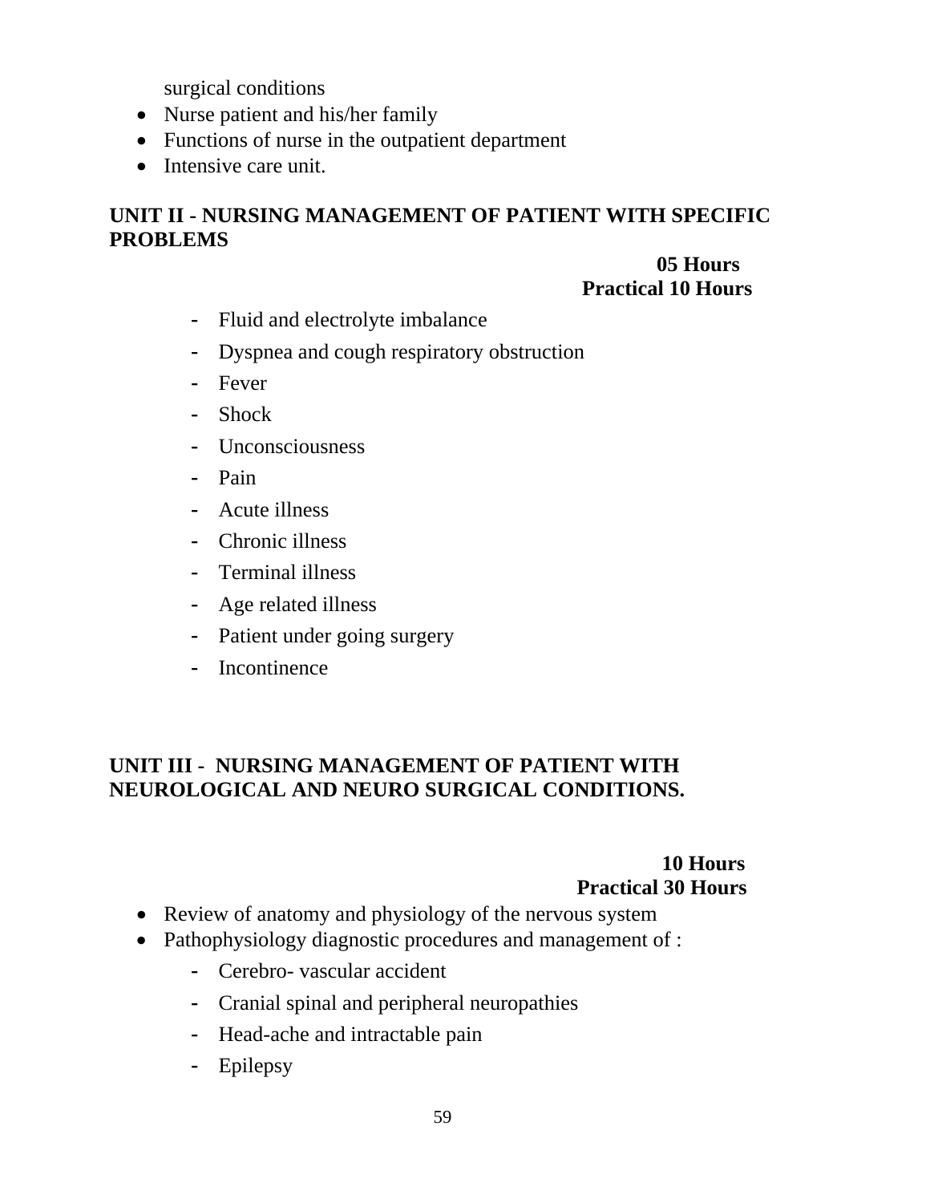surgical conditions

- Nurse patient and his/her family
- Functions of nurse in the outpatient department
- Intensive care unit.

## UNIT II - NURSING MANAGEMENT OF PATIENT WITH SPECIFIC PROBLEMS

**05 Hours**
**Practical 10 Hours**

- Fluid and electrolyte imbalance
- Dyspnea and cough respiratory obstruction
- Fever
- Shock
- Unconsciousness
- Pain
- Acute illness
- Chronic illness
- Terminal illness
- Age related illness
- Patient under going surgery
- Incontinence

## UNIT III - NURSING MANAGEMENT OF PATIENT WITH NEUROLOGICAL AND NEURO SURGICAL CONDITIONS.

**10 Hours**
**Practical 30 Hours**

- Review of anatomy and physiology of the nervous system
- Pathophysiology diagnostic procedures and management of :
  - Cerebro- vascular accident
  - Cranial spinal and peripheral neuropathies
  - Head-ache and intractable pain
  - Epilepsy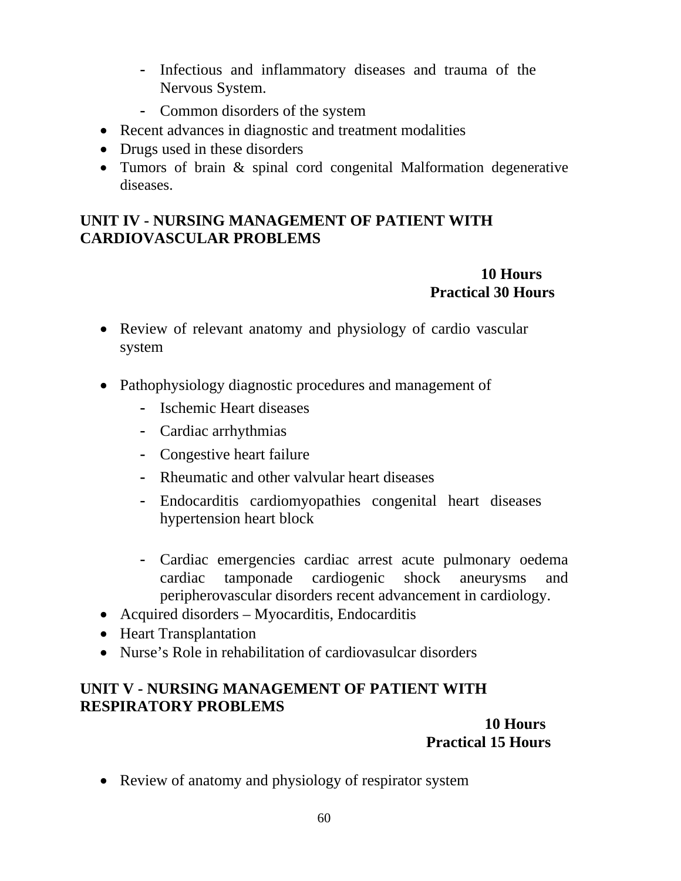- Infectious and inflammatory diseases and trauma of the Nervous System.
  - Common disorders of the system
- Recent advances in diagnostic and treatment modalities
- Drugs used in these disorders
- Tumors of brain & spinal cord congenital Malformation degenerative diseases.

## UNIT IV - NURSING MANAGEMENT OF PATIENT WITH CARDIOVASCULAR PROBLEMS

**10 Hours**
**Practical 30 Hours**

- Review of relevant anatomy and physiology of cardio vascular system

- Pathophysiology diagnostic procedures and management of
  - Ischemic Heart diseases
  - Cardiac arrhythmias
  - Congestive heart failure
  - Rheumatic and other valvular heart diseases
  - Endocarditis cardiomyopathies congenital heart diseases hypertension heart block

  - Cardiac emergencies cardiac arrest acute pulmonary oedema cardiac tamponade cardiogenic shock aneurysms and peripherovascular disorders recent advancement in cardiology.
- Acquired disorders – Myocarditis, Endocarditis
- Heart Transplantation
- Nurse's Role in rehabilitation of cardiovasulcar disorders

## UNIT V - NURSING MANAGEMENT OF PATIENT WITH RESPIRATORY PROBLEMS

**10 Hours**
**Practical 15 Hours**

- Review of anatomy and physiology of respirator system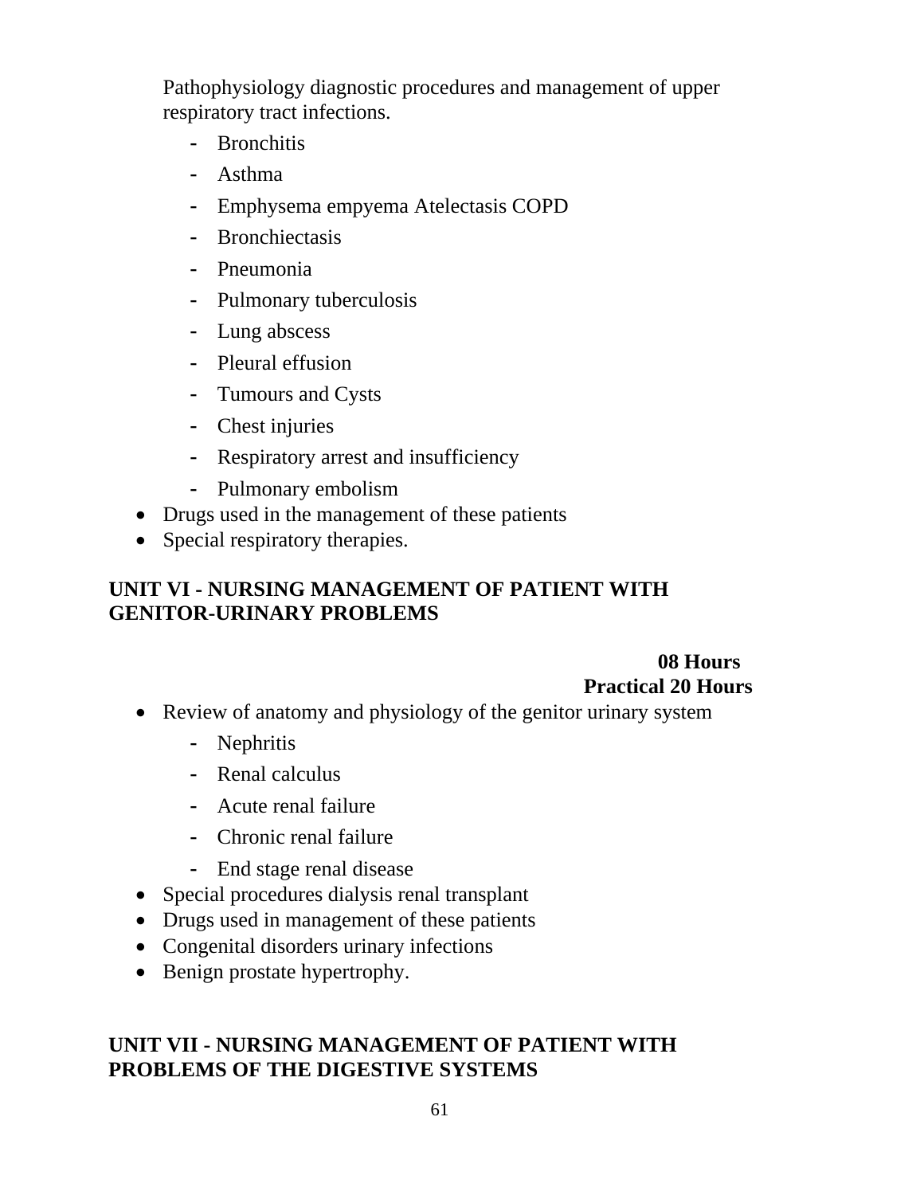Pathophysiology diagnostic procedures and management of upper respiratory tract infections.

- Bronchitis
- Asthma
- Emphysema empyema Atelectasis COPD
- Bronchiectasis
- Pneumonia
- Pulmonary tuberculosis
- Lung abscess
- Pleural effusion
- Tumours and Cysts
- Chest injuries
- Respiratory arrest and insufficiency
- Pulmonary embolism

- Drugs used in the management of these patients
- Special respiratory therapies.

## UNIT VI - NURSING MANAGEMENT OF PATIENT WITH GENITOR-URINARY PROBLEMS

**08 Hours**
**Practical 20 Hours**

- Review of anatomy and physiology of the genitor urinary system
  - Nephritis
  - Renal calculus
  - Acute renal failure
  - Chronic renal failure
  - End stage renal disease
- Special procedures dialysis renal transplant
- Drugs used in management of these patients
- Congenital disorders urinary infections
- Benign prostate hypertrophy.

## UNIT VII - NURSING MANAGEMENT OF PATIENT WITH PROBLEMS OF THE DIGESTIVE SYSTEMS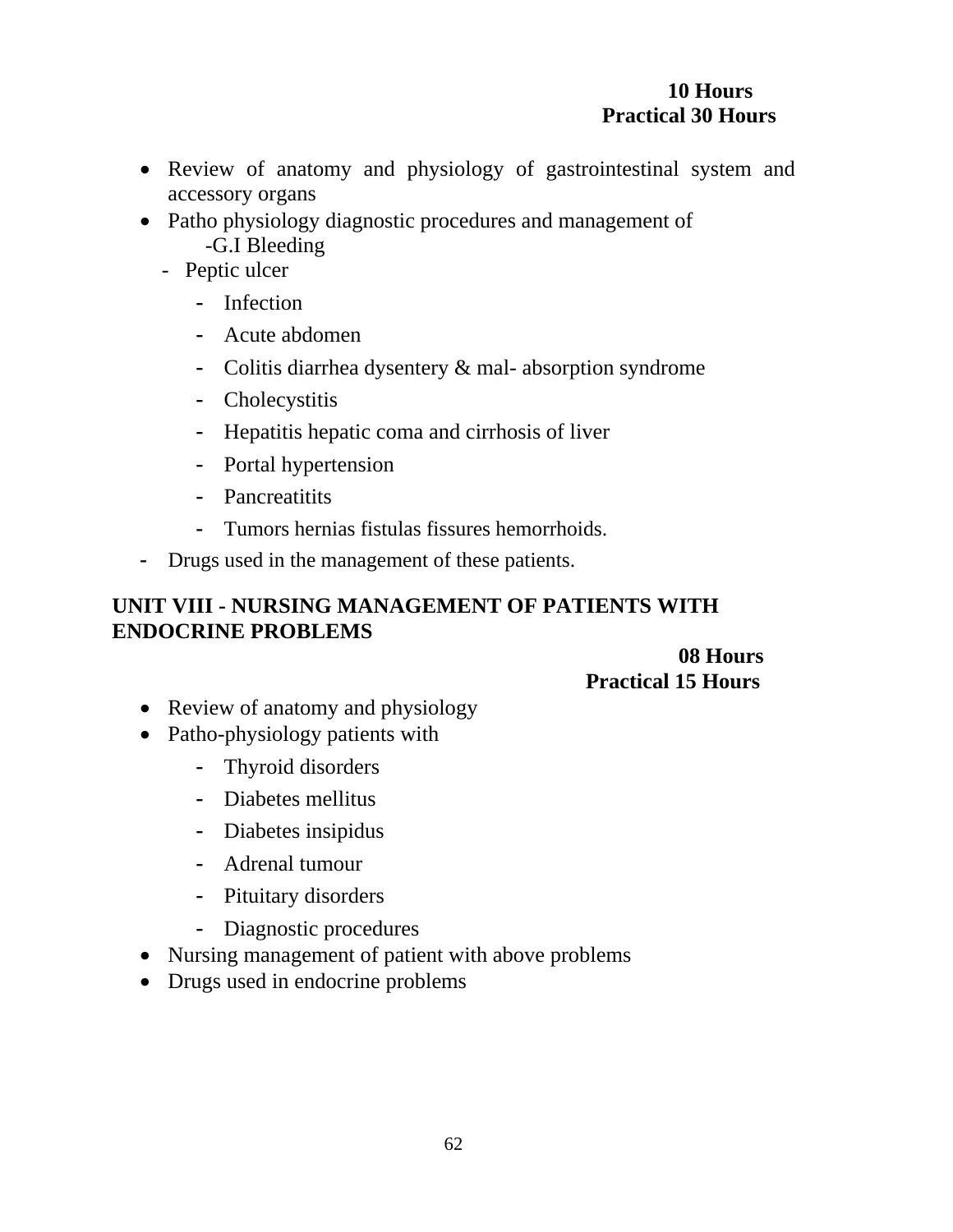**10 Hours**
**Practical 30 Hours**

- Review of anatomy and physiology of gastrointestinal system and accessory organs
- Patho physiology diagnostic procedures and management of
  - G.I Bleeding
  - Peptic ulcer
  - Infection
  - Acute abdomen
  - Colitis diarrhea dysentery & mal- absorption syndrome
  - Cholecystitis
  - Hepatitis hepatic coma and cirrhosis of liver
  - Portal hypertension
  - Pancreatitits
  - Tumors hernias fistulas fissures hemorrhoids.
- Drugs used in the management of these patients.

## UNIT VIII - NURSING MANAGEMENT OF PATIENTS WITH ENDOCRINE PROBLEMS

**08 Hours**
**Practical 15 Hours**

- Review of anatomy and physiology
- Patho-physiology patients with
  - Thyroid disorders
  - Diabetes mellitus
  - Diabetes insipidus
  - Adrenal tumour
  - Pituitary disorders
  - Diagnostic procedures
- Nursing management of patient with above problems
- Drugs used in endocrine problems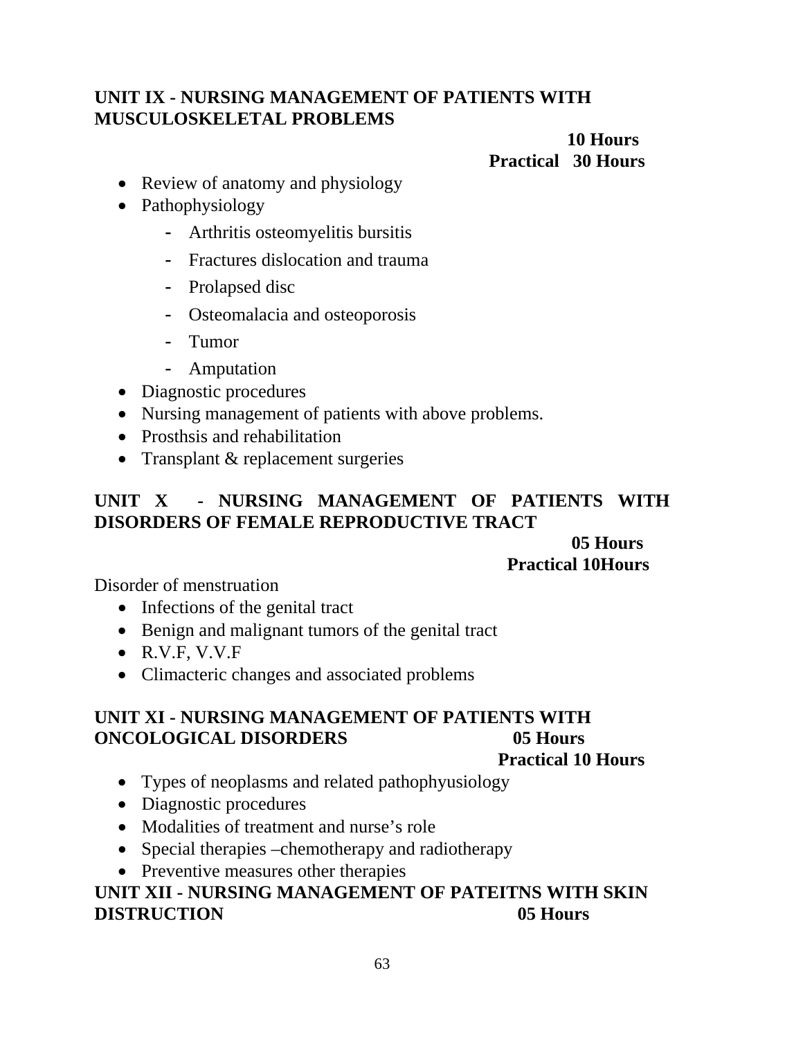## UNIT IX - NURSING MANAGEMENT OF PATIENTS WITH MUSCULOSKELETAL PROBLEMS

**10 Hours**
**Practical 30 Hours**

- Review of anatomy and physiology
- Pathophysiology
  - Arthritis osteomyelitis bursitis
  - Fractures dislocation and trauma
  - Prolapsed disc
  - Osteomalacia and osteoporosis
  - Tumor
  - Amputation
- Diagnostic procedures
- Nursing management of patients with above problems.
- Prosthsis and rehabilitation
- Transplant & replacement surgeries

## UNIT X - NURSING MANAGEMENT OF PATIENTS WITH DISORDERS OF FEMALE REPRODUCTIVE TRACT

**05 Hours**
**Practical 10Hours**

Disorder of menstruation

- Infections of the genital tract
- Benign and malignant tumors of the genital tract
- R.V.F, V.V.F
- Climacteric changes and associated problems

## UNIT XI - NURSING MANAGEMENT OF PATIENTS WITH ONCOLOGICAL DISORDERS

**05 Hours**
**Practical 10 Hours**

- Types of neoplasms and related pathophyusiology
- Diagnostic procedures
- Modalities of treatment and nurse's role
- Special therapies –chemotherapy and radiotherapy
- Preventive measures other therapies

## UNIT XII - NURSING MANAGEMENT OF PATEITNS WITH SKIN DISTRUCTION

**05 Hours**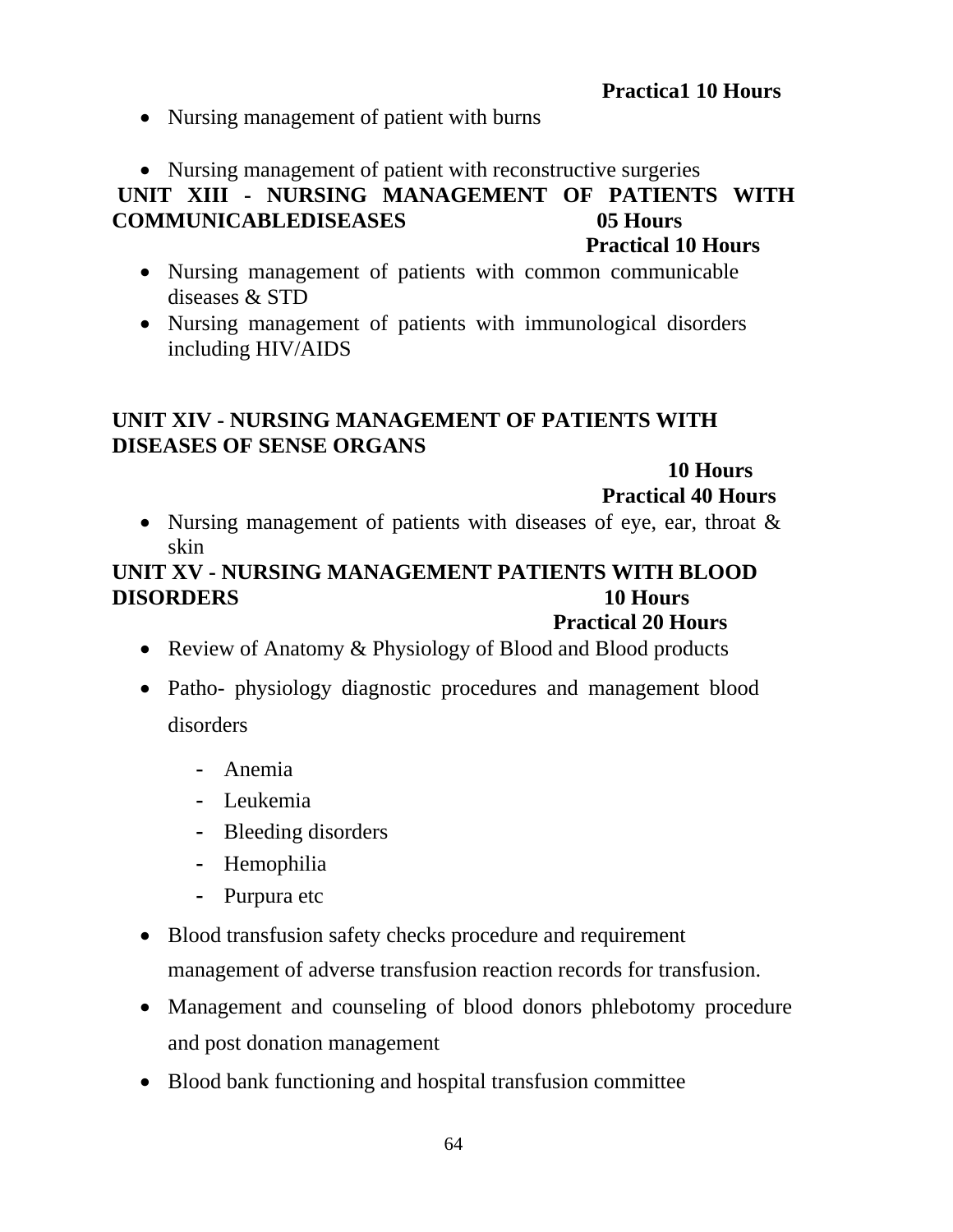**Practica1 10 Hours**

- Nursing management of patient with burns
- Nursing management of patient with reconstructive surgeries

**UNIT XIII - NURSING MANAGEMENT OF PATIENTS WITH COMMUNICABLEDISEASES 05 Hours**

**Practical 10 Hours**

- Nursing management of patients with common communicable diseases & STD
- Nursing management of patients with immunological disorders including HIV/AIDS

**UNIT XIV - NURSING MANAGEMENT OF PATIENTS WITH DISEASES OF SENSE ORGANS**

**10 Hours**

**Practical 40 Hours**

- Nursing management of patients with diseases of eye, ear, throat & skin

**UNIT XV - NURSING MANAGEMENT PATIENTS WITH BLOOD DISORDERS 10 Hours**

**Practical 20 Hours**

- Review of Anatomy & Physiology of Blood and Blood products
- Patho- physiology diagnostic procedures and management blood disorders
  - Anemia
  - Leukemia
  - Bleeding disorders
  - Hemophilia
  - Purpura etc
- Blood transfusion safety checks procedure and requirement management of adverse transfusion reaction records for transfusion.
- Management and counseling of blood donors phlebotomy procedure and post donation management
- Blood bank functioning and hospital transfusion committee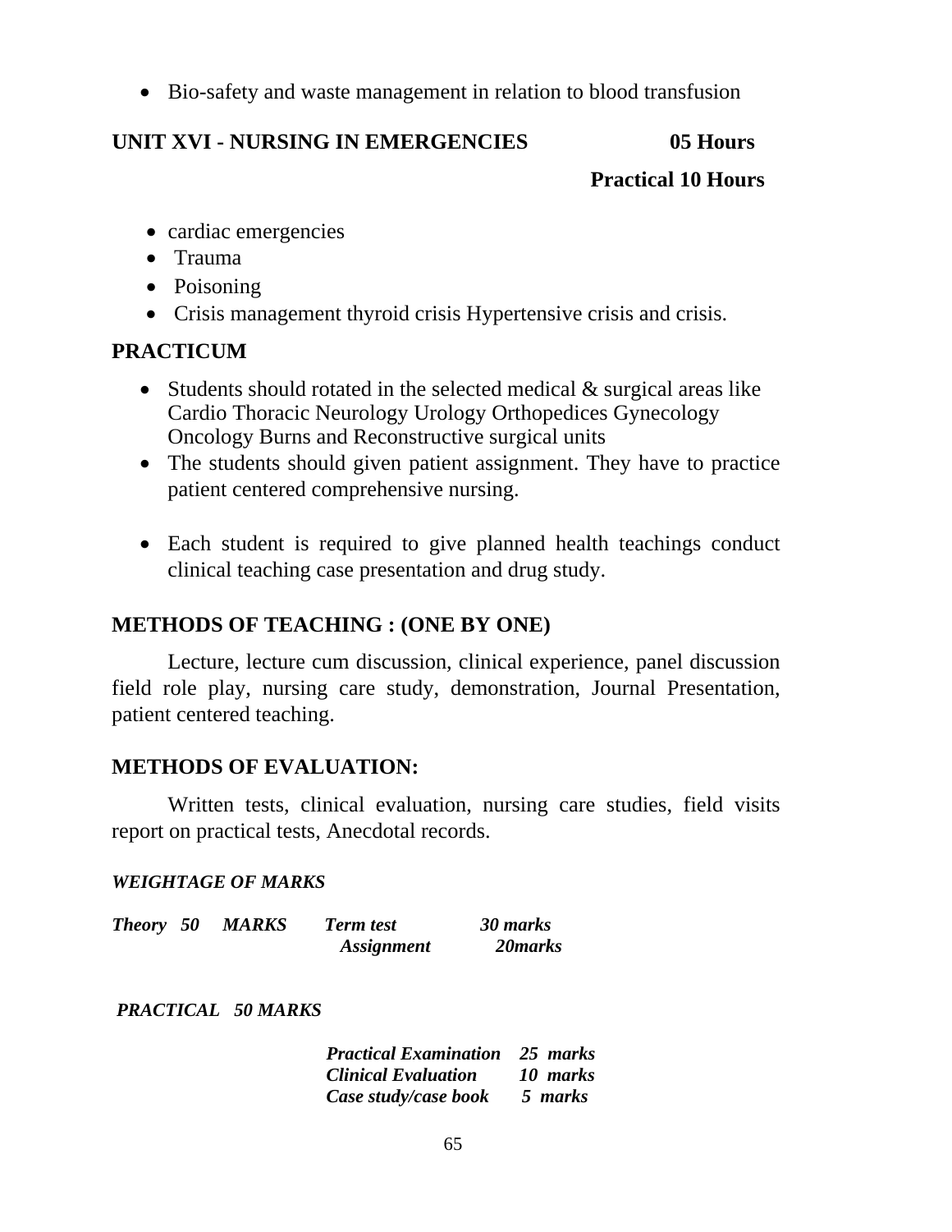- Bio-safety and waste management in relation to blood transfusion

## UNIT XVI - NURSING IN EMERGENCIES 05 Hours

**Practical 10 Hours**

- cardiac emergencies
- Trauma
- Poisoning
- Crisis management thyroid crisis Hypertensive crisis and crisis.

## PRACTICUM

- Students should rotated in the selected medical & surgical areas like Cardio Thoracic Neurology Urology Orthopedices Gynecology Oncology Burns and Reconstructive surgical units
- The students should given patient assignment. They have to practice patient centered comprehensive nursing.
- Each student is required to give planned health teachings conduct clinical teaching case presentation and drug study.

## METHODS OF TEACHING : (ONE BY ONE)

Lecture, lecture cum discussion, clinical experience, panel discussion field role play, nursing care study, demonstration, Journal Presentation, patient centered teaching.

## METHODS OF EVALUATION:

Written tests, clinical evaluation, nursing care studies, field visits report on practical tests, Anecdotal records.

***WEIGHTAGE OF MARKS***

***Theory 50 MARKS***

| | |
|---|---|
| ***Term test*** | ***30 marks*** |
| ***Assignment*** | ***20marks*** |

***PRACTICAL 50 MARKS***

| | |
|---|---|
| ***Practical Examination*** | ***25 marks*** |
| ***Clinical Evaluation*** | ***10 marks*** |
| ***Case study/case book*** | ***5 marks*** |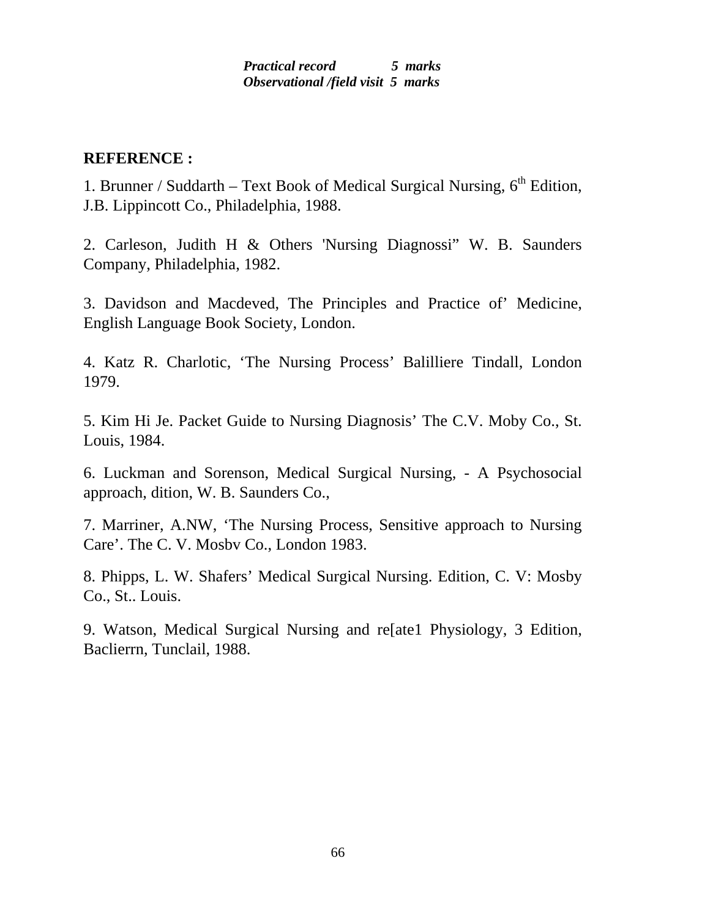***Practical record 5 marks***
***Observational /field visit 5 marks***

**REFERENCE :**

1. Brunner / Suddarth – Text Book of Medical Surgical Nursing, $6^{th}$ Edition, J.B. Lippincott Co., Philadelphia, 1988.

2. Carleson, Judith H & Others 'Nursing Diagnossi” W. B. Saunders Company, Philadelphia, 1982.

3. Davidson and Macdeved, The Principles and Practice of’ Medicine, English Language Book Society, London.

4. Katz R. Charlotic, ‘The Nursing Process’ Balilliere Tindall, London 1979.

5. Kim Hi Je. Packet Guide to Nursing Diagnosis’ The C.V. Moby Co., St. Louis, 1984.

6. Luckman and Sorenson, Medical Surgical Nursing, - A Psychosocial approach, dition, W. B. Saunders Co.,

7. Marriner, A.NW, ‘The Nursing Process, Sensitive approach to Nursing Care’. The C. V. Mosbv Co., London 1983.

8. Phipps, L. W. Shafers’ Medical Surgical Nursing. Edition, C. V: Mosby Co., St.. Louis.

9. Watson, Medical Surgical Nursing and re[ate1 Physiology, 3 Edition, Baclierrn, Tunclail, 1988.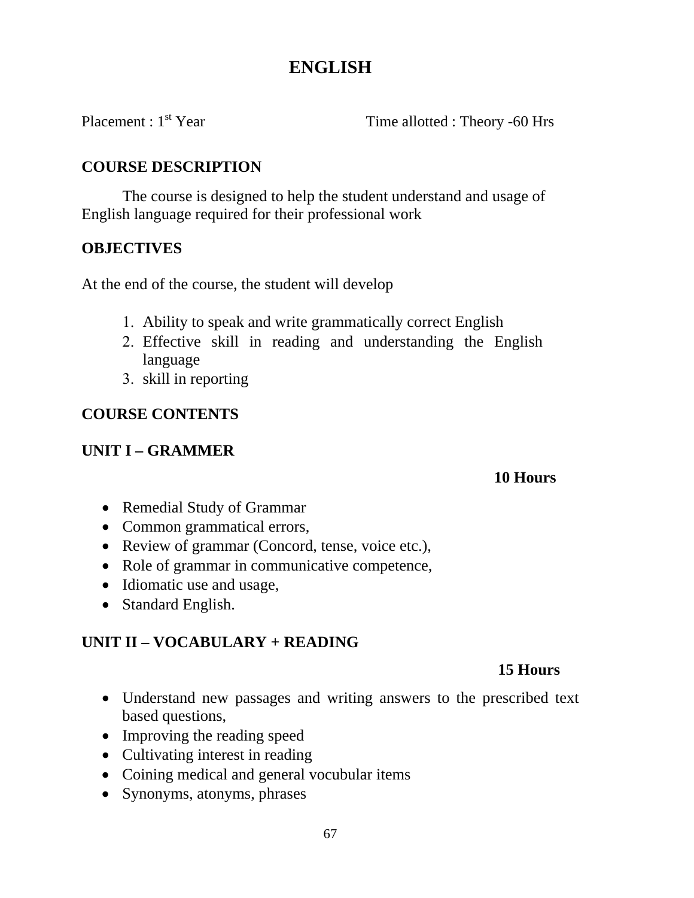# ENGLISH

Placement : 1st Year Time allotted : Theory -60 Hrs

## COURSE DESCRIPTION

The course is designed to help the student understand and usage of English language required for their professional work

## OBJECTIVES

At the end of the course, the student will develop

1. Ability to speak and write grammatically correct English
2. Effective skill in reading and understanding the English language
3. skill in reporting

## COURSE CONTENTS

### UNIT I – GRAMMER

**10 Hours**

- Remedial Study of Grammar
- Common grammatical errors,
- Review of grammar (Concord, tense, voice etc.),
- Role of grammar in communicative competence,
- Idiomatic use and usage,
- Standard English.

### UNIT II – VOCABULARY + READING

**15 Hours**

- Understand new passages and writing answers to the prescribed text based questions,
- Improving the reading speed
- Cultivating interest in reading
- Coining medical and general vocubular items
- Synonyms, atonyms, phrases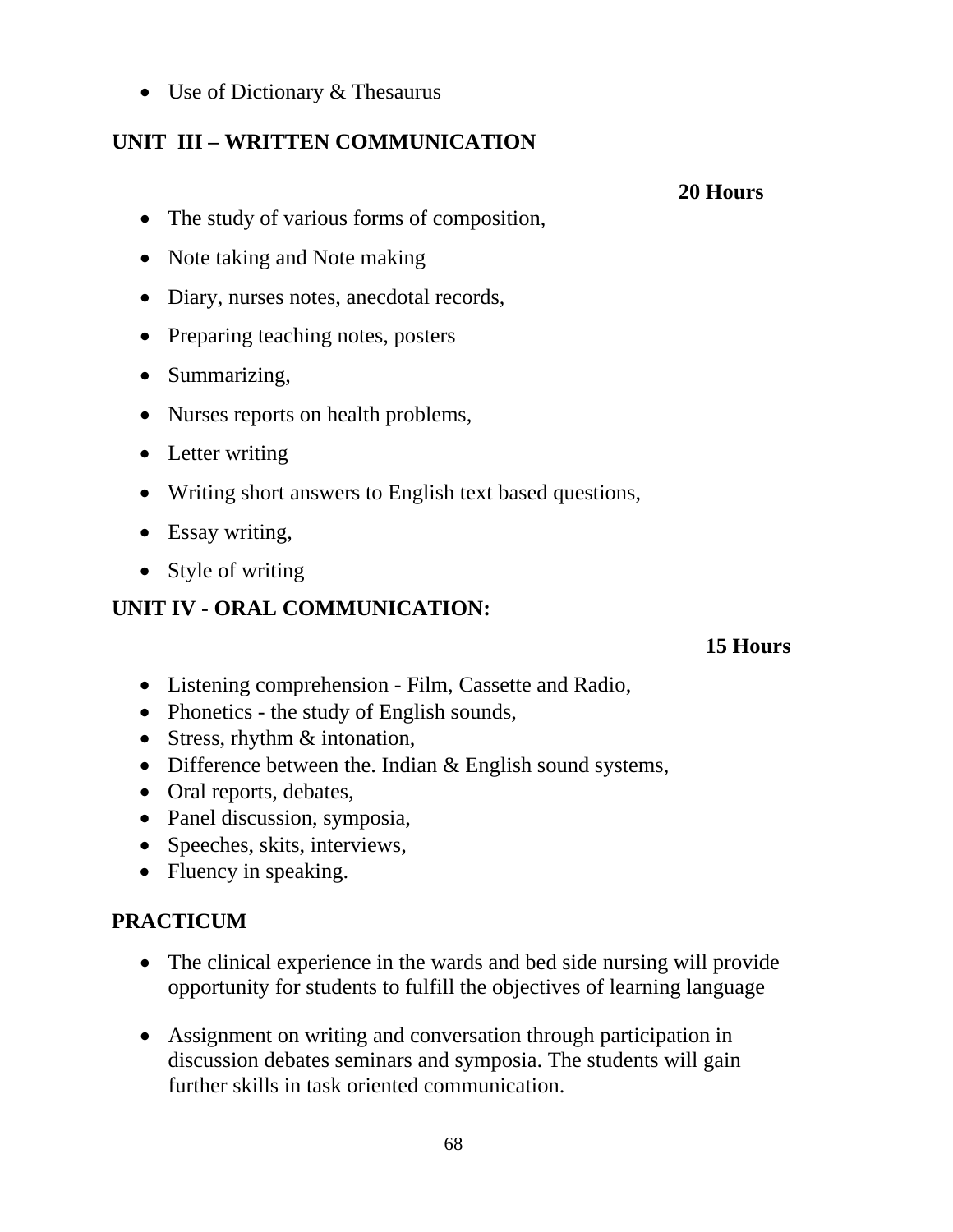- Use of Dictionary & Thesaurus

**UNIT III – WRITTEN COMMUNICATION**

**20 Hours**

- The study of various forms of composition,
- Note taking and Note making
- Diary, nurses notes, anecdotal records,
- Preparing teaching notes, posters
- Summarizing,
- Nurses reports on health problems,
- Letter writing
- Writing short answers to English text based questions,
- Essay writing,
- Style of writing

**UNIT IV - ORAL COMMUNICATION:**

**15 Hours**

- Listening comprehension - Film, Cassette and Radio,
- Phonetics - the study of English sounds,
- Stress, rhythm & intonation,
- Difference between the. Indian & English sound systems,
- Oral reports, debates,
- Panel discussion, symposia,
- Speeches, skits, interviews,
- Fluency in speaking.

**PRACTICUM**

- The clinical experience in the wards and bed side nursing will provide opportunity for students to fulfill the objectives of learning language
- Assignment on writing and conversation through participation in discussion debates seminars and symposia. The students will gain further skills in task oriented communication.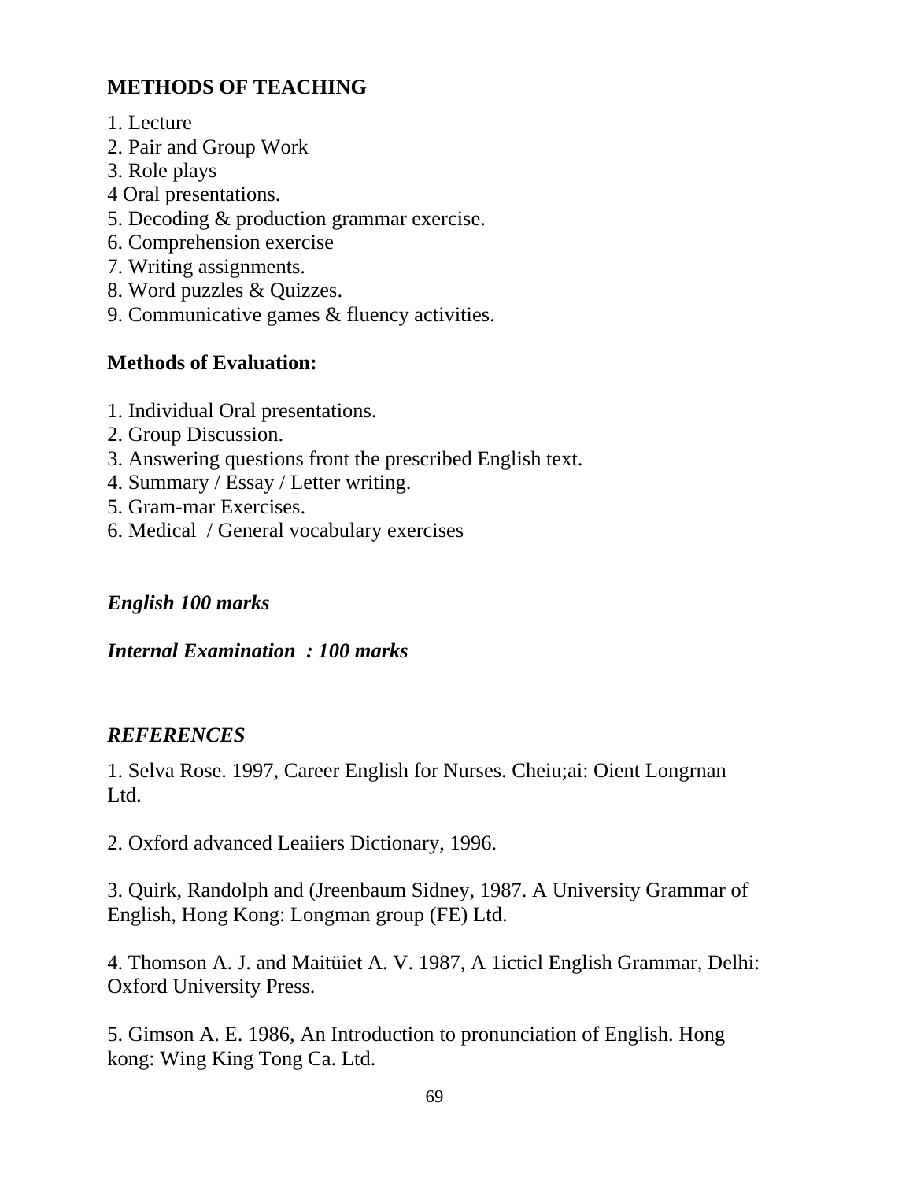## METHODS OF TEACHING

1. Lecture
2. Pair and Group Work
3. Role plays
4 Oral presentations.
5. Decoding & production grammar exercise.
6. Comprehension exercise
7. Writing assignments.
8. Word puzzles & Quizzes.
9. Communicative games & fluency activities.

## Methods of Evaluation:

1. Individual Oral presentations.
2. Group Discussion.
3. Answering questions front the prescribed English text.
4. Summary / Essay / Letter writing.
5. Gram-mar Exercises.
6. Medical / General vocabulary exercises

***English 100 marks***

***Internal Examination : 100 marks***

## *REFERENCES*

1. Selva Rose. 1997, Career English for Nurses. Cheiu;ai: Oient Longrnan Ltd.

2. Oxford advanced Leaiiers Dictionary, 1996.

3. Quirk, Randolph and (Jreenbaum Sidney, 1987. A University Grammar of English, Hong Kong: Longman group (FE) Ltd.

4. Thomson A. J. and Maitüiet A. V. 1987, A 1icticl English Grammar, Delhi: Oxford University Press.

5. Gimson A. E. 1986, An Introduction to pronunciation of English. Hong kong: Wing King Tong Ca. Ltd.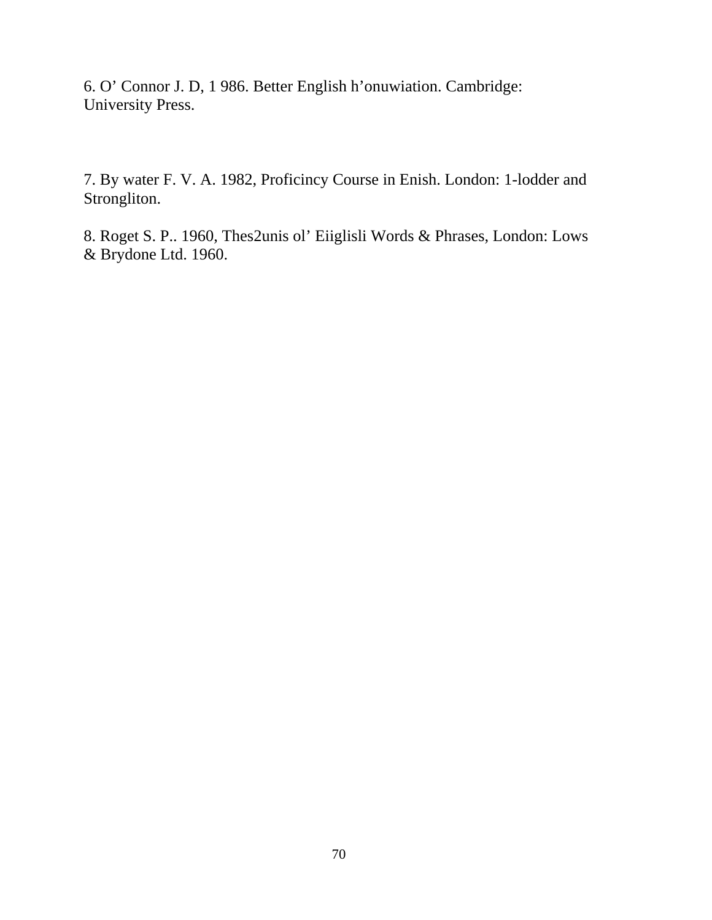6. O’ Connor J. D, 1 986. Better English h’onuwiation. Cambridge: University Press.

7. By water F. V. A. 1982, Proficincy Course in Enish. London: 1-lodder and Strongliton.

8. Roget S. P.. 1960, Thes2unis ol’ Eiiglisli Words & Phrases, London: Lows & Brydone Ltd. 1960.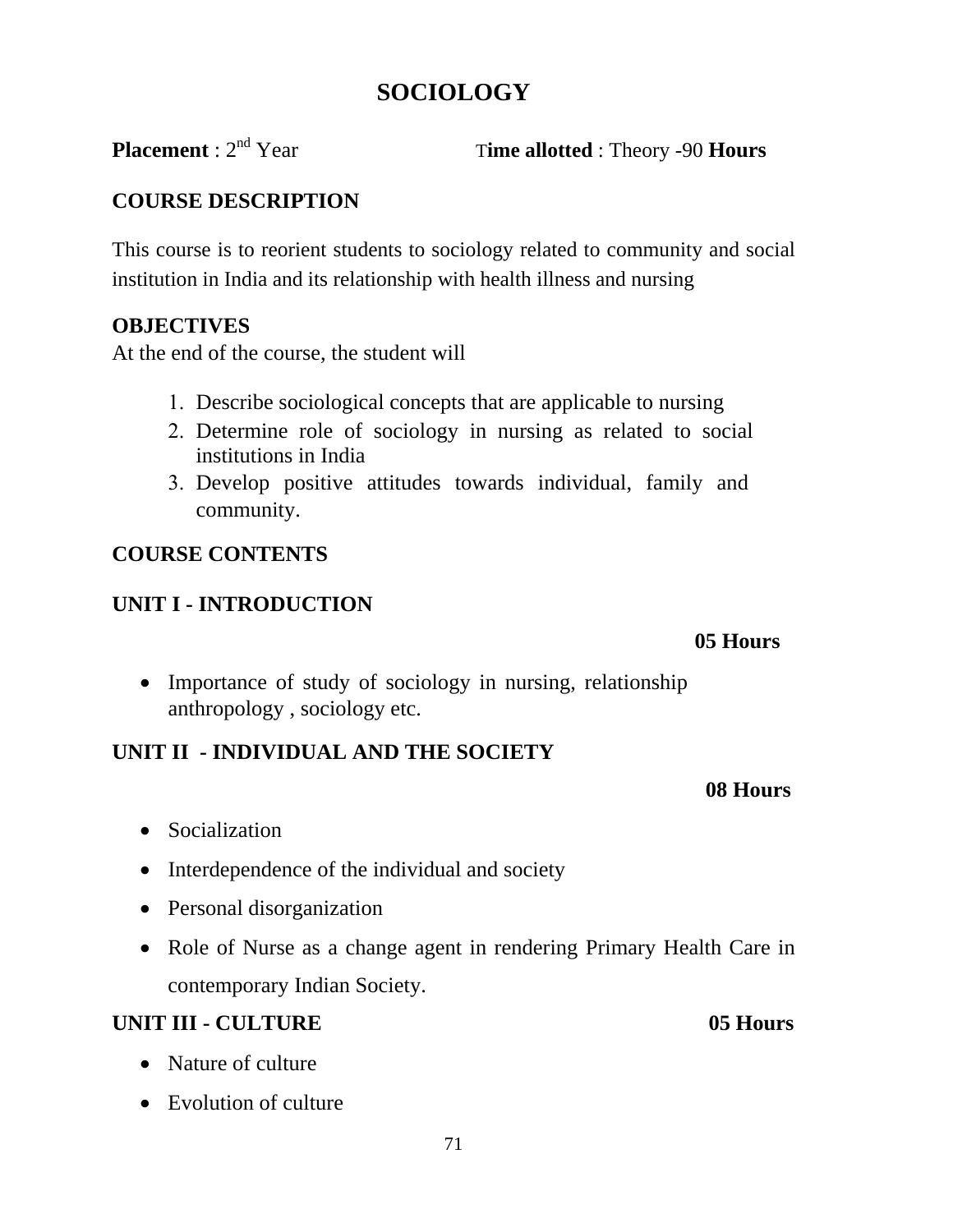# SOCIOLOGY

**Placement** : 2nd Year **Time allotted** : Theory -90 **Hours**

## COURSE DESCRIPTION

This course is to reorient students to sociology related to community and social institution in India and its relationship with health illness and nursing

## OBJECTIVES

At the end of the course, the student will

1. Describe sociological concepts that are applicable to nursing
2. Determine role of sociology in nursing as related to social institutions in India
3. Develop positive attitudes towards individual, family and community.

## COURSE CONTENTS

### UNIT I - INTRODUCTION

**05 Hours**

- Importance of study of sociology in nursing, relationship anthropology , sociology etc.

### UNIT II - INDIVIDUAL AND THE SOCIETY

**08 Hours**

- Socialization
- Interdependence of the individual and society
- Personal disorganization
- Role of Nurse as a change agent in rendering Primary Health Care in contemporary Indian Society.

### UNIT III - CULTURE **05 Hours**

- Nature of culture
- Evolution of culture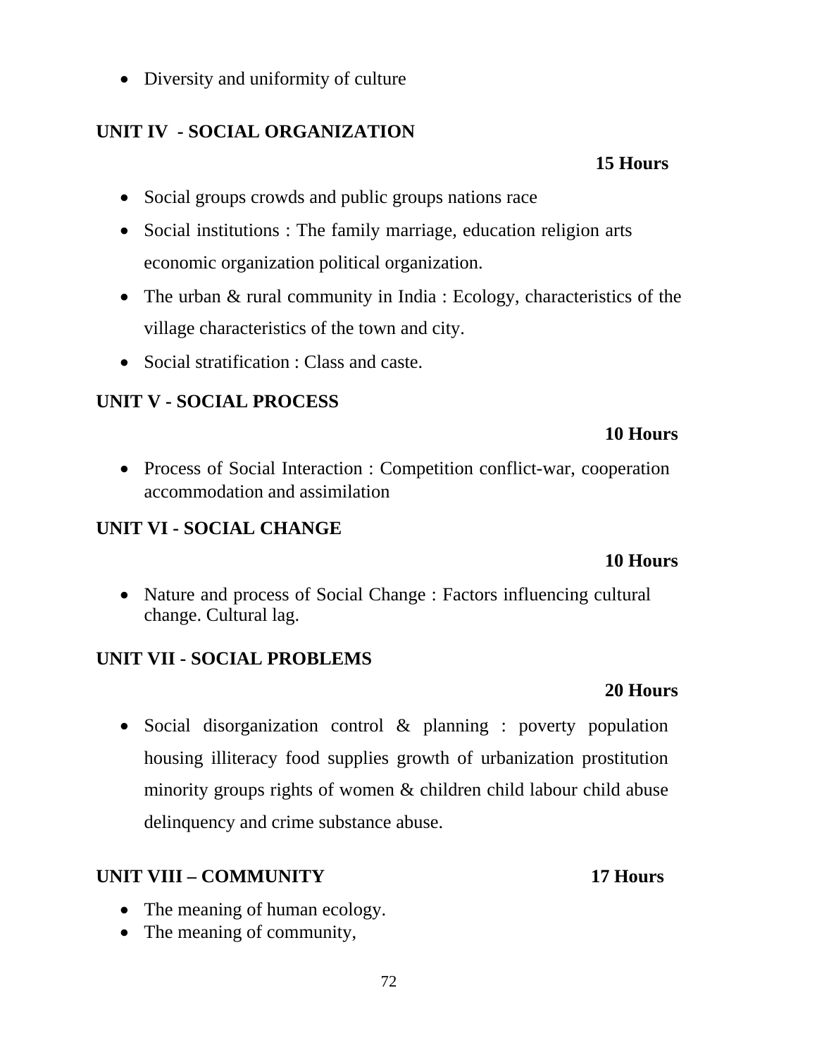- Diversity and uniformity of culture

**UNIT IV - SOCIAL ORGANIZATION**

**15 Hours**

- Social groups crowds and public groups nations race
- Social institutions : The family marriage, education religion arts economic organization political organization.
- The urban & rural community in India : Ecology, characteristics of the village characteristics of the town and city.
- Social stratification : Class and caste.

**UNIT V - SOCIAL PROCESS**

**10 Hours**

- Process of Social Interaction : Competition conflict-war, cooperation accommodation and assimilation

**UNIT VI - SOCIAL CHANGE**

**10 Hours**

- Nature and process of Social Change : Factors influencing cultural change. Cultural lag.

**UNIT VII - SOCIAL PROBLEMS**

**20 Hours**

- Social disorganization control & planning : poverty population housing illiteracy food supplies growth of urbanization prostitution minority groups rights of women & children child labour child abuse delinquency and crime substance abuse.

**UNIT VIII – COMMUNITY** **17 Hours**

- The meaning of human ecology.
- The meaning of community,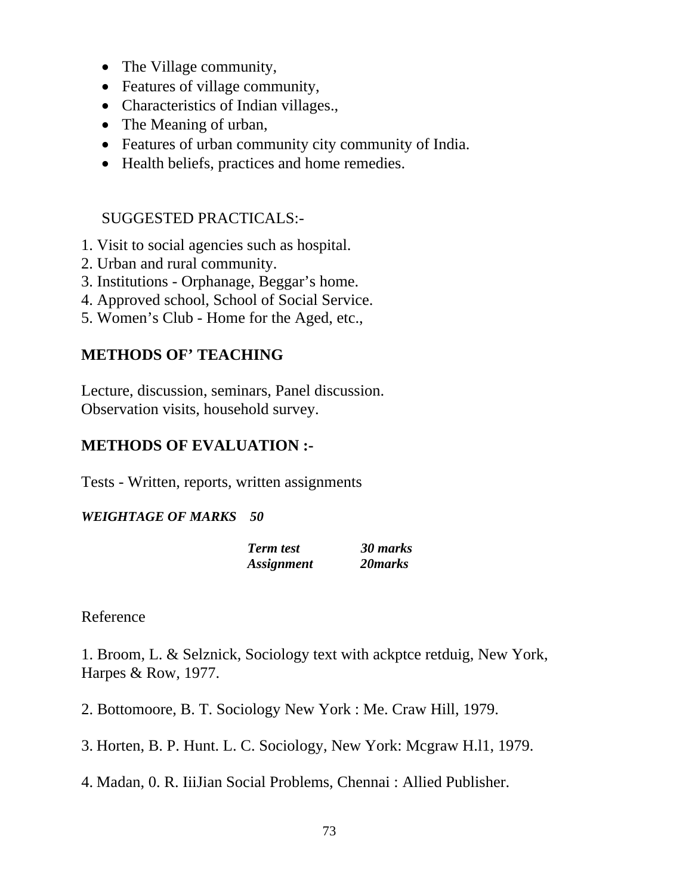- The Village community,
- Features of village community,
- Characteristics of Indian villages.,
- The Meaning of urban,
- Features of urban community city community of India.
- Health beliefs, practices and home remedies.

SUGGESTED PRACTICALS:-

1. Visit to social agencies such as hospital.
2. Urban and rural community.
3. Institutions - Orphanage, Beggar's home.
4. Approved school, School of Social Service.
5. Women's Club - Home for the Aged, etc.,

**METHODS OF' TEACHING**

Lecture, discussion, seminars, Panel discussion.
Observation visits, household survey.

**METHODS OF EVALUATION :-**

Tests - Written, reports, written assignments

***WEIGHTAGE OF MARKS 50***

| | |
|---|---|
| ***Term test*** | ***30 marks*** |
| ***Assignment*** | ***20marks*** |

Reference

1. Broom, L. & Selznick, Sociology text with ackptce retduig, New York, Harpes & Row, 1977.

2. Bottomoore, B. T. Sociology New York : Me. Craw Hill, 1979.

3. Horten, B. P. Hunt. L. C. Sociology, New York: Mcgraw H.l1, 1979.

4. Madan, 0. R. IiiJian Social Problems, Chennai : Allied Publisher.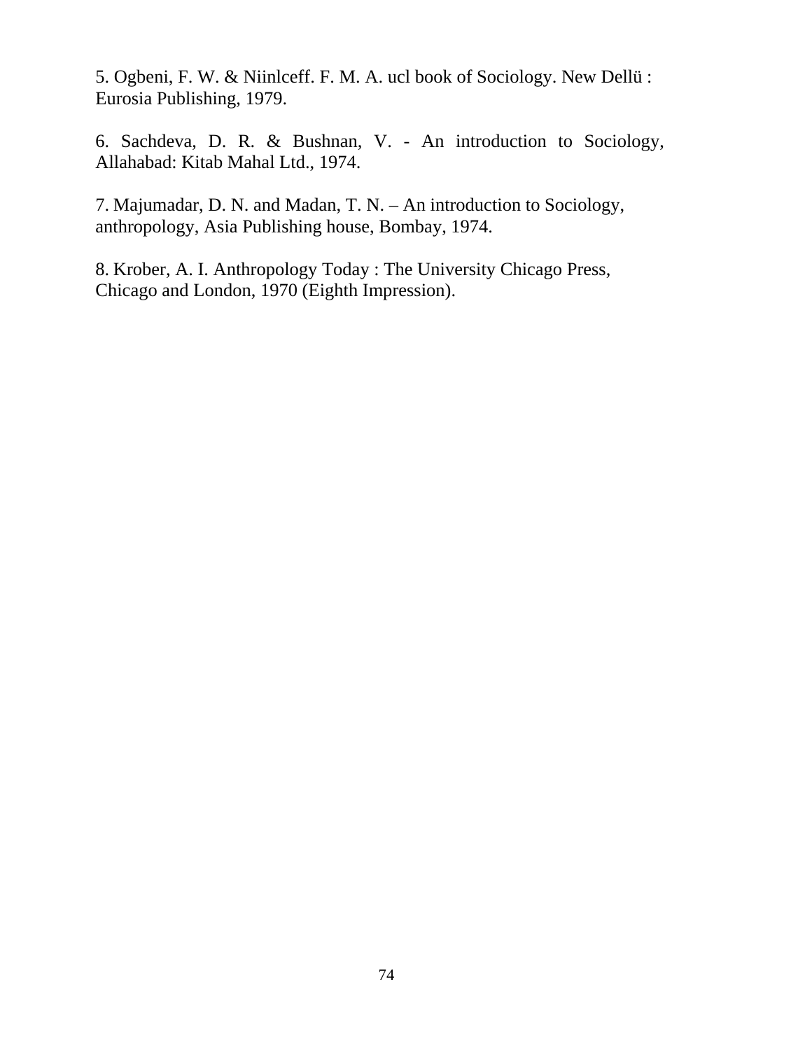5. Ogbeni, F. W. & Niinlceff. F. M. A. ucl book of Sociology. New Dellü : Eurosia Publishing, 1979.

6. Sachdeva, D. R. & Bushnan, V. - An introduction to Sociology, Allahabad: Kitab Mahal Ltd., 1974.

7. Majumadar, D. N. and Madan, T. N. – An introduction to Sociology, anthropology, Asia Publishing house, Bombay, 1974.

8. Krober, A. I. Anthropology Today : The University Chicago Press, Chicago and London, 1970 (Eighth Impression).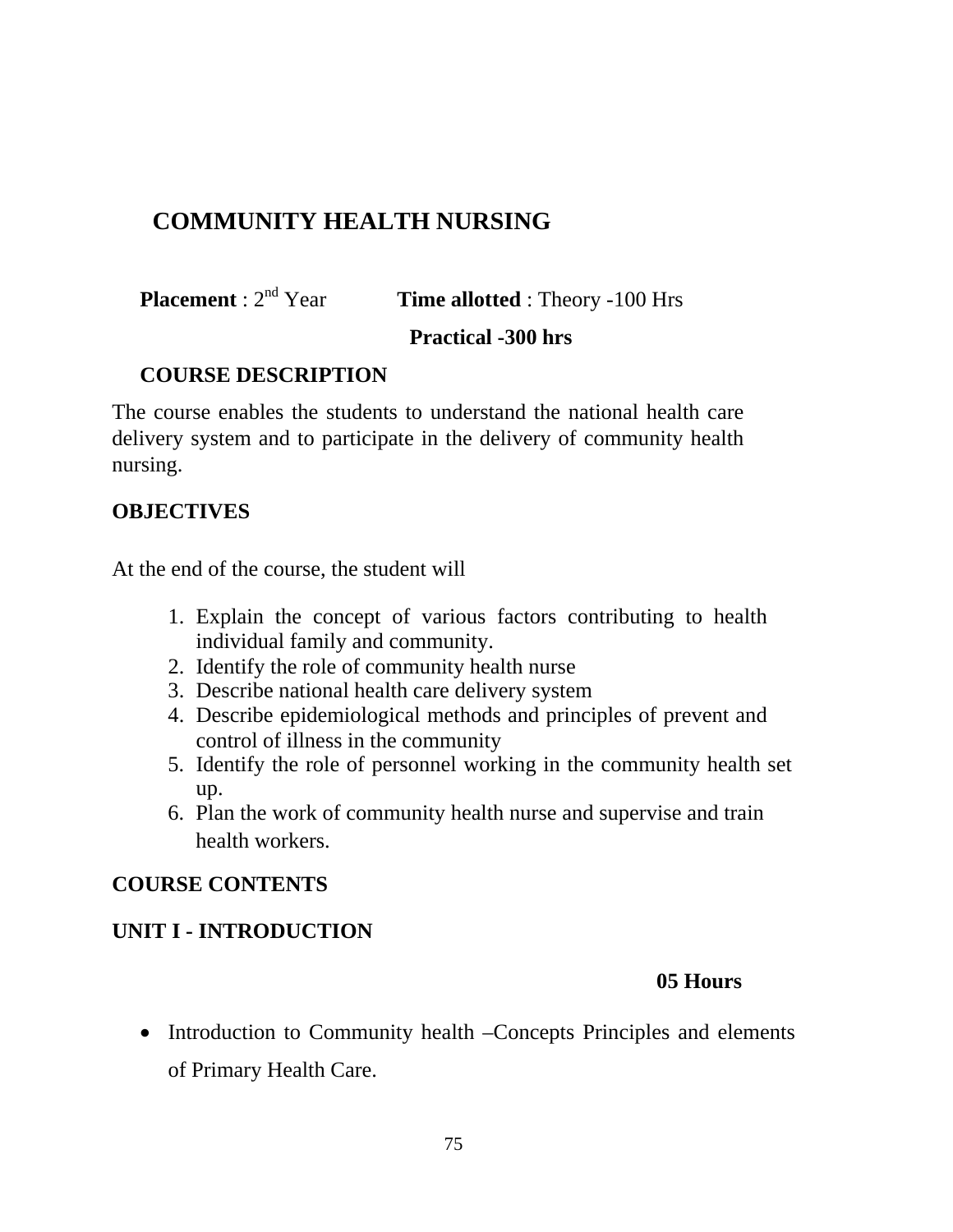# COMMUNITY HEALTH NURSING

**Placement** : 2nd Year **Time allotted** : Theory -100 Hrs

**Practical -300 hrs**

**COURSE DESCRIPTION**

The course enables the students to understand the national health care delivery system and to participate in the delivery of community health nursing.

**OBJECTIVES**

At the end of the course, the student will

1. Explain the concept of various factors contributing to health individual family and community.
2. Identify the role of community health nurse
3. Describe national health care delivery system
4. Describe epidemiological methods and principles of prevent and control of illness in the community
5. Identify the role of personnel working in the community health set up.
6. Plan the work of community health nurse and supervise and train health workers.

**COURSE CONTENTS**

**UNIT I - INTRODUCTION**

**05 Hours**

- Introduction to Community health –Concepts Principles and elements of Primary Health Care.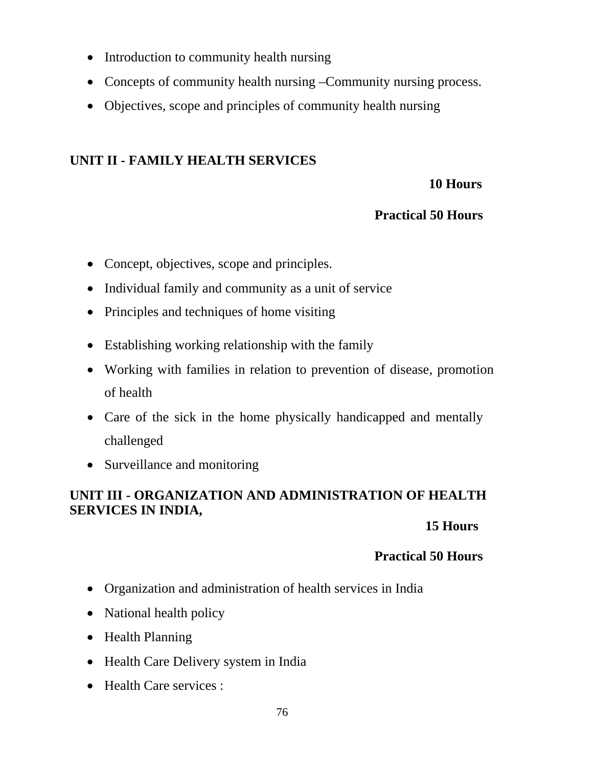- Introduction to community health nursing
- Concepts of community health nursing –Community nursing process.
- Objectives, scope and principles of community health nursing

## UNIT II - FAMILY HEALTH SERVICES

**10 Hours**

**Practical 50 Hours**

- Concept, objectives, scope and principles.
- Individual family and community as a unit of service
- Principles and techniques of home visiting
- Establishing working relationship with the family
- Working with families in relation to prevention of disease, promotion of health
- Care of the sick in the home physically handicapped and mentally challenged
- Surveillance and monitoring

## UNIT III - ORGANIZATION AND ADMINISTRATION OF HEALTH SERVICES IN INDIA,

**15 Hours**

**Practical 50 Hours**

- Organization and administration of health services in India
- National health policy
- Health Planning
- Health Care Delivery system in India
- Health Care services :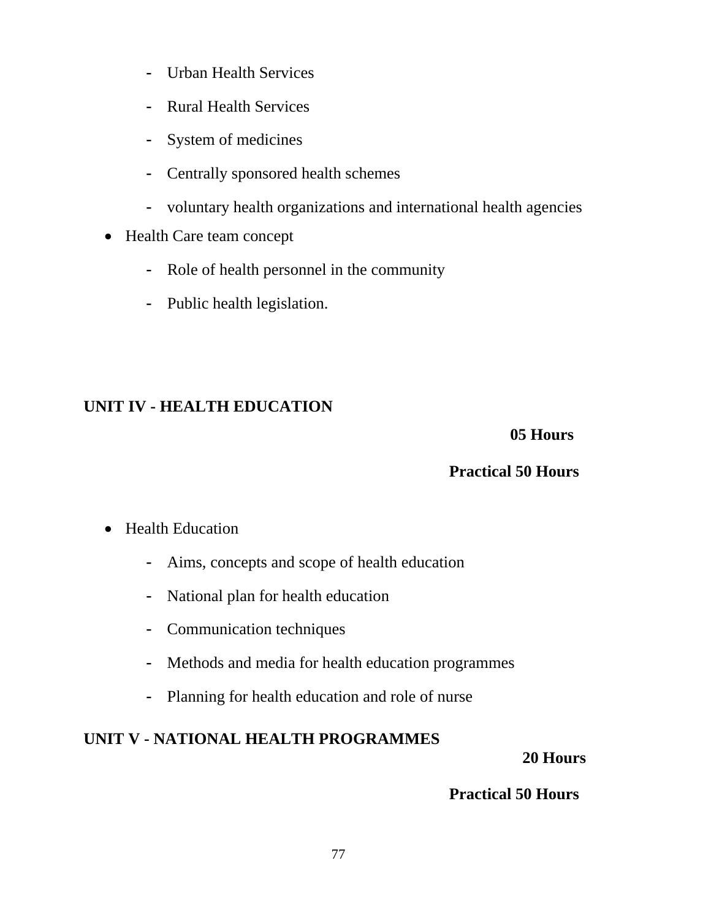- Urban Health Services
  - Rural Health Services
  - System of medicines
  - Centrally sponsored health schemes
  - voluntary health organizations and international health agencies
- Health Care team concept
  - Role of health personnel in the community
  - Public health legislation.

## UNIT IV - HEALTH EDUCATION

**05 Hours**

**Practical 50 Hours**

- Health Education
  - Aims, concepts and scope of health education
  - National plan for health education
  - Communication techniques
  - Methods and media for health education programmes
  - Planning for health education and role of nurse

## UNIT V - NATIONAL HEALTH PROGRAMMES

**20 Hours**

**Practical 50 Hours**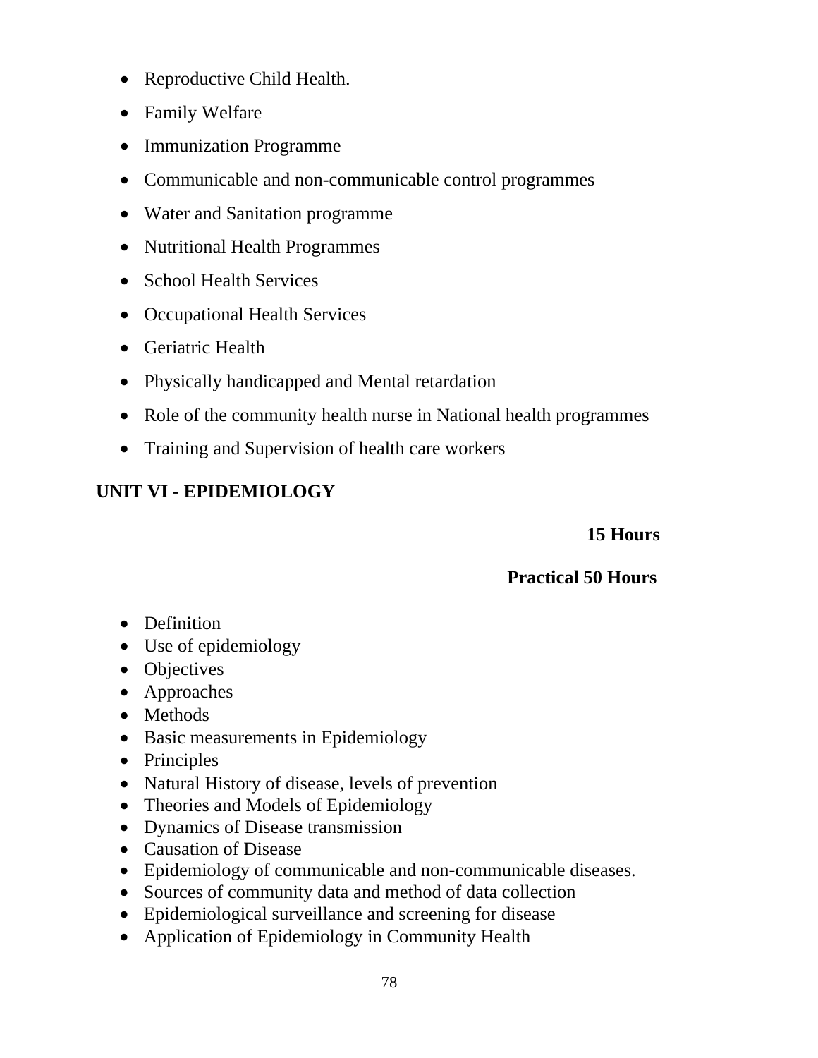- Reproductive Child Health.
- Family Welfare
- Immunization Programme
- Communicable and non-communicable control programmes
- Water and Sanitation programme
- Nutritional Health Programmes
- School Health Services
- Occupational Health Services
- Geriatric Health
- Physically handicapped and Mental retardation
- Role of the community health nurse in National health programmes
- Training and Supervision of health care workers

## UNIT VI - EPIDEMIOLOGY

**15 Hours**

**Practical 50 Hours**

- Definition
- Use of epidemiology
- Objectives
- Approaches
- Methods
- Basic measurements in Epidemiology
- Principles
- Natural History of disease, levels of prevention
- Theories and Models of Epidemiology
- Dynamics of Disease transmission
- Causation of Disease
- Epidemiology of communicable and non-communicable diseases.
- Sources of community data and method of data collection
- Epidemiological surveillance and screening for disease
- Application of Epidemiology in Community Health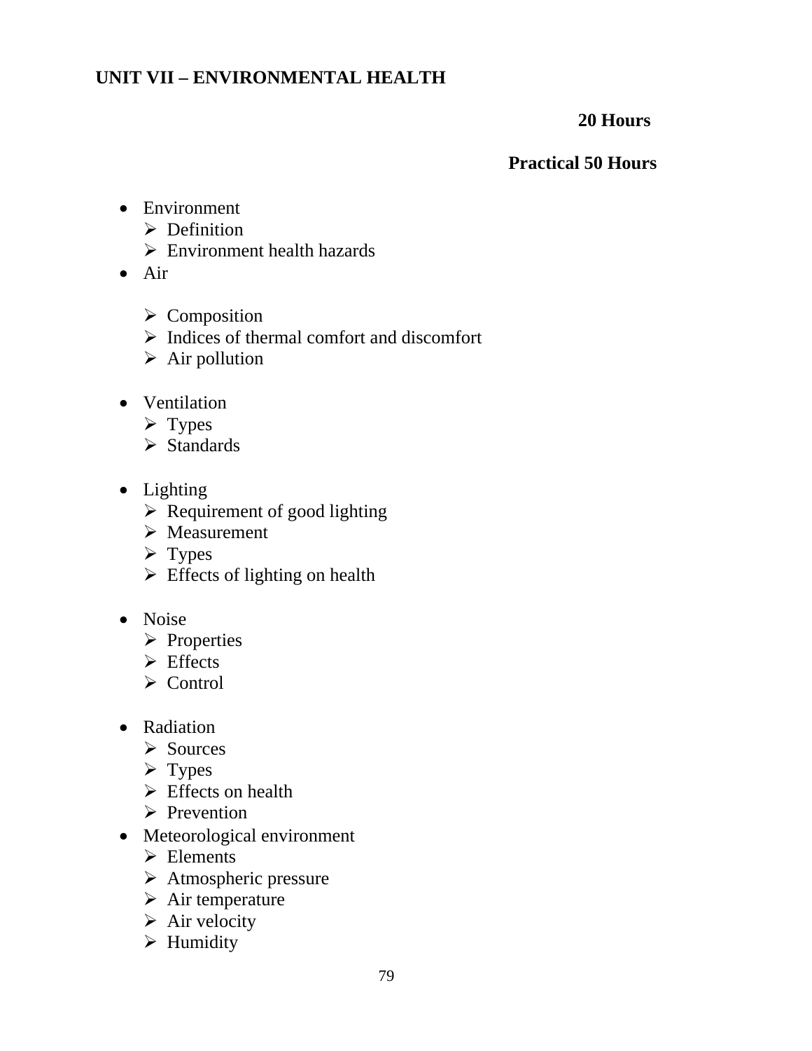## UNIT VII – ENVIRONMENTAL HEALTH

**20 Hours**

**Practical 50 Hours**

- Environment
  - Definition
  - Environment health hazards
- Air
  - Composition
  - Indices of thermal comfort and discomfort
  - Air pollution
- Ventilation
  - Types
  - Standards
- Lighting
  - Requirement of good lighting
  - Measurement
  - Types
  - Effects of lighting on health
- Noise
  - Properties
  - Effects
  - Control
- Radiation
  - Sources
  - Types
  - Effects on health
  - Prevention
- Meteorological environment
  - Elements
  - Atmospheric pressure
  - Air temperature
  - Air velocity
  - Humidity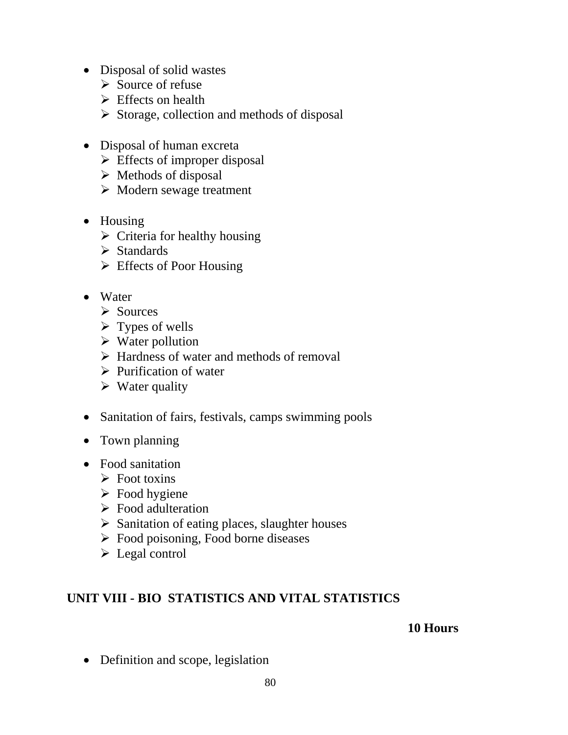- Disposal of solid wastes
  - Source of refuse
  - Effects on health
  - Storage, collection and methods of disposal

- Disposal of human excreta
  - Effects of improper disposal
  - Methods of disposal
  - Modern sewage treatment

- Housing
  - Criteria for healthy housing
  - Standards
  - Effects of Poor Housing

- Water
  - Sources
  - Types of wells
  - Water pollution
  - Hardness of water and methods of removal
  - Purification of water
  - Water quality

- Sanitation of fairs, festivals, camps swimming pools

- Town planning

- Food sanitation
  - Foot toxins
  - Food hygiene
  - Food adulteration
  - Sanitation of eating places, slaughter houses
  - Food poisoning, Food borne diseases
  - Legal control

## UNIT VIII - BIO STATISTICS AND VITAL STATISTICS

**10 Hours**

- Definition and scope, legislation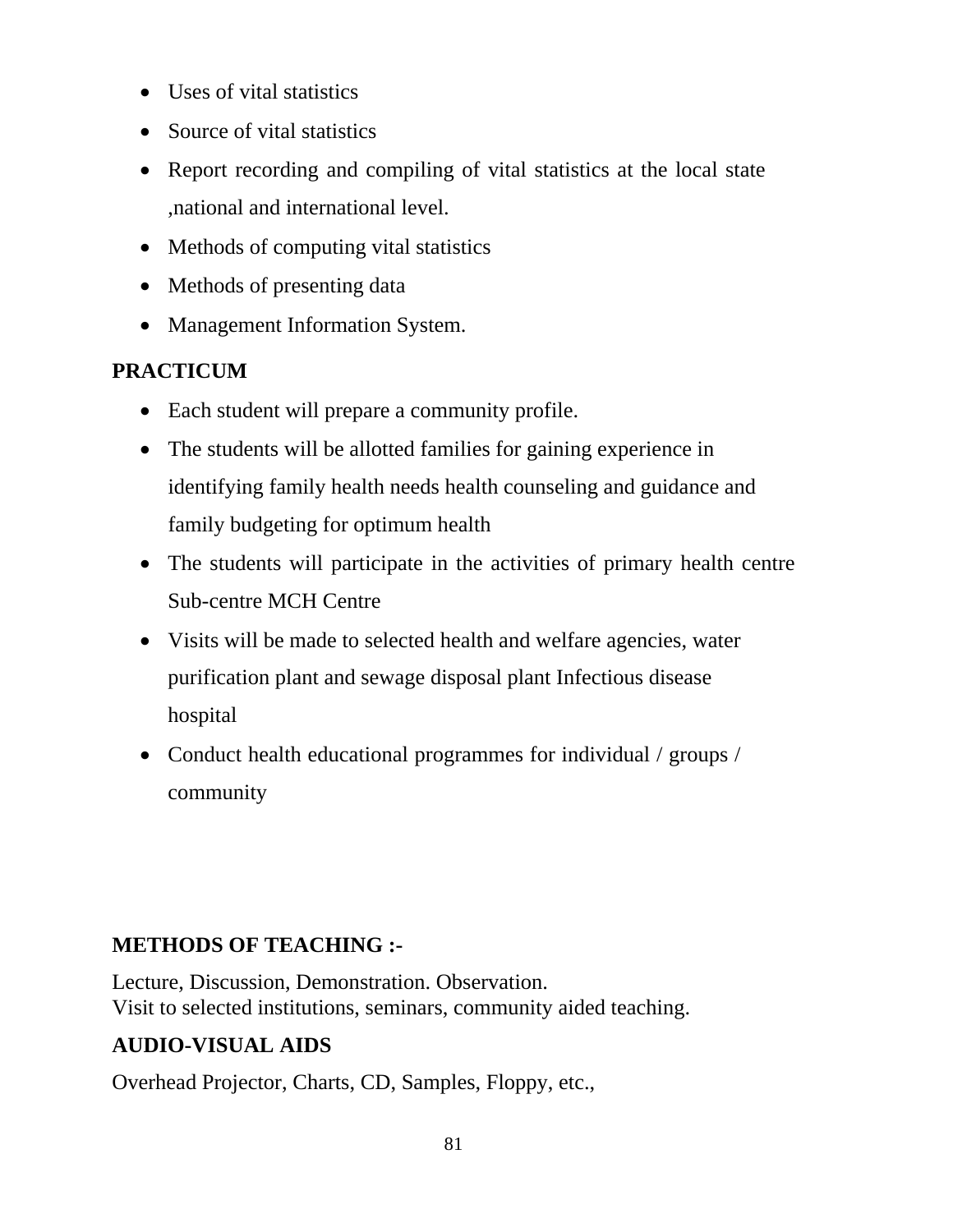- Uses of vital statistics
- Source of vital statistics
- Report recording and compiling of vital statistics at the local state ,national and international level.
- Methods of computing vital statistics
- Methods of presenting data
- Management Information System.

**PRACTICUM**

- Each student will prepare a community profile.
- The students will be allotted families for gaining experience in identifying family health needs health counseling and guidance and family budgeting for optimum health
- The students will participate in the activities of primary health centre Sub-centre MCH Centre
- Visits will be made to selected health and welfare agencies, water purification plant and sewage disposal plant Infectious disease hospital
- Conduct health educational programmes for individual / groups / community

**METHODS OF TEACHING :-**

Lecture, Discussion, Demonstration. Observation.
Visit to selected institutions, seminars, community aided teaching.

**AUDIO-VISUAL AIDS**

Overhead Projector, Charts, CD, Samples, Floppy, etc.,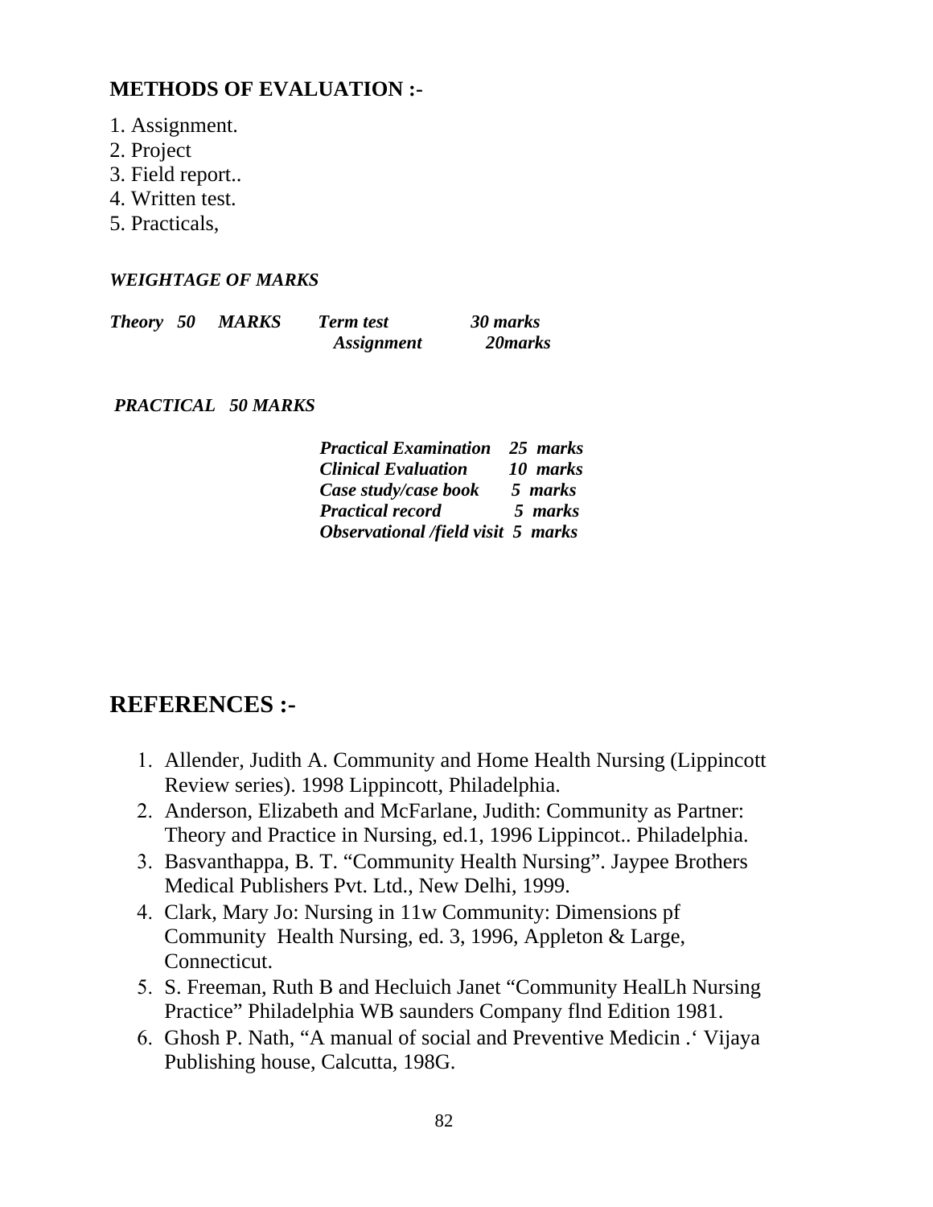**METHODS OF EVALUATION :-**

1. Assignment.
2. Project
3. Field report..
4. Written test.
5. Practicals,

***WEIGHTAGE OF MARKS***

| | | |
|---|---|---|
| ***Theory 50 MARKS*** | ***Term test*** | ***30 marks*** |
| | ***Assignment*** | ***20marks*** |

***PRACTICAL 50 MARKS***

| | |
|---|---|
| ***Practical Examination*** | ***25 marks*** |
| ***Clinical Evaluation*** | ***10 marks*** |
| ***Case study/case book*** | ***5 marks*** |
| ***Practical record*** | ***5 marks*** |
| ***Observational /field visit*** | ***5 marks*** |

## REFERENCES :-

1. Allender, Judith A. Community and Home Health Nursing (Lippincott Review series). 1998 Lippincott, Philadelphia.
2. Anderson, Elizabeth and McFarlane, Judith: Community as Partner: Theory and Practice in Nursing, ed.1, 1996 Lippincot.. Philadelphia.
3. Basvanthappa, B. T. "Community Health Nursing". Jaypee Brothers Medical Publishers Pvt. Ltd., New Delhi, 1999.
4. Clark, Mary Jo: Nursing in 11w Community: Dimensions pf Community Health Nursing, ed. 3, 1996, Appleton & Large, Connecticut.
5. S. Freeman, Ruth B and Hecluich Janet "Community HealLh Nursing Practice" Philadelphia WB saunders Company flnd Edition 1981.
6. Ghosh P. Nath, "A manual of social and Preventive Medicin .' Vijaya Publishing house, Calcutta, 198G.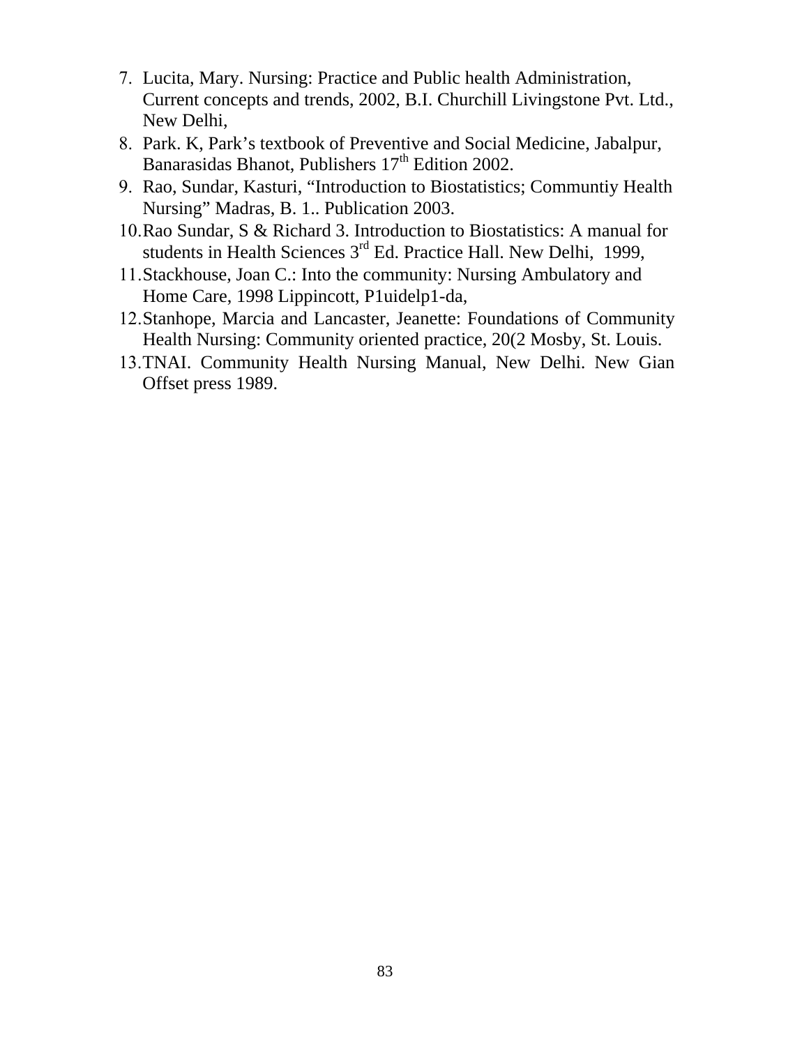7. Lucita, Mary. Nursing: Practice and Public health Administration, Current concepts and trends, 2002, B.I. Churchill Livingstone Pvt. Ltd., New Delhi,
8. Park. K, Park's textbook of Preventive and Social Medicine, Jabalpur, Banarasidas Bhanot, Publishers 17th Edition 2002.
9. Rao, Sundar, Kasturi, "Introduction to Biostatistics; Communtiy Health Nursing" Madras, B. 1.. Publication 2003.
10. Rao Sundar, S & Richard 3. Introduction to Biostatistics: A manual for students in Health Sciences 3rd Ed. Practice Hall. New Delhi, 1999,
11. Stackhouse, Joan C.: Into the community: Nursing Ambulatory and Home Care, 1998 Lippincott, P1uidelp1-da,
12. Stanhope, Marcia and Lancaster, Jeanette: Foundations of Community Health Nursing: Community oriented practice, 20(2 Mosby, St. Louis.
13. TNAI. Community Health Nursing Manual, New Delhi. New Gian Offset press 1989.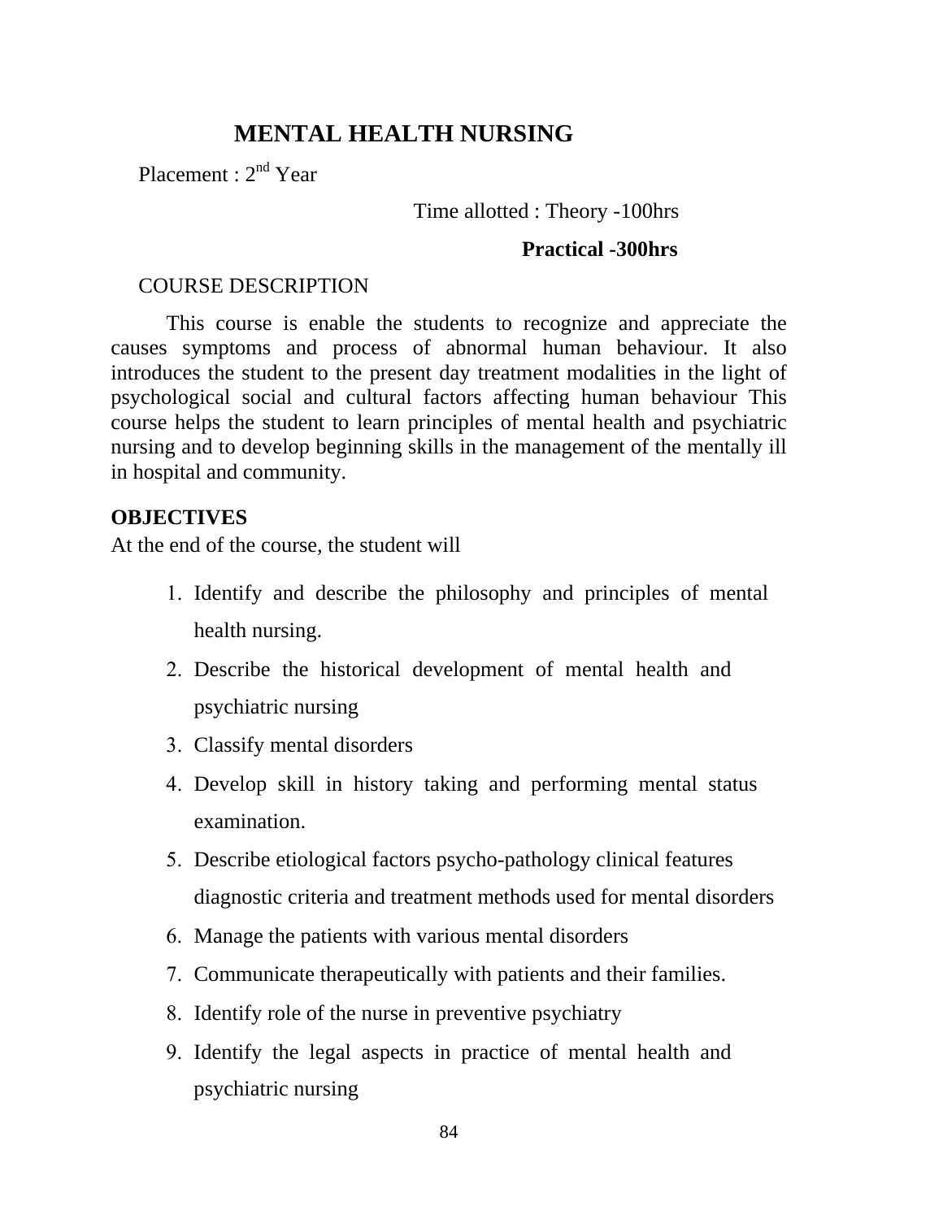# MENTAL HEALTH NURSING

Placement : 2nd Year

Time allotted : Theory -100hrs

**Practical -300hrs**

COURSE DESCRIPTION

This course is enable the students to recognize and appreciate the causes symptoms and process of abnormal human behaviour. It also introduces the student to the present day treatment modalities in the light of psychological social and cultural factors affecting human behaviour This course helps the student to learn principles of mental health and psychiatric nursing and to develop beginning skills in the management of the mentally ill in hospital and community.

**OBJECTIVES**

At the end of the course, the student will

1. Identify and describe the philosophy and principles of mental health nursing.
2. Describe the historical development of mental health and psychiatric nursing
3. Classify mental disorders
4. Develop skill in history taking and performing mental status examination.
5. Describe etiological factors psycho-pathology clinical features diagnostic criteria and treatment methods used for mental disorders
6. Manage the patients with various mental disorders
7. Communicate therapeutically with patients and their families.
8. Identify role of the nurse in preventive psychiatry
9. Identify the legal aspects in practice of mental health and psychiatric nursing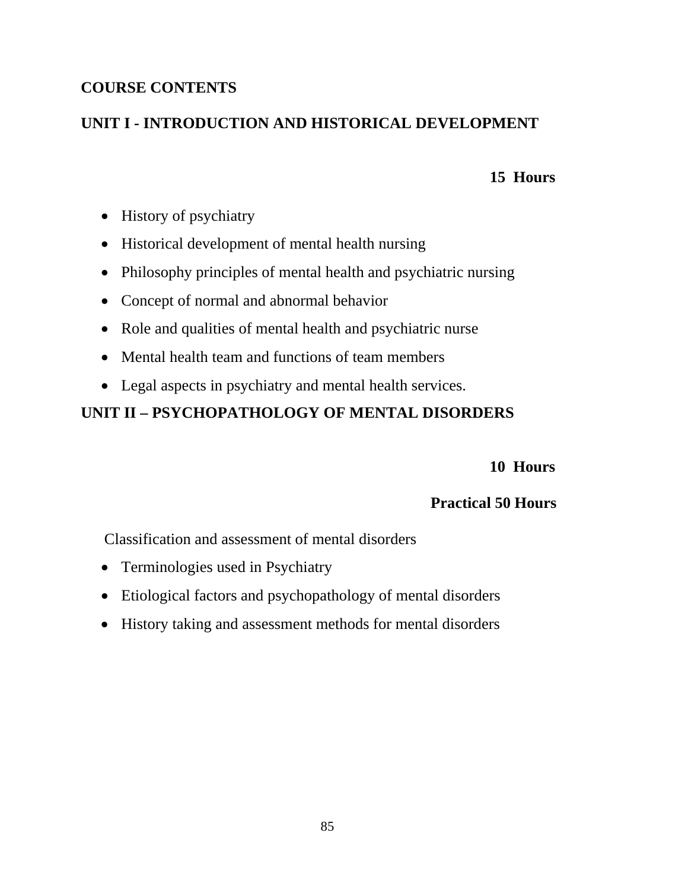## COURSE CONTENTS

## UNIT I - INTRODUCTION AND HISTORICAL DEVELOPMENT

**15 Hours**

- History of psychiatry
- Historical development of mental health nursing
- Philosophy principles of mental health and psychiatric nursing
- Concept of normal and abnormal behavior
- Role and qualities of mental health and psychiatric nurse
- Mental health team and functions of team members
- Legal aspects in psychiatry and mental health services.

## UNIT II – PSYCHOPATHOLOGY OF MENTAL DISORDERS

**10 Hours**

**Practical 50 Hours**

Classification and assessment of mental disorders

- Terminologies used in Psychiatry
- Etiological factors and psychopathology of mental disorders
- History taking and assessment methods for mental disorders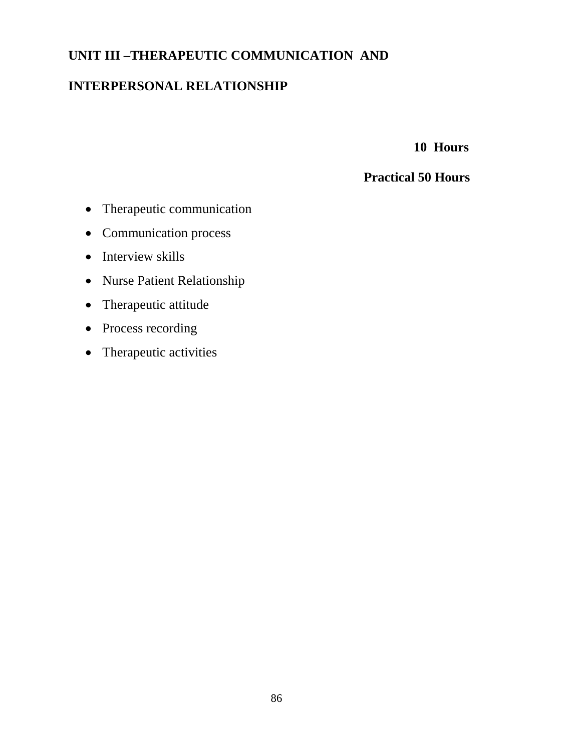## UNIT III –THERAPEUTIC COMMUNICATION AND INTERPERSONAL RELATIONSHIP

**10 Hours**

**Practical 50 Hours**

- Therapeutic communication
- Communication process
- Interview skills
- Nurse Patient Relationship
- Therapeutic attitude
- Process recording
- Therapeutic activities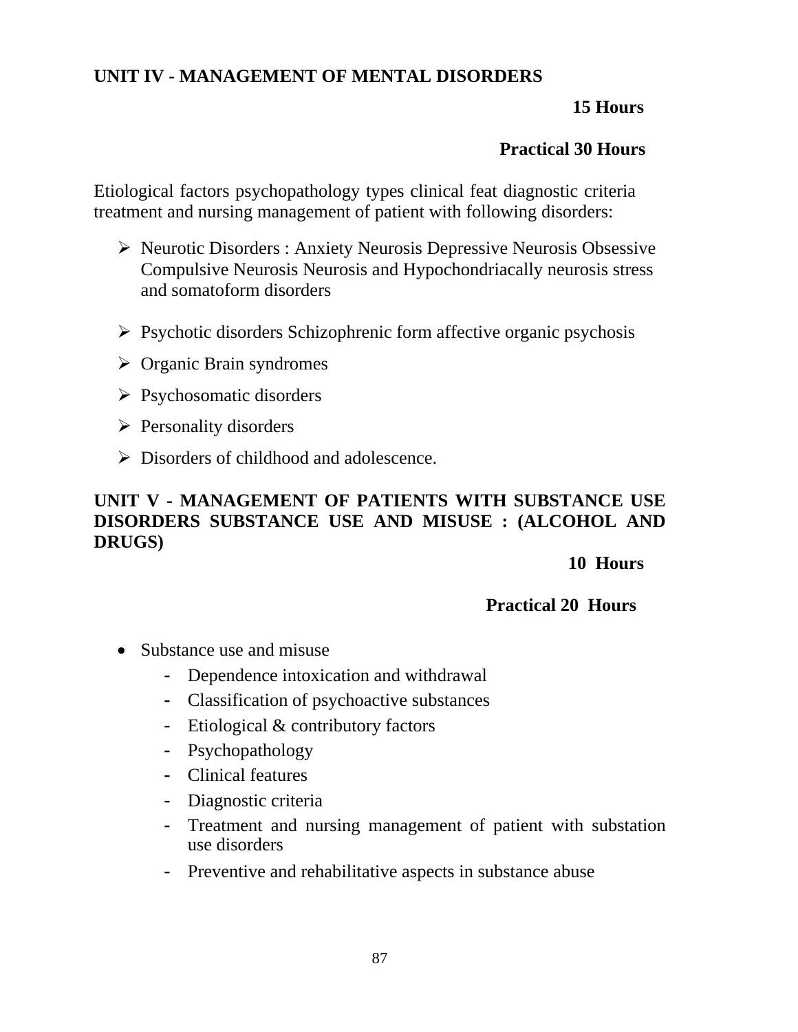## UNIT IV - MANAGEMENT OF MENTAL DISORDERS

**15 Hours**

**Practical 30 Hours**

Etiological factors psychopathology types clinical feat diagnostic criteria treatment and nursing management of patient with following disorders:

- Neurotic Disorders : Anxiety Neurosis Depressive Neurosis Obsessive Compulsive Neurosis Neurosis and Hypochondriacally neurosis stress and somatoform disorders
- Psychotic disorders Schizophrenic form affective organic psychosis
- Organic Brain syndromes
- Psychosomatic disorders
- Personality disorders
- Disorders of childhood and adolescence.

## UNIT V - MANAGEMENT OF PATIENTS WITH SUBSTANCE USE DISORDERS SUBSTANCE USE AND MISUSE : (ALCOHOL AND DRUGS)

**10 Hours**

**Practical 20 Hours**

- Substance use and misuse
  - Dependence intoxication and withdrawal
  - Classification of psychoactive substances
  - Etiological & contributory factors
  - Psychopathology
  - Clinical features
  - Diagnostic criteria
  - Treatment and nursing management of patient with substation use disorders
  - Preventive and rehabilitative aspects in substance abuse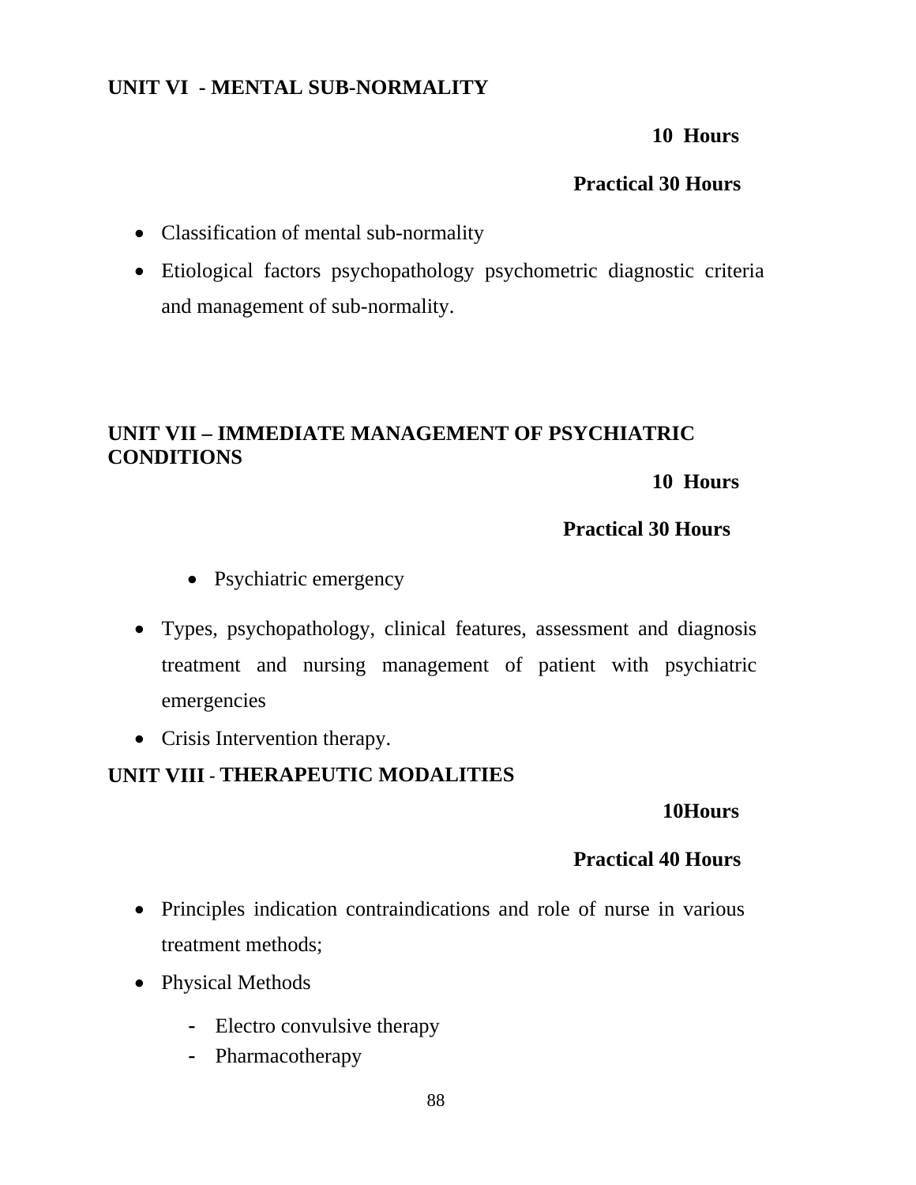## UNIT VI - MENTAL SUB-NORMALITY

**10 Hours**

**Practical 30 Hours**

- Classification of mental sub-normality
- Etiological factors psychopathology psychometric diagnostic criteria and management of sub-normality.

## UNIT VII – IMMEDIATE MANAGEMENT OF PSYCHIATRIC CONDITIONS

**10 Hours**

**Practical 30 Hours**

- Psychiatric emergency
- Types, psychopathology, clinical features, assessment and diagnosis treatment and nursing management of patient with psychiatric emergencies
- Crisis Intervention therapy.

## UNIT VIII - THERAPEUTIC MODALITIES

**10Hours**

**Practical 40 Hours**

- Principles indication contraindications and role of nurse in various treatment methods;
- Physical Methods
  - Electro convulsive therapy
  - Pharmacotherapy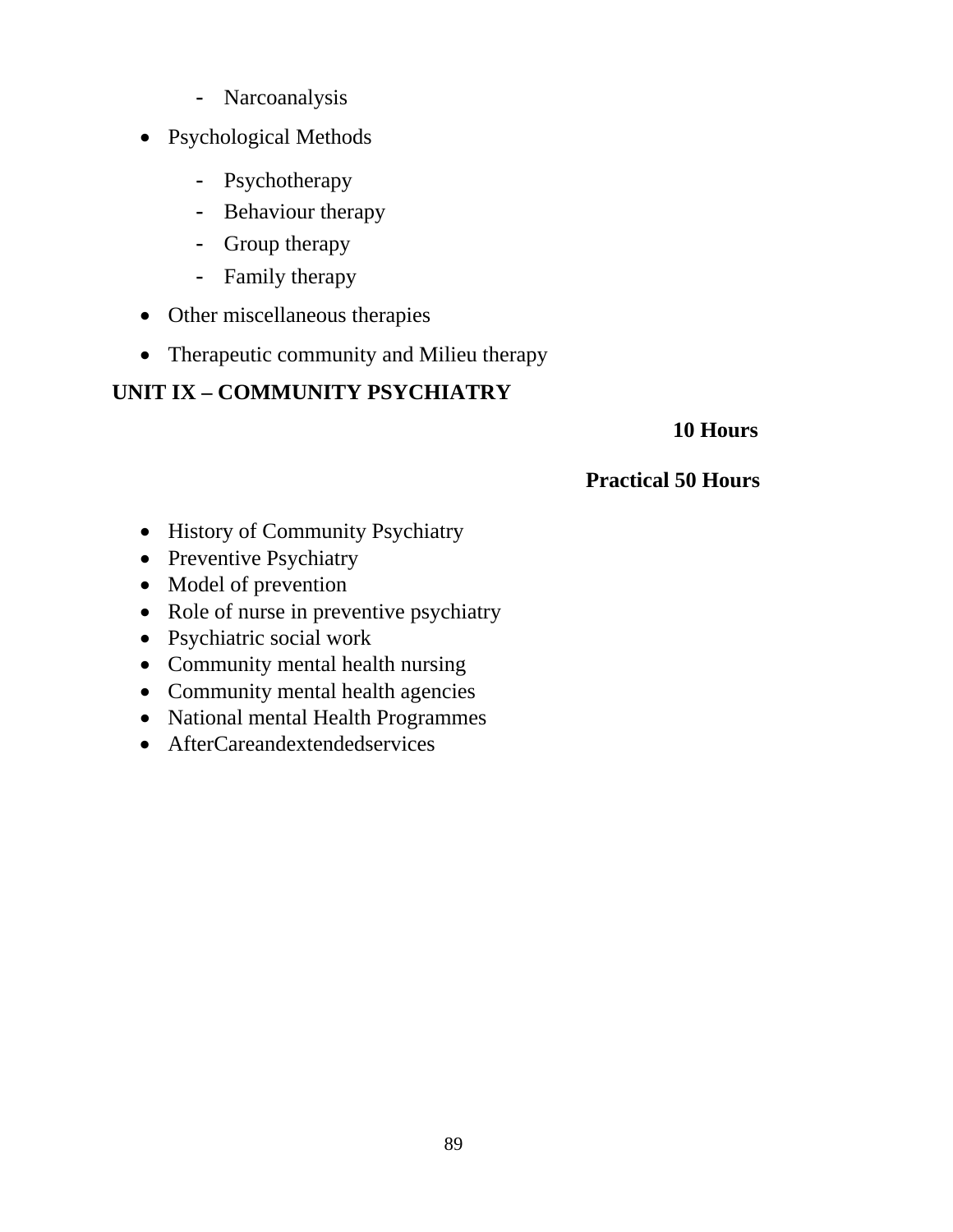- Narcoanalysis
- Psychological Methods
  - Psychotherapy
  - Behaviour therapy
  - Group therapy
  - Family therapy
- Other miscellaneous therapies
- Therapeutic community and Milieu therapy

**UNIT IX – COMMUNITY PSYCHIATRY**

**10 Hours**

**Practical 50 Hours**

- History of Community Psychiatry
- Preventive Psychiatry
- Model of prevention
- Role of nurse in preventive psychiatry
- Psychiatric social work
- Community mental health nursing
- Community mental health agencies
- National mental Health Programmes
- AfterCareandextendedservices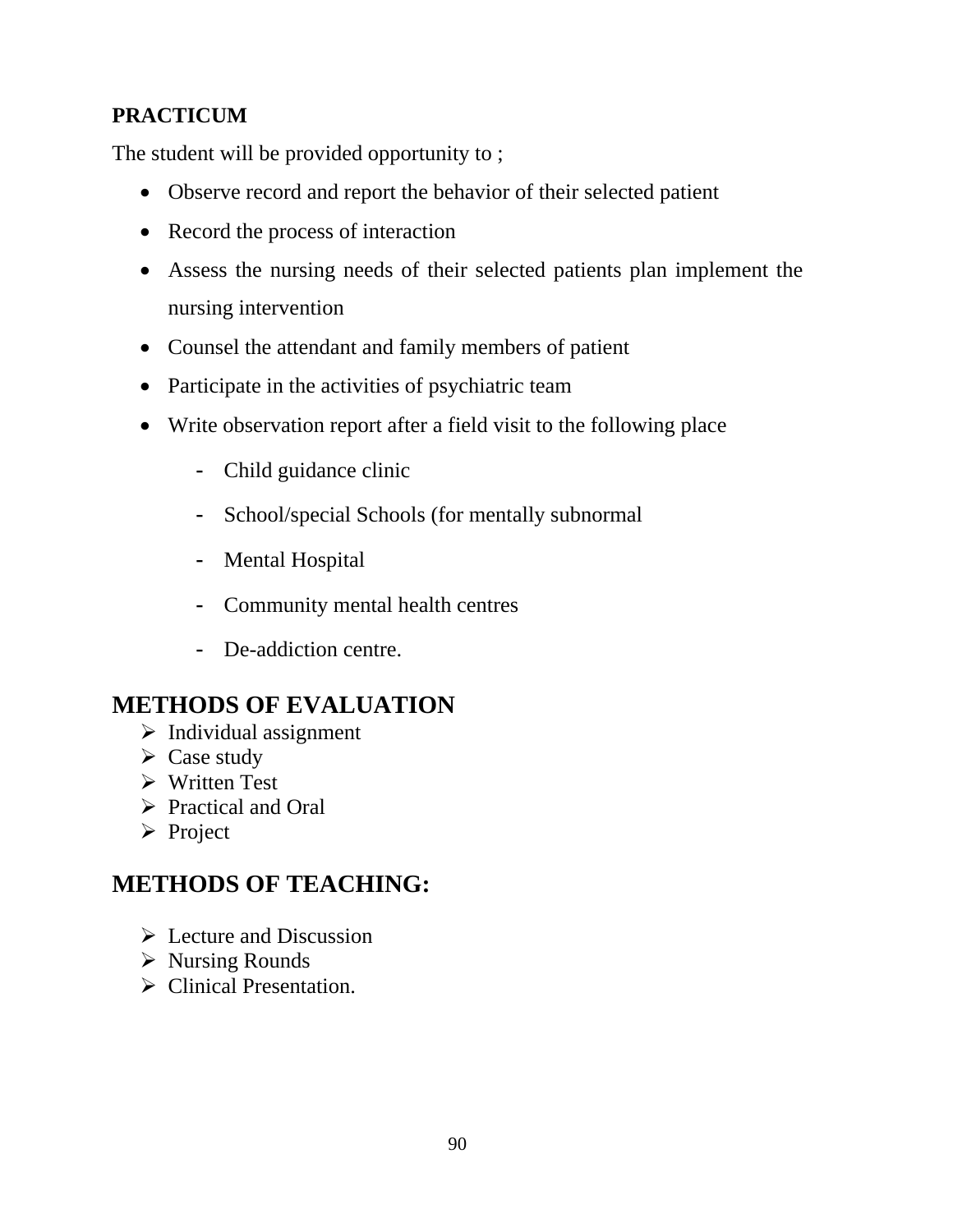**PRACTICUM**

The student will be provided opportunity to ;

- Observe record and report the behavior of their selected patient
- Record the process of interaction
- Assess the nursing needs of their selected patients plan implement the nursing intervention
- Counsel the attendant and family members of patient
- Participate in the activities of psychiatric team
- Write observation report after a field visit to the following place
    - Child guidance clinic
    - School/special Schools (for mentally subnormal
    - Mental Hospital
    - Community mental health centres
    - De-addiction centre.

## METHODS OF EVALUATION

- Individual assignment
- Case study
- Written Test
- Practical and Oral
- Project

## METHODS OF TEACHING:

- Lecture and Discussion
- Nursing Rounds
- Clinical Presentation.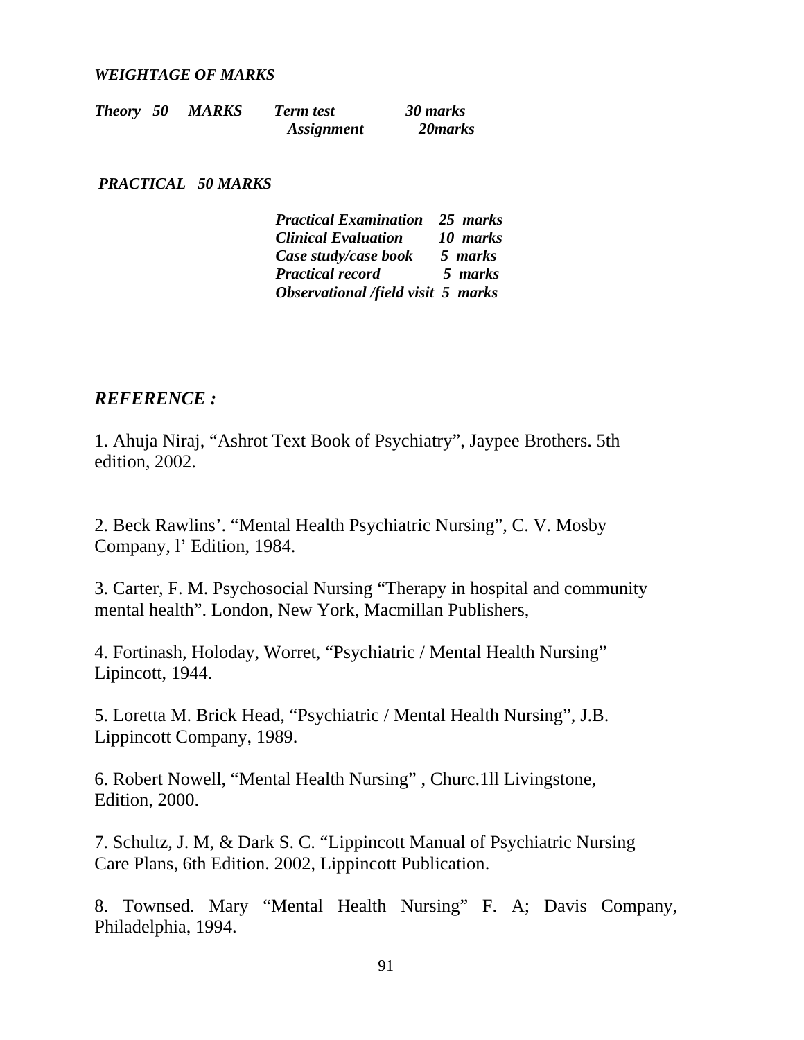***WEIGHTAGE OF MARKS***

| | | | |
|---|---|---|---|
| ***Theory 50 MARKS*** | ***Term test*** | ***30 marks*** |
| | ***Assignment*** | ***20marks*** |

***PRACTICAL 50 MARKS***

| | |
|---|---|
| ***Practical Examination*** | ***25 marks*** |
| ***Clinical Evaluation*** | ***10 marks*** |
| ***Case study/case book*** | ***5 marks*** |
| ***Practical record*** | ***5 marks*** |
| ***Observational /field visit*** | ***5 marks*** |

## *REFERENCE :*

1. Ahuja Niraj, "Ashrot Text Book of Psychiatry", Jaypee Brothers. 5th edition, 2002.

2. Beck Rawlins'. "Mental Health Psychiatric Nursing", C. V. Mosby Company, l' Edition, 1984.

3. Carter, F. M. Psychosocial Nursing "Therapy in hospital and community mental health". London, New York, Macmillan Publishers,

4. Fortinash, Holoday, Worret, "Psychiatric / Mental Health Nursing" Lipincott, 1944.

5. Loretta M. Brick Head, "Psychiatric / Mental Health Nursing", J.B. Lippincott Company, 1989.

6. Robert Nowell, "Mental Health Nursing" , Churc.1ll Livingstone, Edition, 2000.

7. Schultz, J. M, & Dark S. C. "Lippincott Manual of Psychiatric Nursing Care Plans, 6th Edition. 2002, Lippincott Publication.

8. Townsed. Mary "Mental Health Nursing" F. A; Davis Company, Philadelphia, 1994.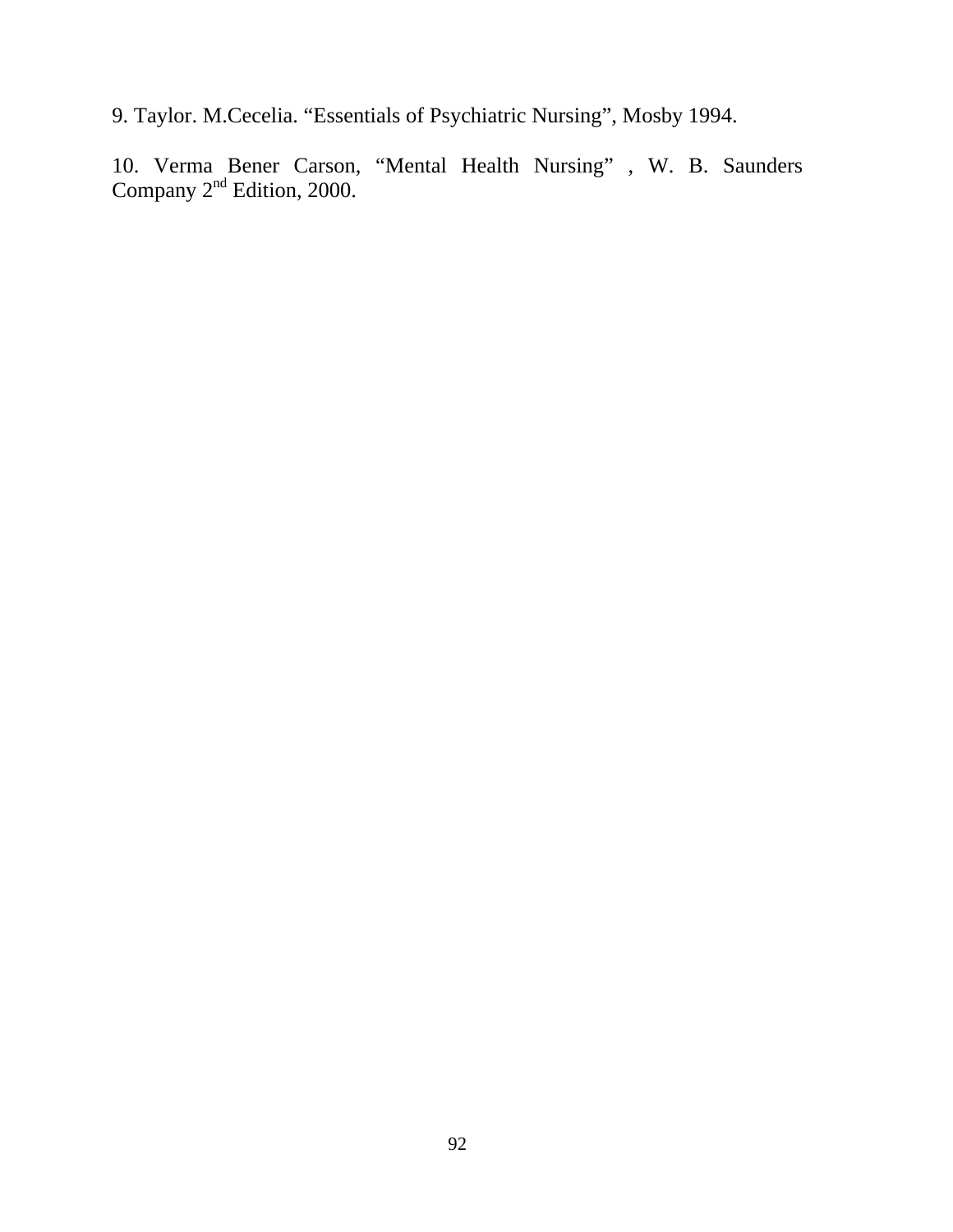9. Taylor. M.Cecelia. "Essentials of Psychiatric Nursing", Mosby 1994.

10. Verma Bener Carson, "Mental Health Nursing" , W. B. Saunders Company 2nd Edition, 2000.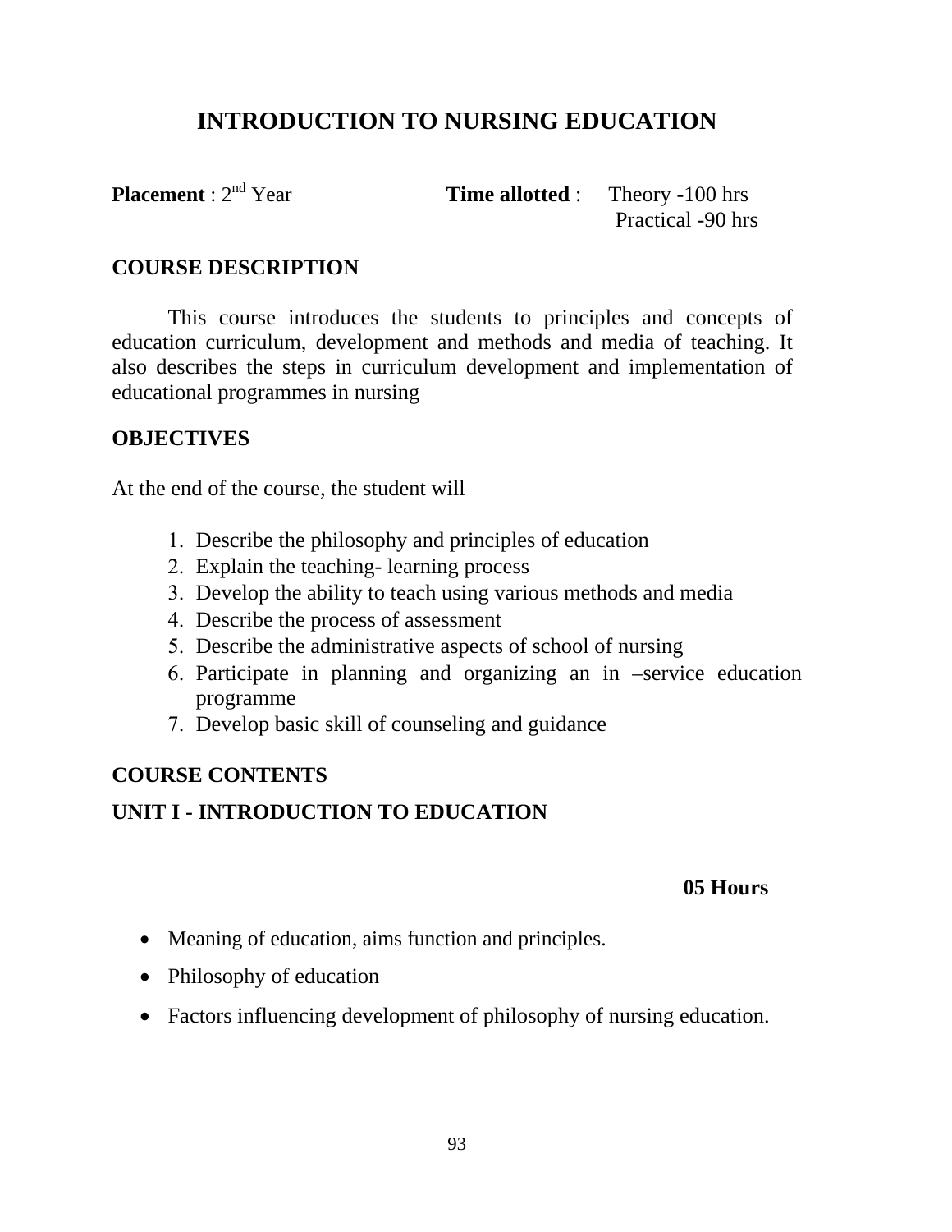# INTRODUCTION TO NURSING EDUCATION

**Placement** : 2nd Year **Time allotted** : Theory -100 hrs
Practical -90 hrs

## COURSE DESCRIPTION

This course introduces the students to principles and concepts of education curriculum, development and methods and media of teaching. It also describes the steps in curriculum development and implementation of educational programmes in nursing

## OBJECTIVES

At the end of the course, the student will

1. Describe the philosophy and principles of education
2. Explain the teaching- learning process
3. Develop the ability to teach using various methods and media
4. Describe the process of assessment
5. Describe the administrative aspects of school of nursing
6. Participate in planning and organizing an in –service education programme
7. Develop basic skill of counseling and guidance

## COURSE CONTENTS

### UNIT I - INTRODUCTION TO EDUCATION

**05 Hours**

- Meaning of education, aims function and principles.
- Philosophy of education
- Factors influencing development of philosophy of nursing education.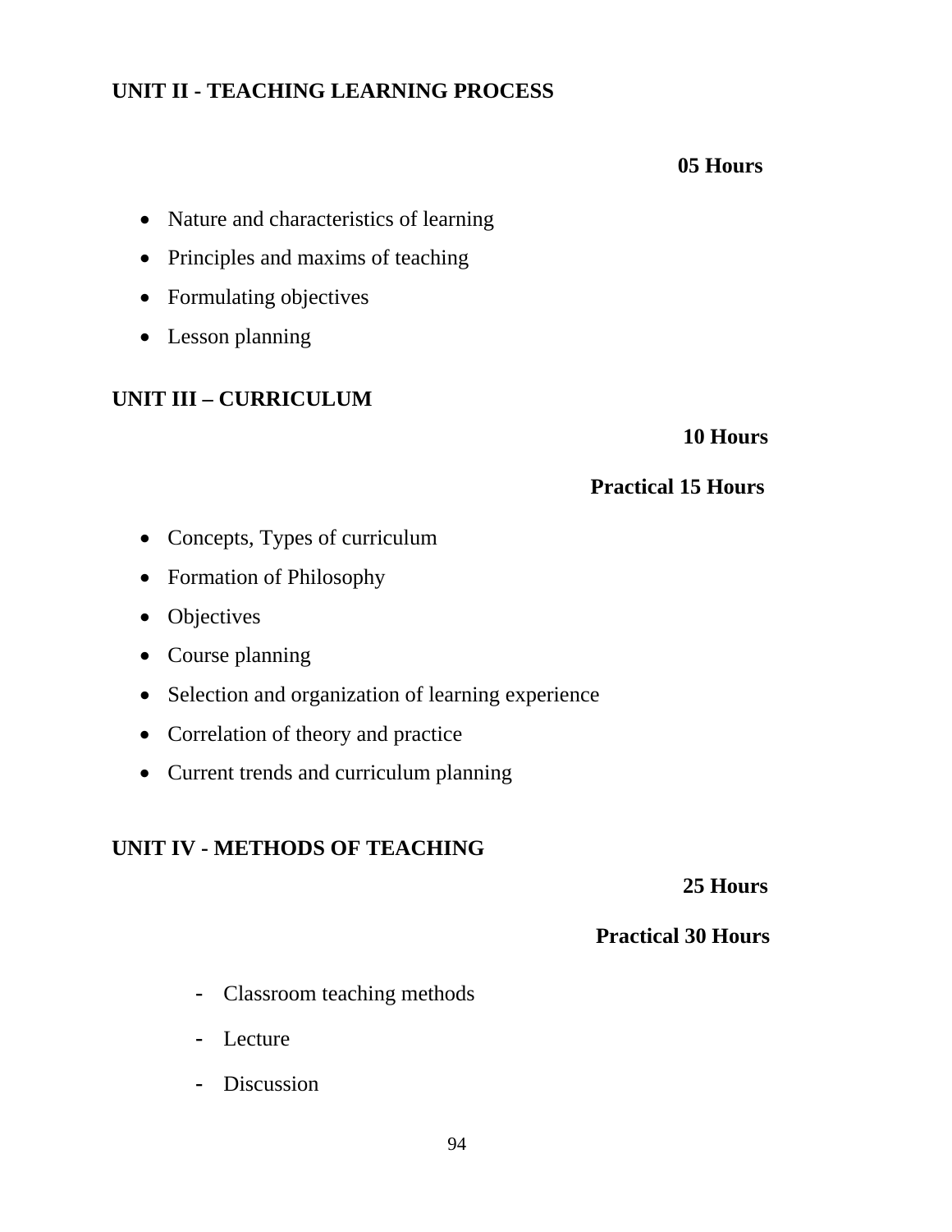## UNIT II - TEACHING LEARNING PROCESS

**05 Hours**

- Nature and characteristics of learning
- Principles and maxims of teaching
- Formulating objectives
- Lesson planning

## UNIT III – CURRICULUM

**10 Hours**

**Practical 15 Hours**

- Concepts, Types of curriculum
- Formation of Philosophy
- Objectives
- Course planning
- Selection and organization of learning experience
- Correlation of theory and practice
- Current trends and curriculum planning

## UNIT IV - METHODS OF TEACHING

**25 Hours**

**Practical 30 Hours**

- Classroom teaching methods
- Lecture
- Discussion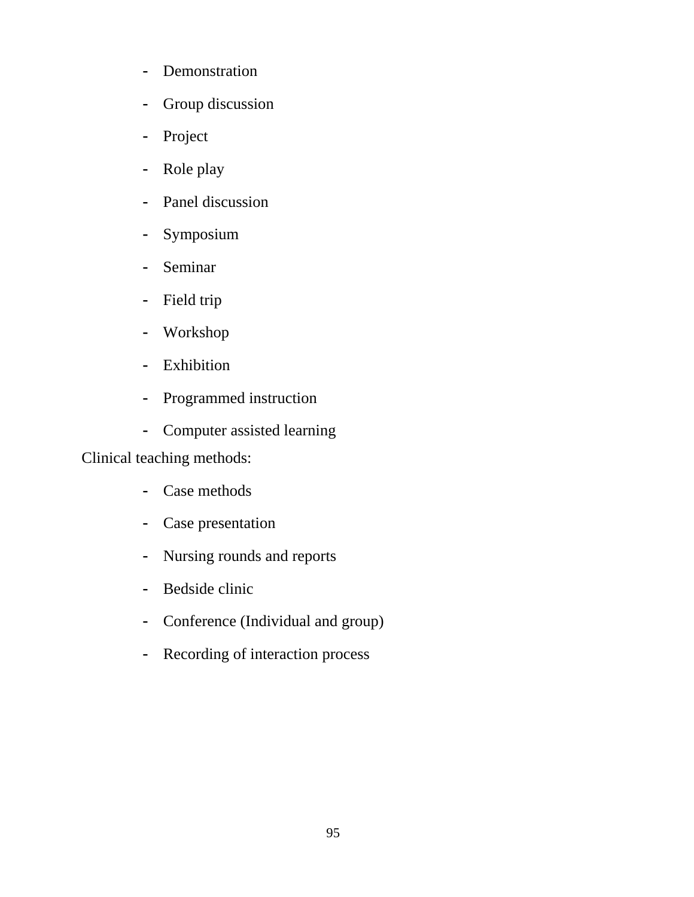- Demonstration
- Group discussion
- Project
- Role play
- Panel discussion
- Symposium
- Seminar
- Field trip
- Workshop
- Exhibition
- Programmed instruction
- Computer assisted learning

Clinical teaching methods:

- Case methods
- Case presentation
- Nursing rounds and reports
- Bedside clinic
- Conference (Individual and group)
- Recording of interaction process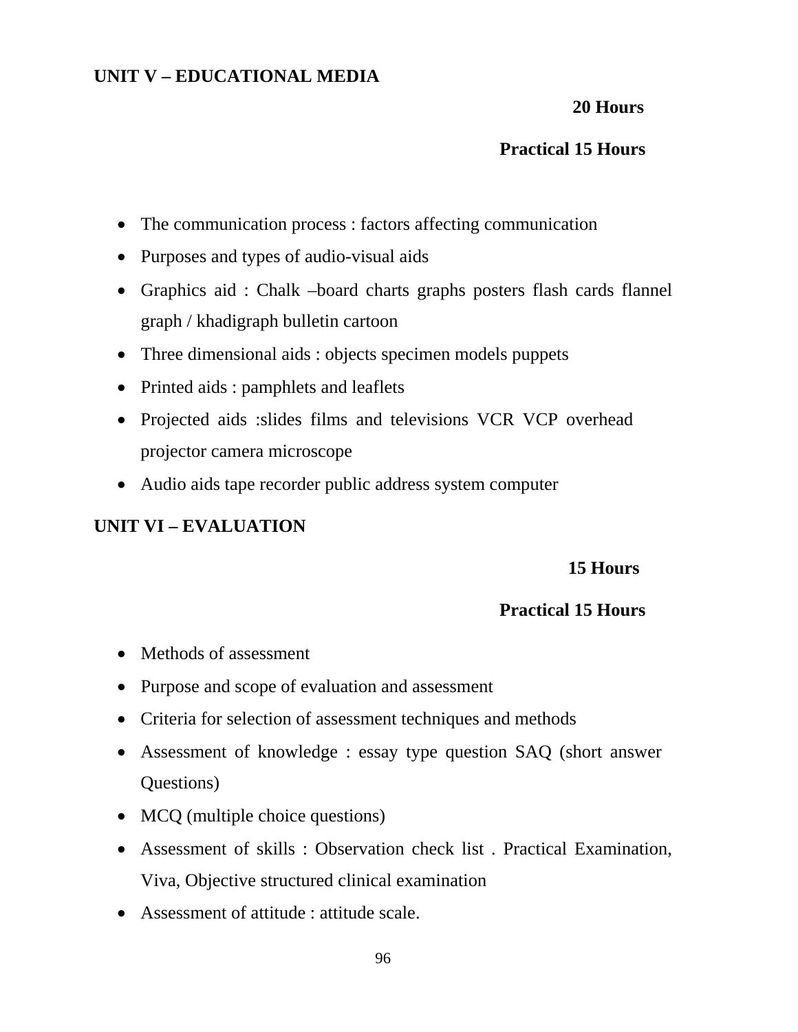**UNIT V – EDUCATIONAL MEDIA**

**20 Hours**

**Practical 15 Hours**

- The communication process : factors affecting communication
- Purposes and types of audio-visual aids
- Graphics aid : Chalk –board charts graphs posters flash cards flannel graph / khadigraph bulletin cartoon
- Three dimensional aids : objects specimen models puppets
- Printed aids : pamphlets and leaflets
- Projected aids :slides films and televisions VCR VCP overhead projector camera microscope
- Audio aids tape recorder public address system computer

**UNIT VI – EVALUATION**

**15 Hours**

**Practical 15 Hours**

- Methods of assessment
- Purpose and scope of evaluation and assessment
- Criteria for selection of assessment techniques and methods
- Assessment of knowledge : essay type question SAQ (short answer Questions)
- MCQ (multiple choice questions)
- Assessment of skills : Observation check list . Practical Examination, Viva, Objective structured clinical examination
- Assessment of attitude : attitude scale.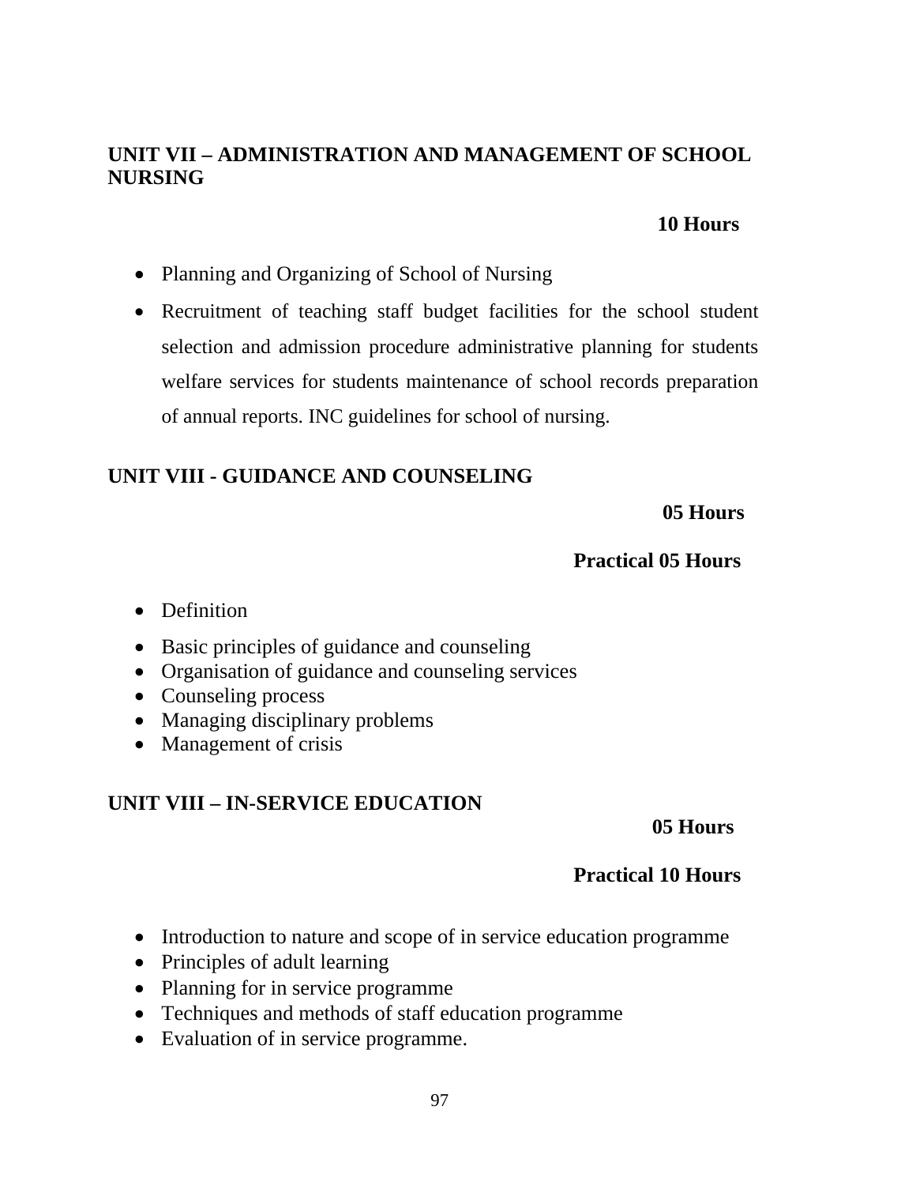## UNIT VII – ADMINISTRATION AND MANAGEMENT OF SCHOOL NURSING

**10 Hours**

- Planning and Organizing of School of Nursing
- Recruitment of teaching staff budget facilities for the school student selection and admission procedure administrative planning for students welfare services for students maintenance of school records preparation of annual reports. INC guidelines for school of nursing.

## UNIT VIII - GUIDANCE AND COUNSELING

**05 Hours**

**Practical 05 Hours**

- Definition
- Basic principles of guidance and counseling
- Organisation of guidance and counseling services
- Counseling process
- Managing disciplinary problems
- Management of crisis

## UNIT VIII – IN-SERVICE EDUCATION

**05 Hours**

**Practical 10 Hours**

- Introduction to nature and scope of in service education programme
- Principles of adult learning
- Planning for in service programme
- Techniques and methods of staff education programme
- Evaluation of in service programme.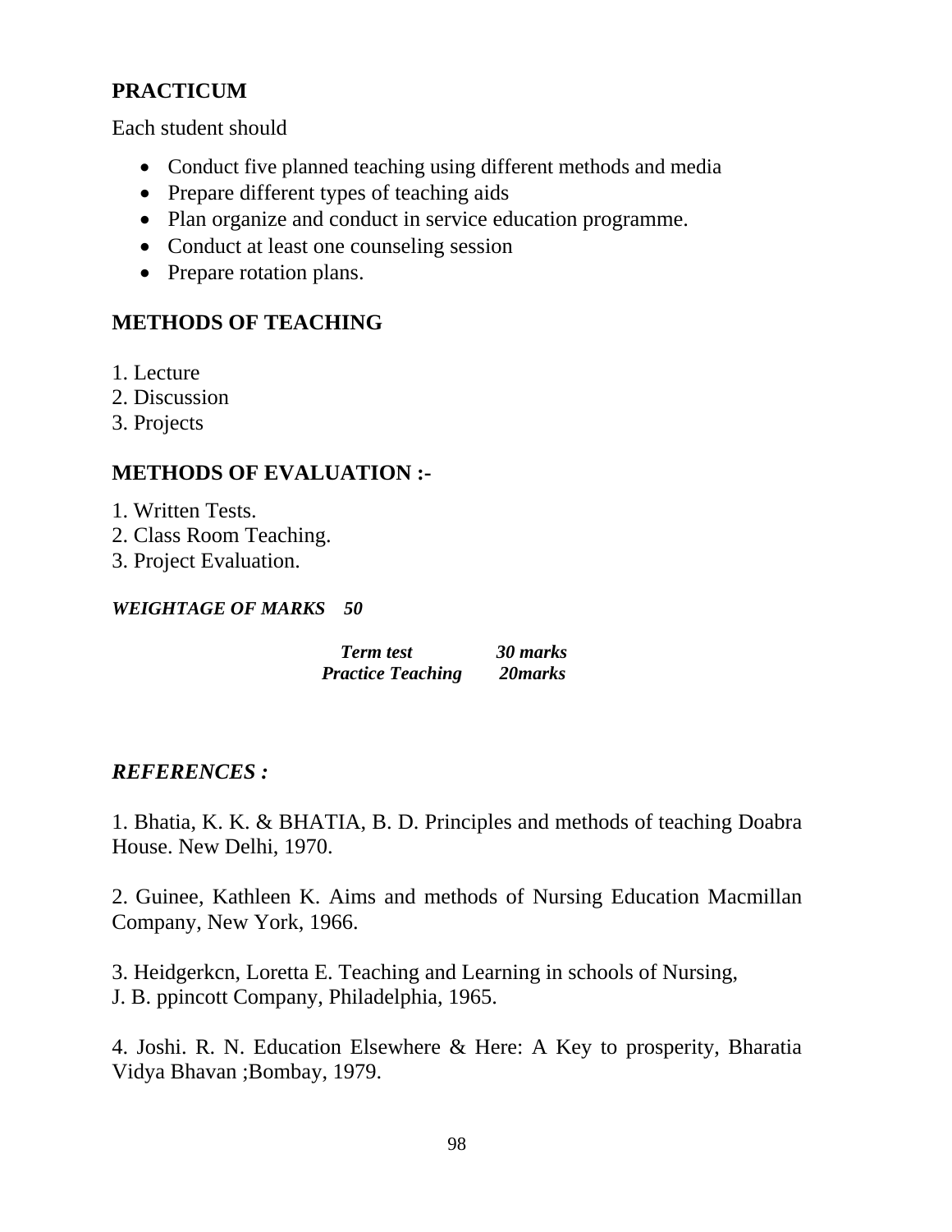## PRACTICUM

Each student should

- Conduct five planned teaching using different methods and media
- Prepare different types of teaching aids
- Plan organize and conduct in service education programme.
- Conduct at least one counseling session
- Prepare rotation plans.

## METHODS OF TEACHING

1. Lecture
2. Discussion
3. Projects

## METHODS OF EVALUATION :-

1. Written Tests.
2. Class Room Teaching.
3. Project Evaluation.

***WEIGHTAGE OF MARKS 50***

| | |
|---|---|
| ***Term test*** | ***30 marks*** |
| ***Practice Teaching*** | ***20marks*** |

## *REFERENCES :*

1. Bhatia, K. K. & BHATIA, B. D. Principles and methods of teaching Doabra House. New Delhi, 1970.

2. Guinee, Kathleen K. Aims and methods of Nursing Education Macmillan Company, New York, 1966.

3. Heidgerkcn, Loretta E. Teaching and Learning in schools of Nursing, J. B. ppincott Company, Philadelphia, 1965.

4. Joshi. R. N. Education Elsewhere & Here: A Key to prosperity, Bharatia Vidya Bhavan ;Bombay, 1979.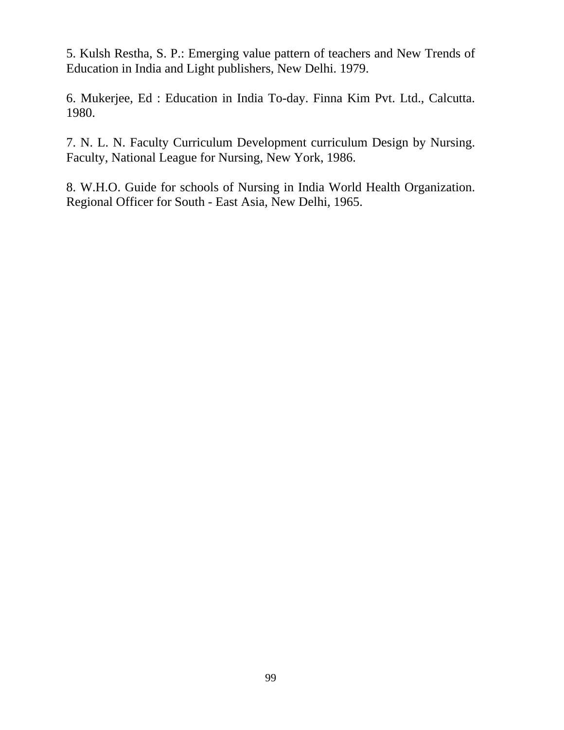5. Kulsh Restha, S. P.: Emerging value pattern of teachers and New Trends of Education in India and Light publishers, New Delhi. 1979.

6. Mukerjee, Ed : Education in India To-day. Finna Kim Pvt. Ltd., Calcutta. 1980.

7. N. L. N. Faculty Curriculum Development curriculum Design by Nursing. Faculty, National League for Nursing, New York, 1986.

8. W.H.O. Guide for schools of Nursing in India World Health Organization. Regional Officer for South - East Asia, New Delhi, 1965.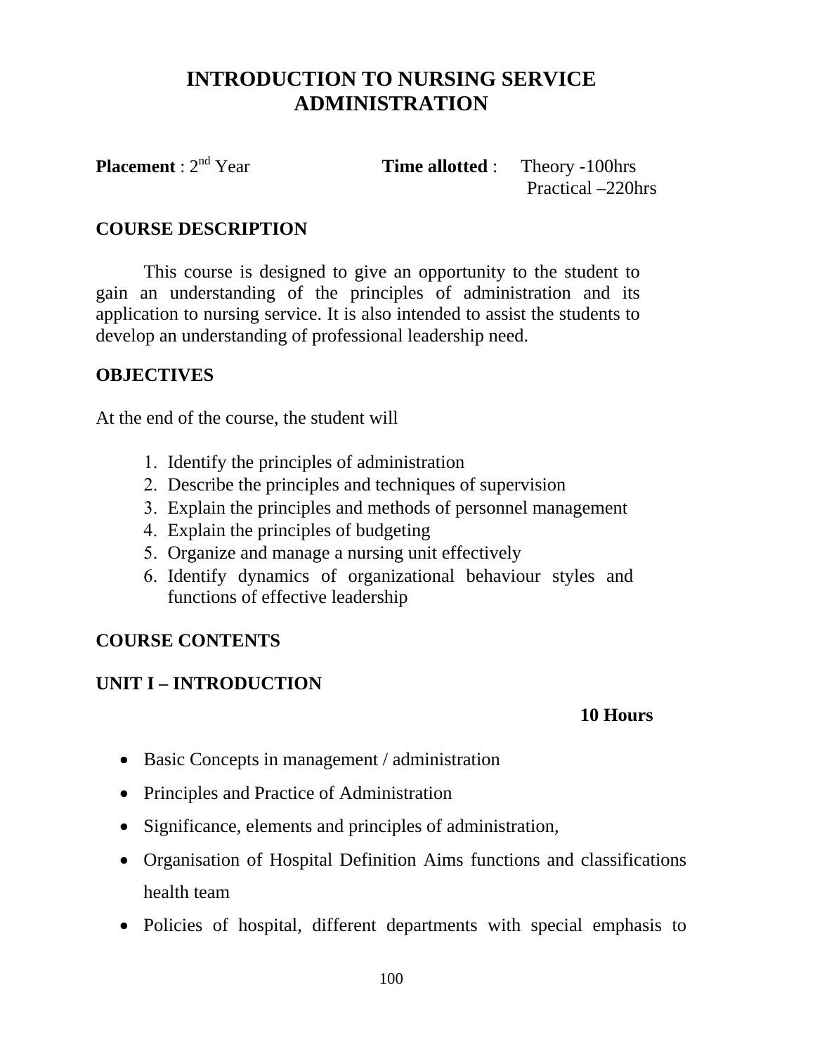# INTRODUCTION TO NURSING SERVICE ADMINISTRATION

**Placement** : 2nd Year **Time allotted** : Theory -100hrs
Practical –220hrs

## COURSE DESCRIPTION

This course is designed to give an opportunity to the student to gain an understanding of the principles of administration and its application to nursing service. It is also intended to assist the students to develop an understanding of professional leadership need.

## OBJECTIVES

At the end of the course, the student will

1. Identify the principles of administration
2. Describe the principles and techniques of supervision
3. Explain the principles and methods of personnel management
4. Explain the principles of budgeting
5. Organize and manage a nursing unit effectively
6. Identify dynamics of organizational behaviour styles and functions of effective leadership

## COURSE CONTENTS

### UNIT I – INTRODUCTION

**10 Hours**

- Basic Concepts in management / administration
- Principles and Practice of Administration
- Significance, elements and principles of administration,
- Organisation of Hospital Definition Aims functions and classifications health team
- Policies of hospital, different departments with special emphasis to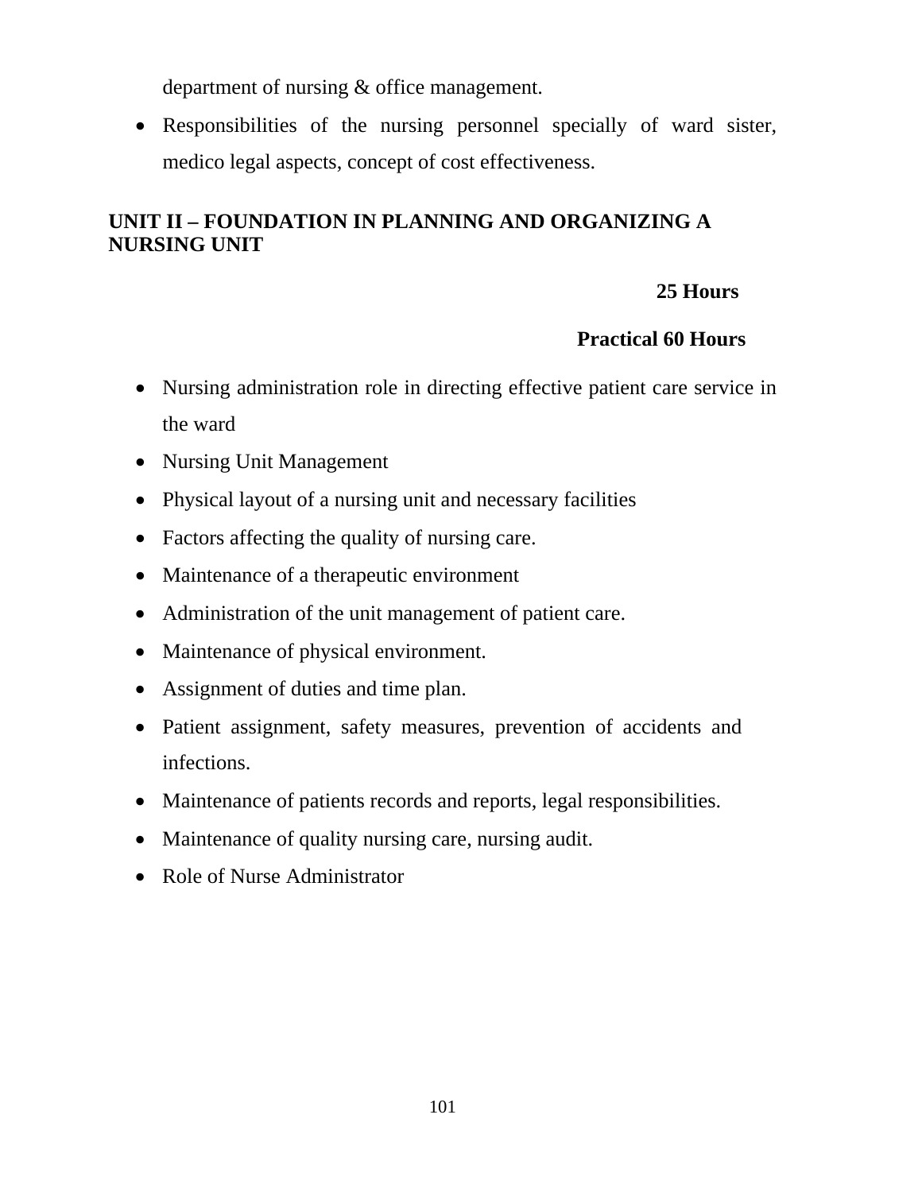department of nursing & office management.

- Responsibilities of the nursing personnel specially of ward sister, medico legal aspects, concept of cost effectiveness.

## UNIT II – FOUNDATION IN PLANNING AND ORGANIZING A NURSING UNIT

**25 Hours**

**Practical 60 Hours**

- Nursing administration role in directing effective patient care service in the ward
- Nursing Unit Management
- Physical layout of a nursing unit and necessary facilities
- Factors affecting the quality of nursing care.
- Maintenance of a therapeutic environment
- Administration of the unit management of patient care.
- Maintenance of physical environment.
- Assignment of duties and time plan.
- Patient assignment, safety measures, prevention of accidents and infections.
- Maintenance of patients records and reports, legal responsibilities.
- Maintenance of quality nursing care, nursing audit.
- Role of Nurse Administrator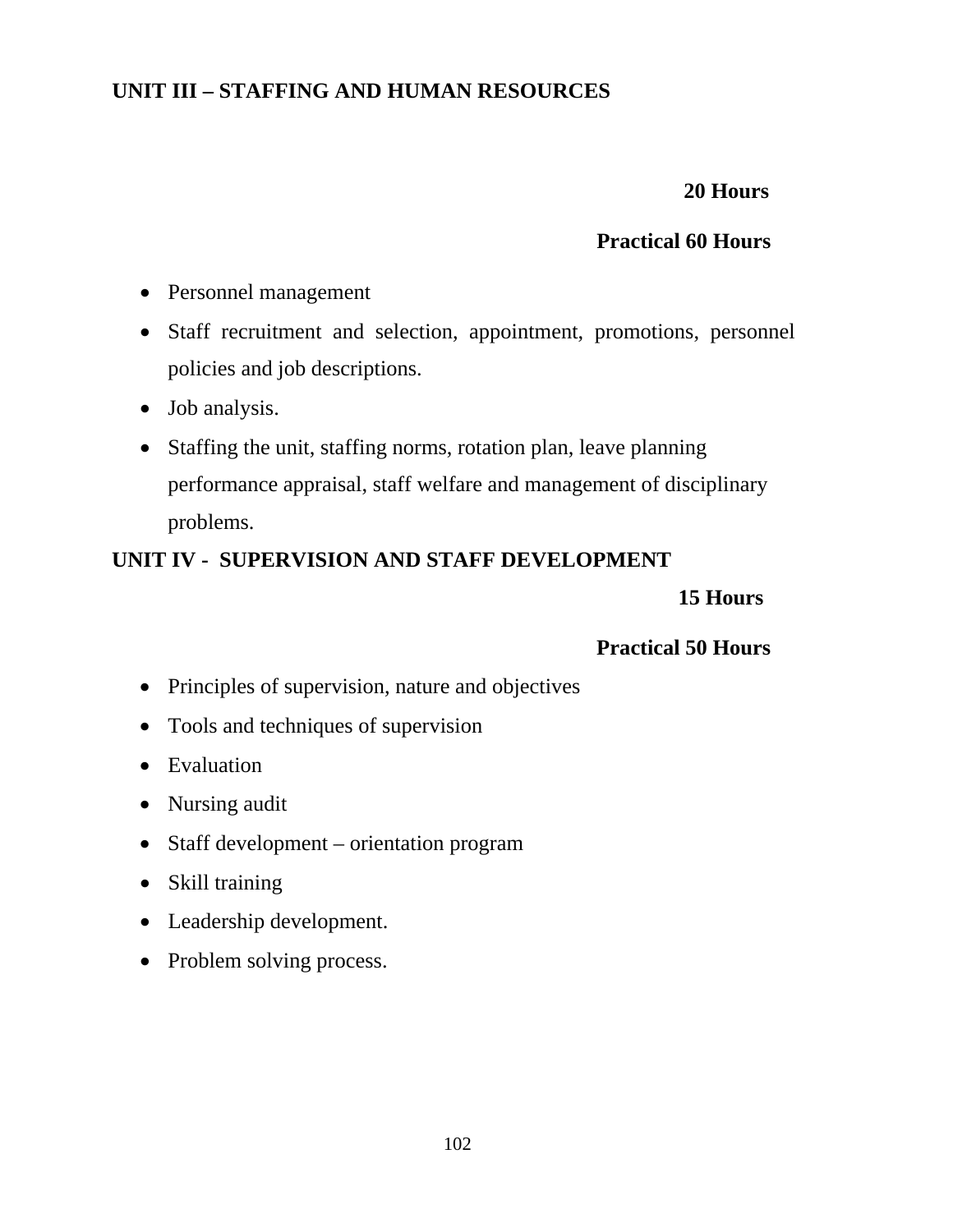**UNIT III – STAFFING AND HUMAN RESOURCES**

**20 Hours**

**Practical 60 Hours**

- Personnel management
- Staff recruitment and selection, appointment, promotions, personnel policies and job descriptions.
- Job analysis.
- Staffing the unit, staffing norms, rotation plan, leave planning performance appraisal, staff welfare and management of disciplinary problems.

**UNIT IV - SUPERVISION AND STAFF DEVELOPMENT**

**15 Hours**

**Practical 50 Hours**

- Principles of supervision, nature and objectives
- Tools and techniques of supervision
- Evaluation
- Nursing audit
- Staff development – orientation program
- Skill training
- Leadership development.
- Problem solving process.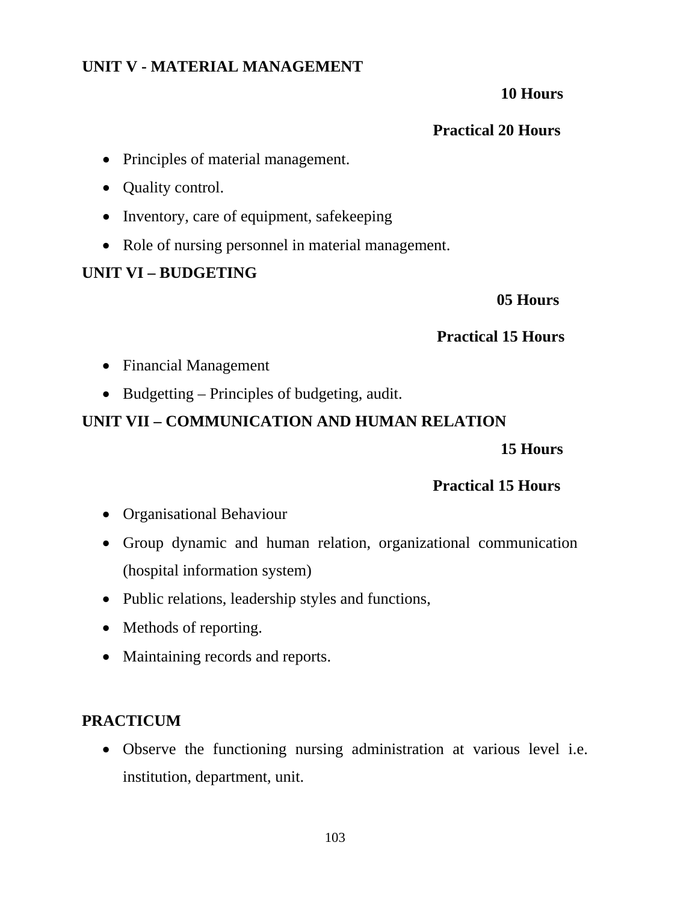**UNIT V - MATERIAL MANAGEMENT**

**10 Hours**

**Practical 20 Hours**

- Principles of material management.
- Quality control.
- Inventory, care of equipment, safekeeping
- Role of nursing personnel in material management.

**UNIT VI – BUDGETING**

**05 Hours**

**Practical 15 Hours**

- Financial Management
- Budgetting – Principles of budgeting, audit.

**UNIT VII – COMMUNICATION AND HUMAN RELATION**

**15 Hours**

**Practical 15 Hours**

- Organisational Behaviour
- Group dynamic and human relation, organizational communication (hospital information system)
- Public relations, leadership styles and functions,
- Methods of reporting.
- Maintaining records and reports.

**PRACTICUM**

- Observe the functioning nursing administration at various level i.e. institution, department, unit.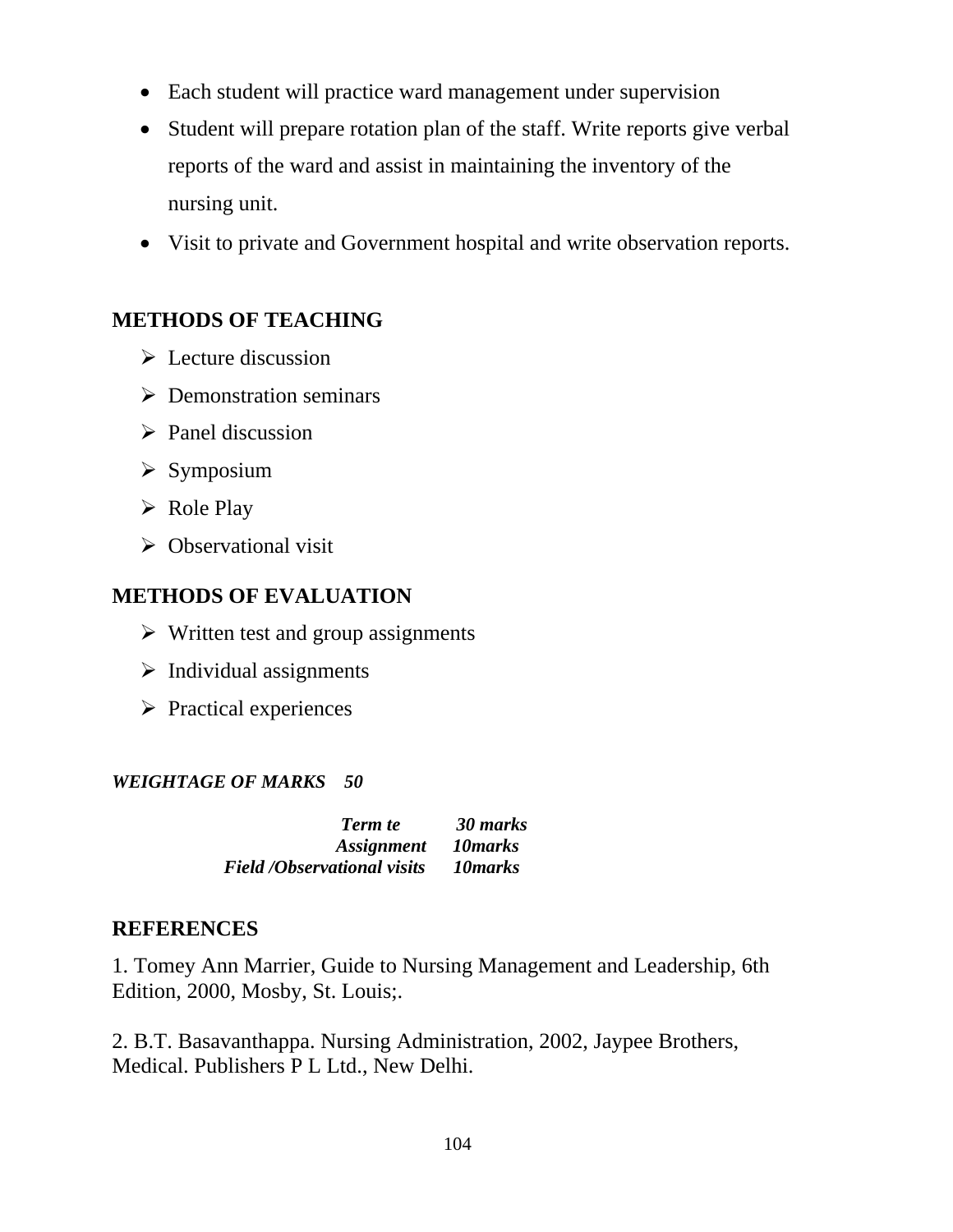- Each student will practice ward management under supervision
- Student will prepare rotation plan of the staff. Write reports give verbal reports of the ward and assist in maintaining the inventory of the nursing unit.
- Visit to private and Government hospital and write observation reports.

## METHODS OF TEACHING

- Lecture discussion
- Demonstration seminars
- Panel discussion
- Symposium
- Role Play
- Observational visit

## METHODS OF EVALUATION

- Written test and group assignments
- Individual assignments
- Practical experiences

***WEIGHTAGE OF MARKS 50***

| | |
|---|---|
| ***Term te*** | ***30 marks*** |
| ***Assignment*** | ***10marks*** |
| ***Field /Observational visits*** | ***10marks*** |

## REFERENCES

1. Tomey Ann Marrier, Guide to Nursing Management and Leadership, 6th Edition, 2000, Mosby, St. Louis;.

2. B.T. Basavanthappa. Nursing Administration, 2002, Jaypee Brothers, Medical. Publishers P L Ltd., New Delhi.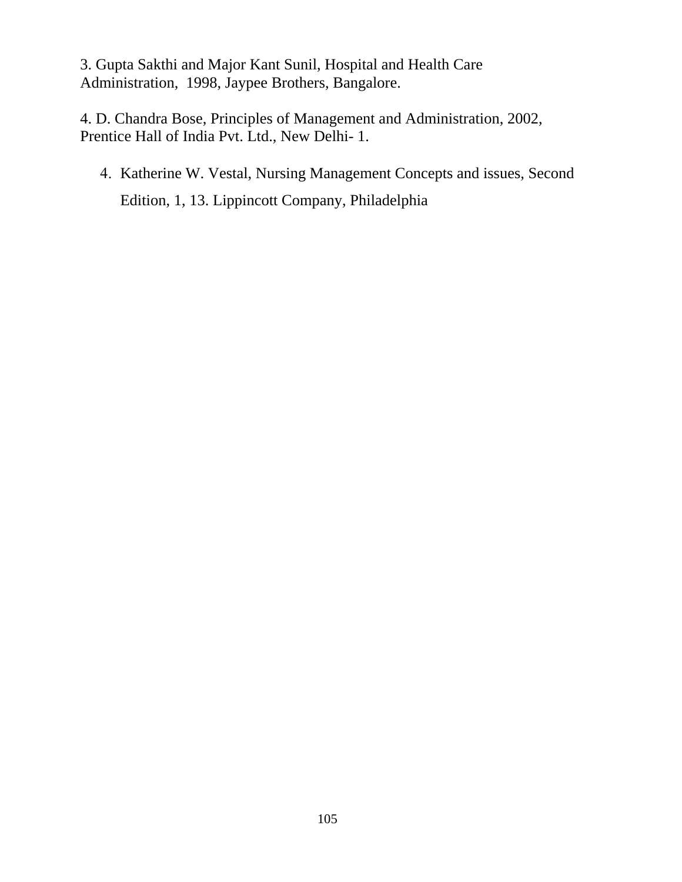3. Gupta Sakthi and Major Kant Sunil, Hospital and Health Care Administration, 1998, Jaypee Brothers, Bangalore.

4. D. Chandra Bose, Principles of Management and Administration, 2002, Prentice Hall of India Pvt. Ltd., New Delhi- 1.

4. Katherine W. Vestal, Nursing Management Concepts and issues, Second Edition, 1, 13. Lippincott Company, Philadelphia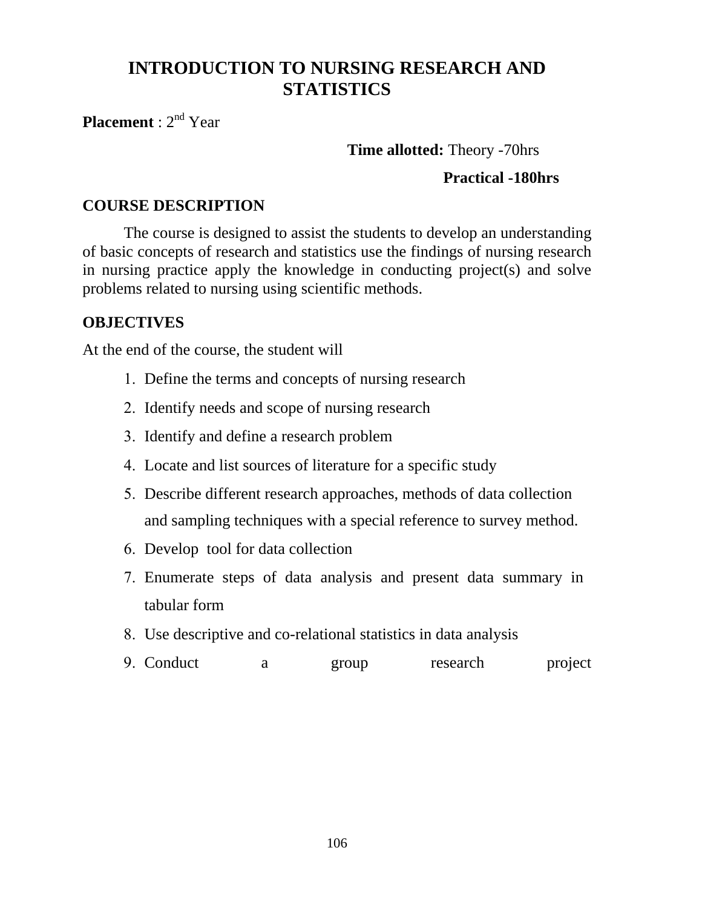# INTRODUCTION TO NURSING RESEARCH AND STATISTICS

**Placement** : 2nd Year

**Time allotted:** Theory -70hrs

**Practical -180hrs**

## COURSE DESCRIPTION

The course is designed to assist the students to develop an understanding of basic concepts of research and statistics use the findings of nursing research in nursing practice apply the knowledge in conducting project(s) and solve problems related to nursing using scientific methods.

## OBJECTIVES

At the end of the course, the student will

1. Define the terms and concepts of nursing research
2. Identify needs and scope of nursing research
3. Identify and define a research problem
4. Locate and list sources of literature for a specific study
5. Describe different research approaches, methods of data collection and sampling techniques with a special reference to survey method.
6. Develop tool for data collection
7. Enumerate steps of data analysis and present data summary in tabular form
8. Use descriptive and co-relational statistics in data analysis
9. Conduct a group research project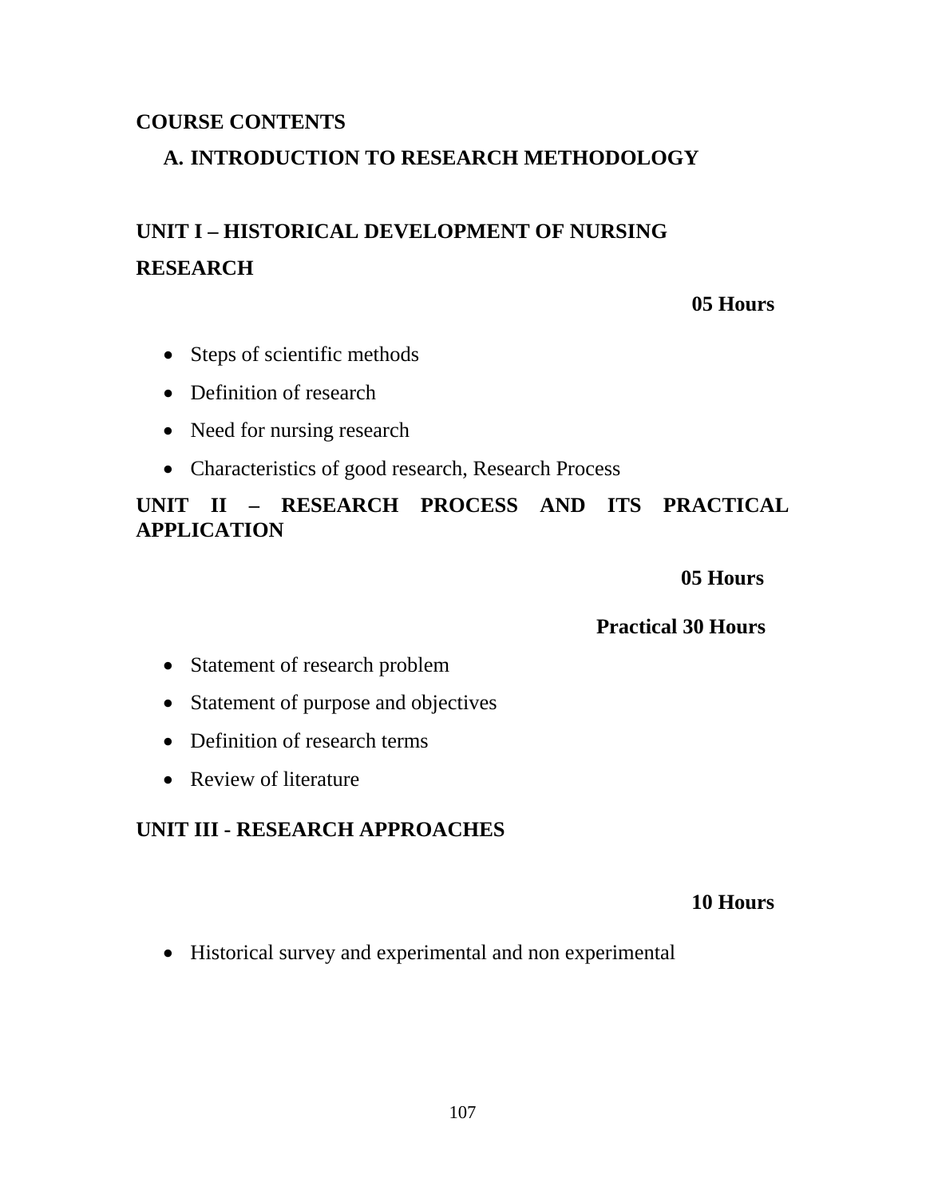## COURSE CONTENTS

### A. INTRODUCTION TO RESEARCH METHODOLOGY

### UNIT I – HISTORICAL DEVELOPMENT OF NURSING RESEARCH

**05 Hours**

- Steps of scientific methods
- Definition of research
- Need for nursing research
- Characteristics of good research, Research Process

### UNIT II – RESEARCH PROCESS AND ITS PRACTICAL APPLICATION

**05 Hours**

**Practical 30 Hours**

- Statement of research problem
- Statement of purpose and objectives
- Definition of research terms
- Review of literature

### UNIT III - RESEARCH APPROACHES

**10 Hours**

- Historical survey and experimental and non experimental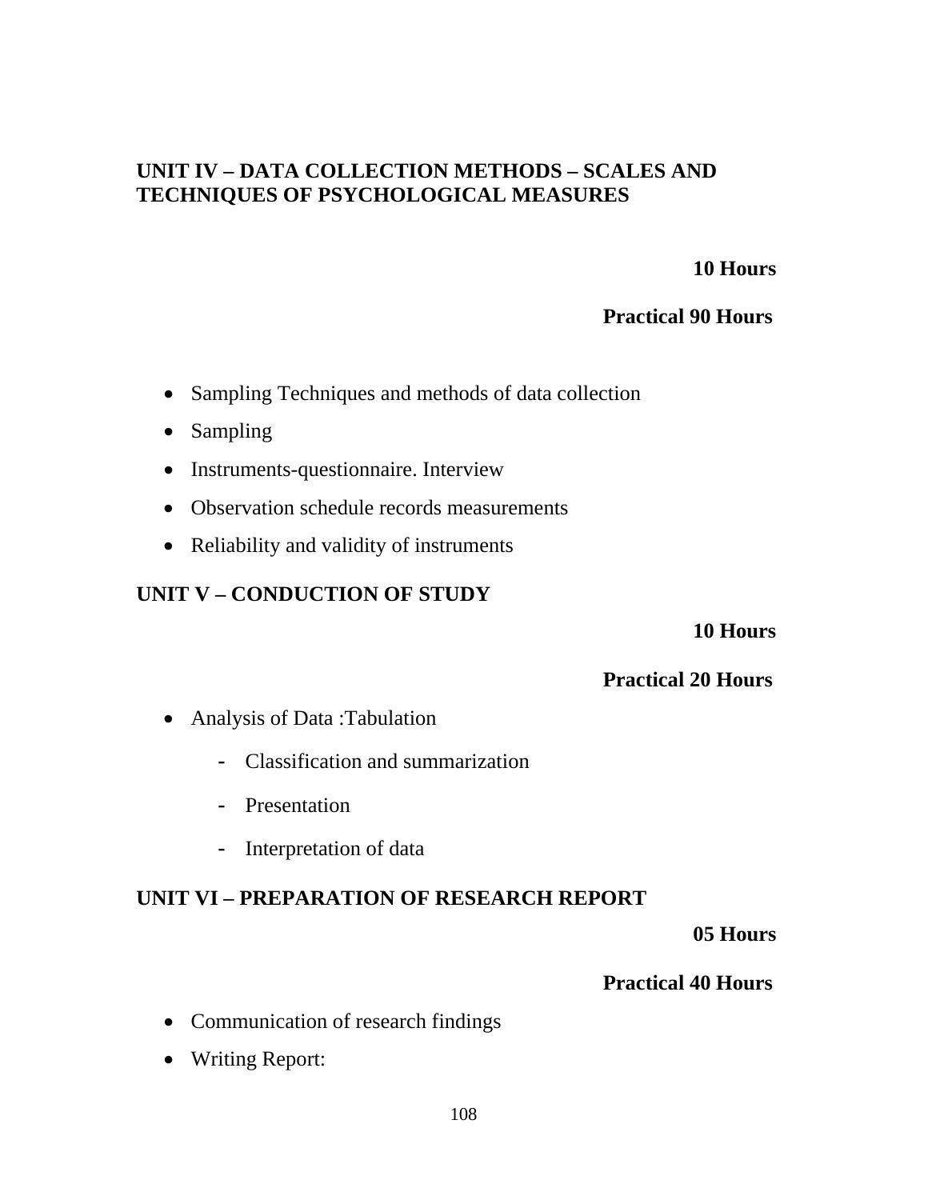## UNIT IV – DATA COLLECTION METHODS – SCALES AND TECHNIQUES OF PSYCHOLOGICAL MEASURES

**10 Hours**

**Practical 90 Hours**

- Sampling Techniques and methods of data collection
- Sampling
- Instruments-questionnaire. Interview
- Observation schedule records measurements
- Reliability and validity of instruments

## UNIT V – CONDUCTION OF STUDY

**10 Hours**

**Practical 20 Hours**

- Analysis of Data :Tabulation
  - Classification and summarization
  - Presentation
  - Interpretation of data

## UNIT VI – PREPARATION OF RESEARCH REPORT

**05 Hours**

**Practical 40 Hours**

- Communication of research findings
- Writing Report: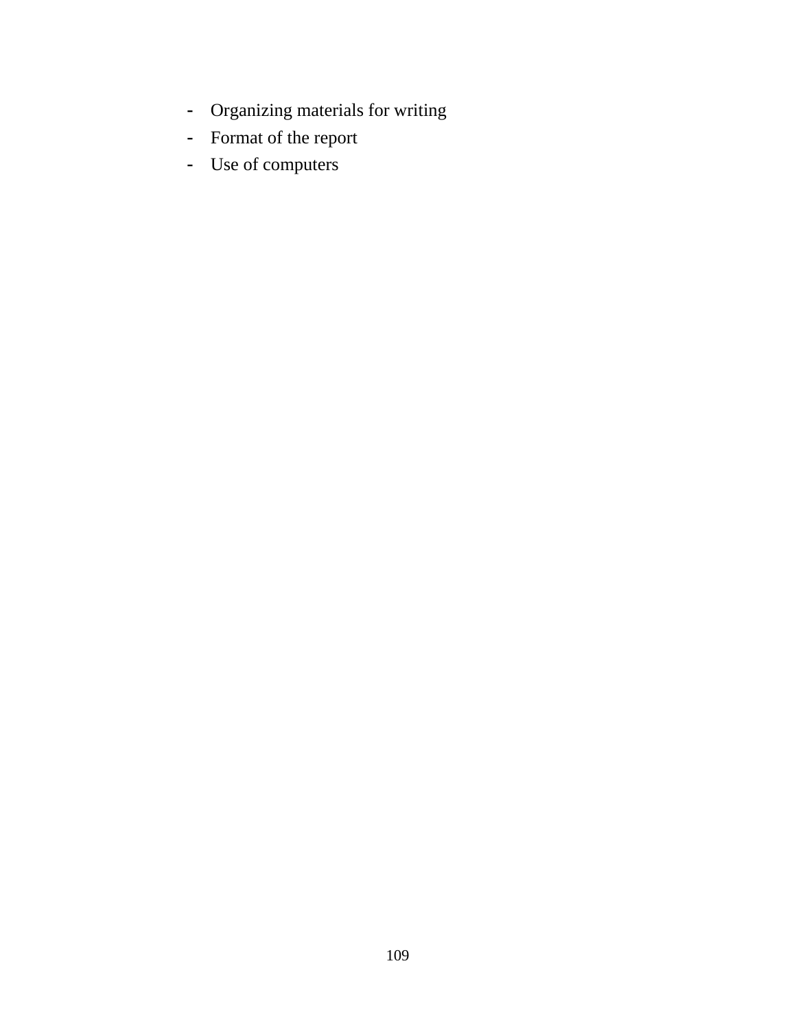- Organizing materials for writing
- Format of the report
- Use of computers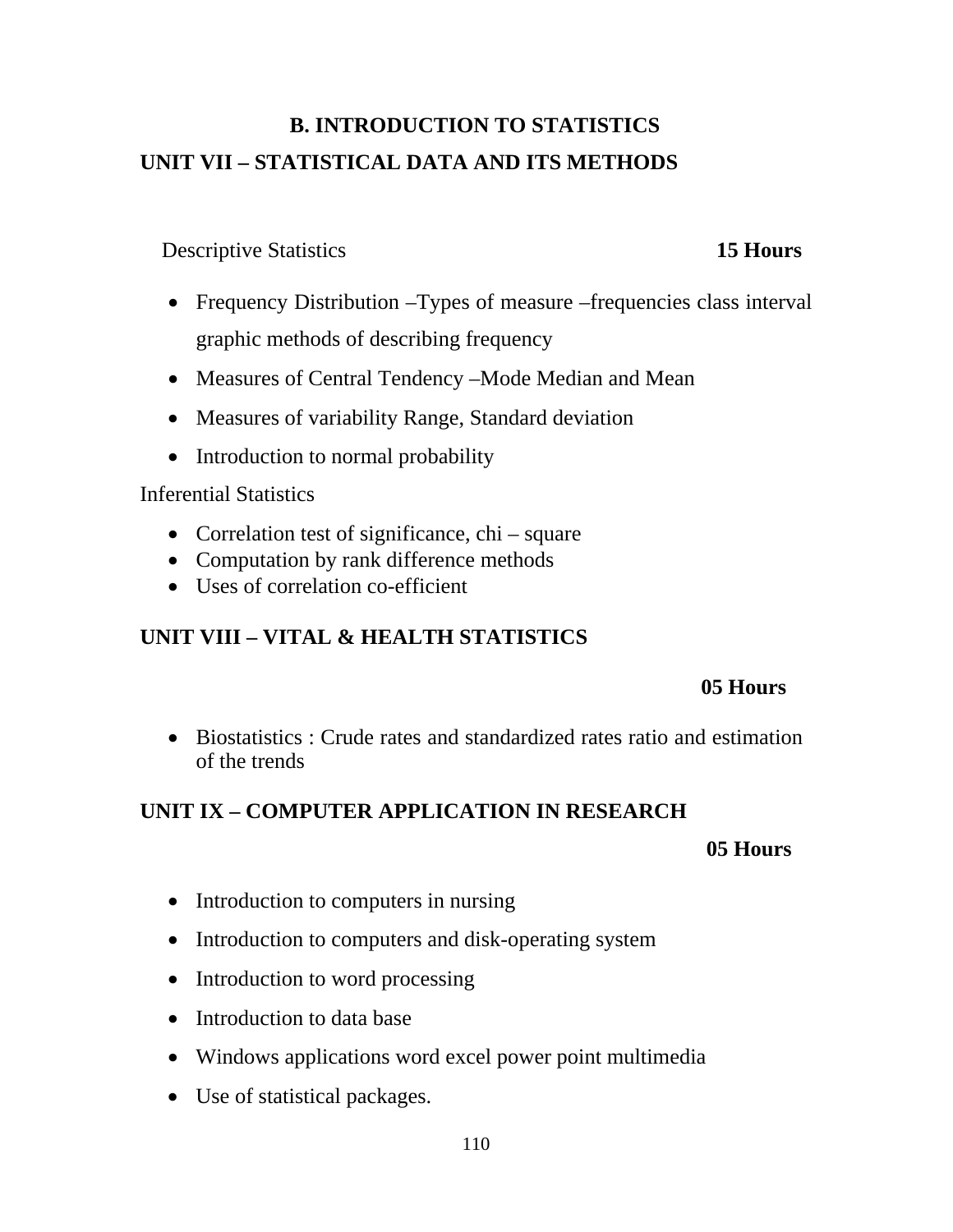## B. INTRODUCTION TO STATISTICS

### UNIT VII – STATISTICAL DATA AND ITS METHODS

Descriptive Statistics **15 Hours**

- Frequency Distribution –Types of measure –frequencies class interval graphic methods of describing frequency
- Measures of Central Tendency –Mode Median and Mean
- Measures of variability Range, Standard deviation
- Introduction to normal probability

Inferential Statistics

- Correlation test of significance, chi – square
- Computation by rank difference methods
- Uses of correlation co-efficient

### UNIT VIII – VITAL & HEALTH STATISTICS

**05 Hours**

- Biostatistics : Crude rates and standardized rates ratio and estimation of the trends

### UNIT IX – COMPUTER APPLICATION IN RESEARCH

**05 Hours**

- Introduction to computers in nursing
- Introduction to computers and disk-operating system
- Introduction to word processing
- Introduction to data base
- Windows applications word excel power point multimedia
- Use of statistical packages.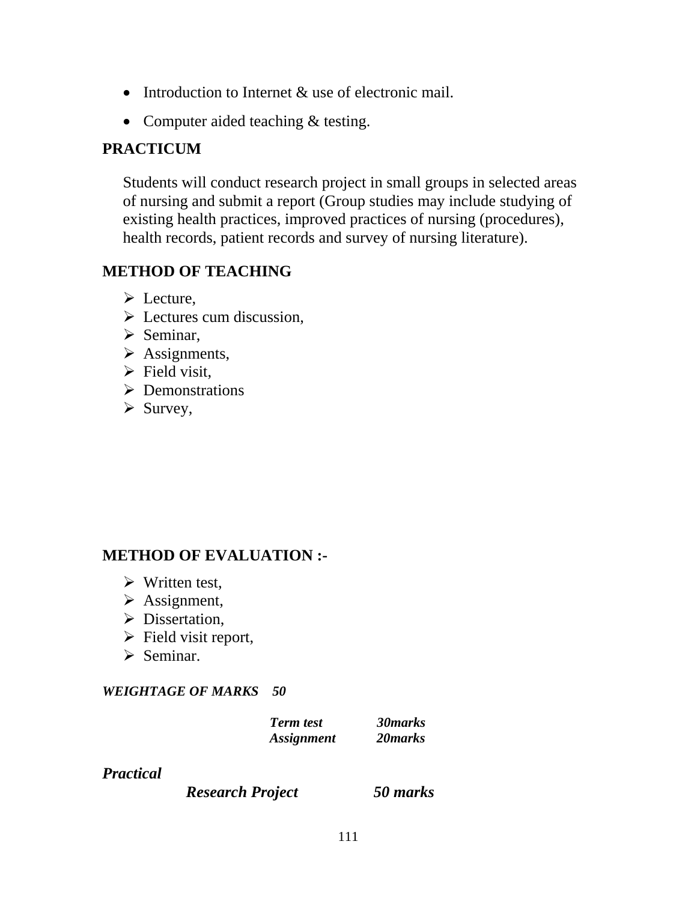- Introduction to Internet & use of electronic mail.
- Computer aided teaching & testing.

## PRACTICUM

Students will conduct research project in small groups in selected areas of nursing and submit a report (Group studies may include studying of existing health practices, improved practices of nursing (procedures), health records, patient records and survey of nursing literature).

## METHOD OF TEACHING

- Lecture,
- Lectures cum discussion,
- Seminar,
- Assignments,
- Field visit,
- Demonstrations
- Survey,

## METHOD OF EVALUATION :-

- Written test,
- Assignment,
- Dissertation,
- Field visit report,
- Seminar.

***WEIGHTAGE OF MARKS 50***

| | |
|---|---|
| ***Term test*** | ***30marks*** |
| ***Assignment*** | ***20marks*** |

***Practical***

***Research Project*** ***50 marks***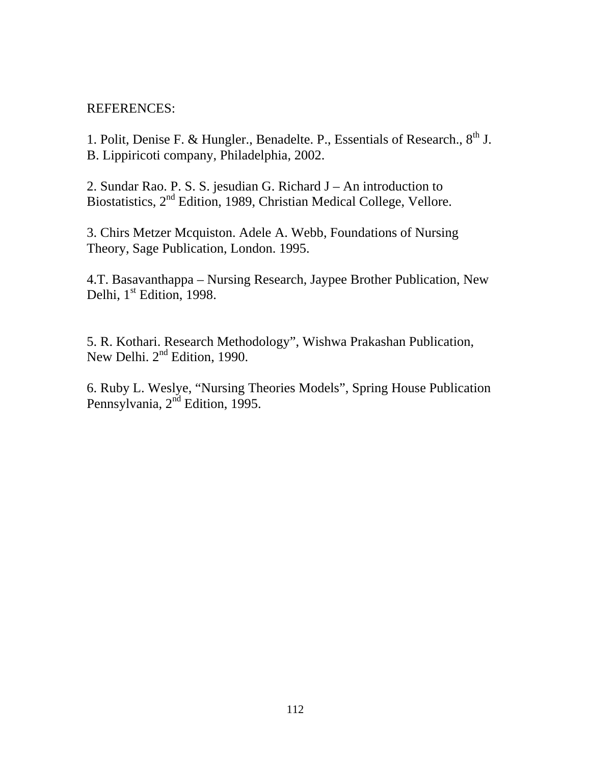REFERENCES:

1. Polit, Denise F. & Hungler., Benadelte. P., Essentials of Research., 8th J. B. Lippiricoti company, Philadelphia, 2002.

2. Sundar Rao. P. S. S. jesudian G. Richard J – An introduction to Biostatistics, 2nd Edition, 1989, Christian Medical College, Vellore.

3. Chirs Metzer Mcquiston. Adele A. Webb, Foundations of Nursing Theory, Sage Publication, London. 1995.

4.T. Basavanthappa – Nursing Research, Jaypee Brother Publication, New Delhi, 1st Edition, 1998.

5. R. Kothari. Research Methodology", Wishwa Prakashan Publication, New Delhi. 2nd Edition, 1990.

6. Ruby L. Weslye, "Nursing Theories Models", Spring House Publication Pennsylvania, 2nd Edition, 1995.